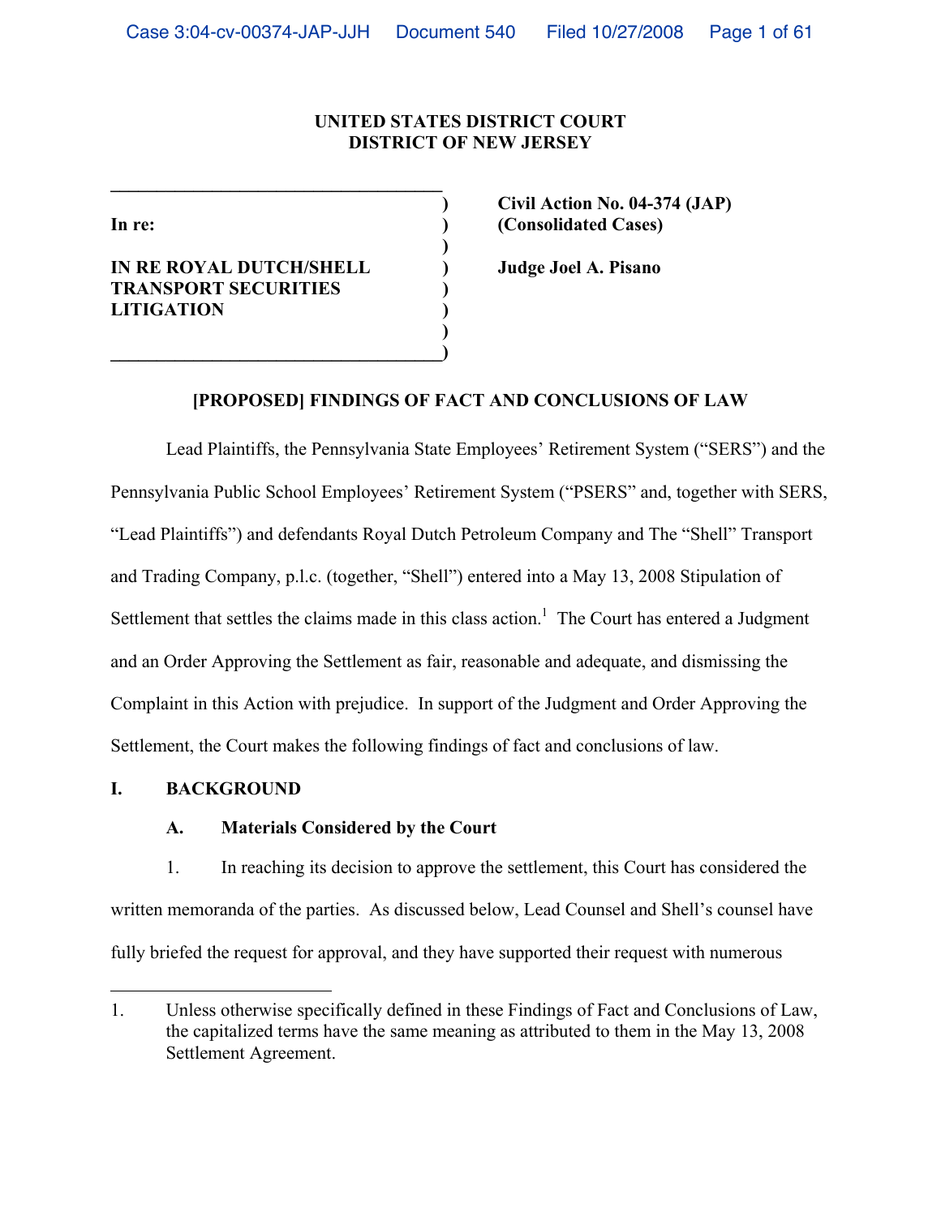**UNITED STATES DISTRICT COURT**
**DISTRICT OF NEW JERSEY**

| | |
|---|---|
| In re: | **Civil Action No. 04-374 (JAP)** **(Consolidated Cases)** |
| **IN RE ROYAL DUTCH/SHELL TRANSPORT SECURITIES LITIGATION** | **Judge Joel A. Pisano** |

**[PROPOSED] FINDINGS OF FACT AND CONCLUSIONS OF LAW**

Lead Plaintiffs, the Pennsylvania State Employees' Retirement System ("SERS") and the Pennsylvania Public School Employees' Retirement System ("PSERS" and, together with SERS, "Lead Plaintiffs") and defendants Royal Dutch Petroleum Company and The "Shell" Transport and Trading Company, p.l.c. (together, "Shell") entered into a May 13, 2008 Stipulation of Settlement that settles the claims made in this class action.[1] The Court has entered a Judgment and an Order Approving the Settlement as fair, reasonable and adequate, and dismissing the Complaint in this Action with prejudice. In support of the Judgment and Order Approving the Settlement, the Court makes the following findings of fact and conclusions of law.

## I. BACKGROUND

### A. Materials Considered by the Court

1. In reaching its decision to approve the settlement, this Court has considered the written memoranda of the parties. As discussed below, Lead Counsel and Shell's counsel have fully briefed the request for approval, and they have supported their request with numerous

---

1. Unless otherwise specifically defined in these Findings of Fact and Conclusions of Law, the capitalized terms have the same meaning as attributed to them in the May 13, 2008 Settlement Agreement.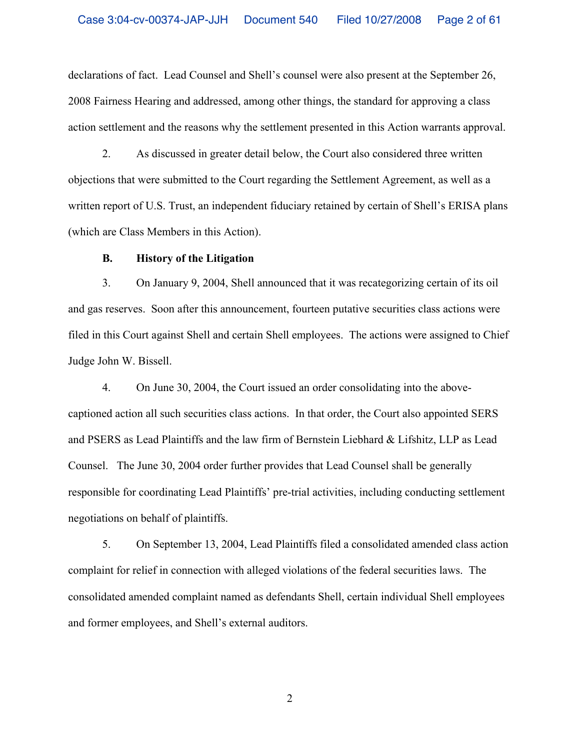declarations of fact. Lead Counsel and Shell's counsel were also present at the September 26, 2008 Fairness Hearing and addressed, among other things, the standard for approving a class action settlement and the reasons why the settlement presented in this Action warrants approval.

2. As discussed in greater detail below, the Court also considered three written objections that were submitted to the Court regarding the Settlement Agreement, as well as a written report of U.S. Trust, an independent fiduciary retained by certain of Shell's ERISA plans (which are Class Members in this Action).

**B. History of the Litigation**

3. On January 9, 2004, Shell announced that it was recategorizing certain of its oil and gas reserves. Soon after this announcement, fourteen putative securities class actions were filed in this Court against Shell and certain Shell employees. The actions were assigned to Chief Judge John W. Bissell.

4. On June 30, 2004, the Court issued an order consolidating into the above-captioned action all such securities class actions. In that order, the Court also appointed SERS and PSERS as Lead Plaintiffs and the law firm of Bernstein Liebhard & Lifshitz, LLP as Lead Counsel. The June 30, 2004 order further provides that Lead Counsel shall be generally responsible for coordinating Lead Plaintiffs' pre-trial activities, including conducting settlement negotiations on behalf of plaintiffs.

5. On September 13, 2004, Lead Plaintiffs filed a consolidated amended class action complaint for relief in connection with alleged violations of the federal securities laws. The consolidated amended complaint named as defendants Shell, certain individual Shell employees and former employees, and Shell's external auditors.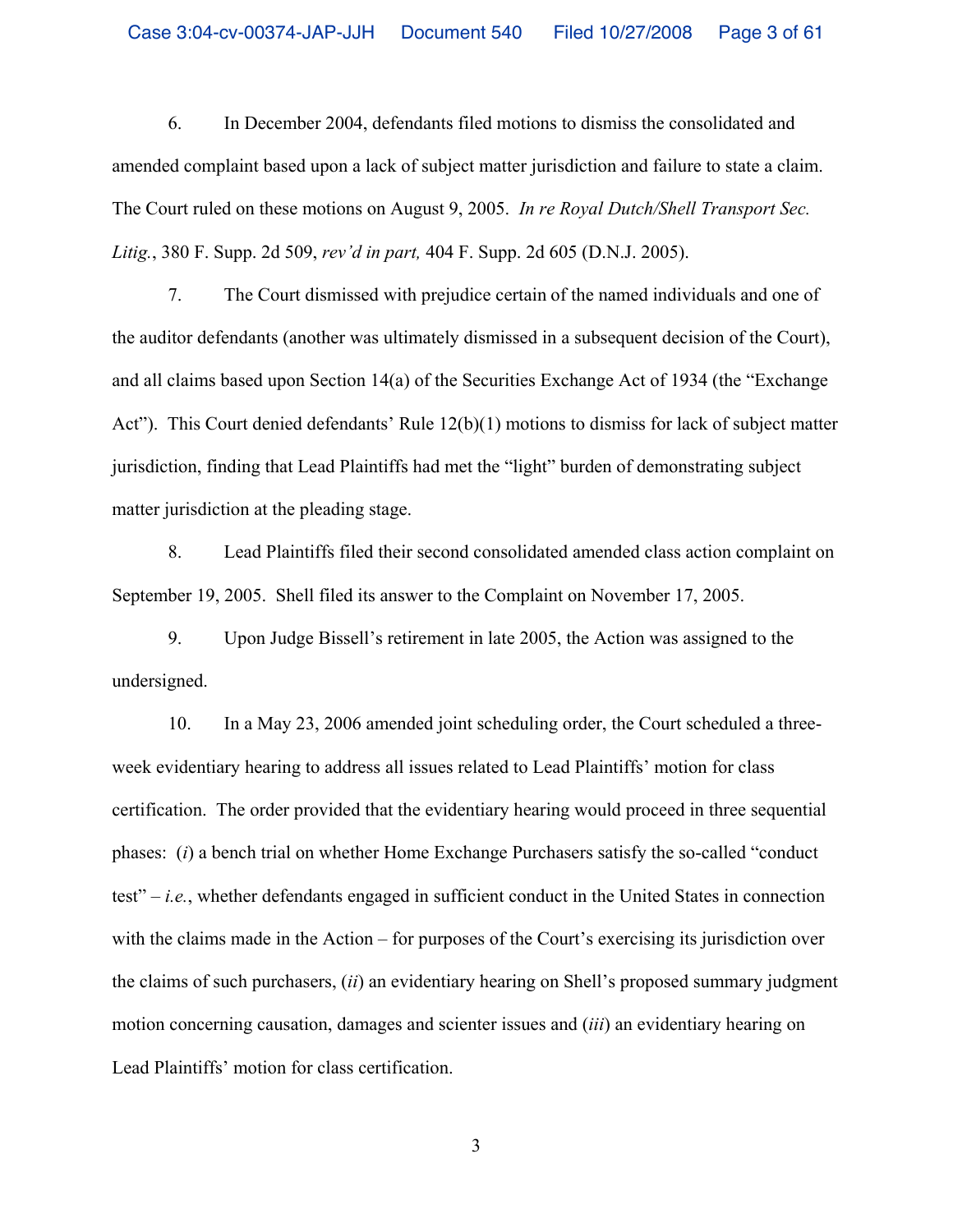6. In December 2004, defendants filed motions to dismiss the consolidated and amended complaint based upon a lack of subject matter jurisdiction and failure to state a claim. The Court ruled on these motions on August 9, 2005. *In re Royal Dutch/Shell Transport Sec. Litig.*, 380 F. Supp. 2d 509, *rev'd in part,* 404 F. Supp. 2d 605 (D.N.J. 2005).

7. The Court dismissed with prejudice certain of the named individuals and one of the auditor defendants (another was ultimately dismissed in a subsequent decision of the Court), and all claims based upon Section 14(a) of the Securities Exchange Act of 1934 (the "Exchange Act"). This Court denied defendants' Rule 12(b)(1) motions to dismiss for lack of subject matter jurisdiction, finding that Lead Plaintiffs had met the "light" burden of demonstrating subject matter jurisdiction at the pleading stage.

8. Lead Plaintiffs filed their second consolidated amended class action complaint on September 19, 2005. Shell filed its answer to the Complaint on November 17, 2005.

9. Upon Judge Bissell's retirement in late 2005, the Action was assigned to the undersigned.

10. In a May 23, 2006 amended joint scheduling order, the Court scheduled a three-week evidentiary hearing to address all issues related to Lead Plaintiffs' motion for class certification. The order provided that the evidentiary hearing would proceed in three sequential phases: (*i*) a bench trial on whether Home Exchange Purchasers satisfy the so-called "conduct test" – *i.e.*, whether defendants engaged in sufficient conduct in the United States in connection with the claims made in the Action – for purposes of the Court's exercising its jurisdiction over the claims of such purchasers, (*ii*) an evidentiary hearing on Shell's proposed summary judgment motion concerning causation, damages and scienter issues and (*iii*) an evidentiary hearing on Lead Plaintiffs' motion for class certification.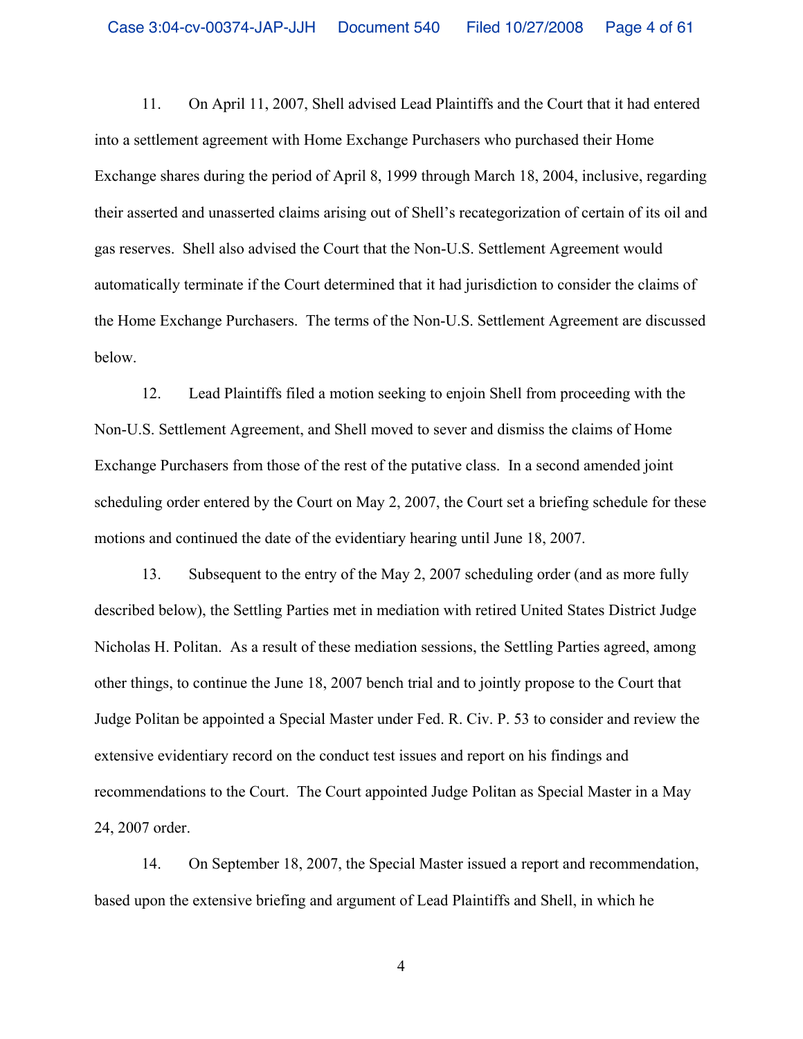11. On April 11, 2007, Shell advised Lead Plaintiffs and the Court that it had entered into a settlement agreement with Home Exchange Purchasers who purchased their Home Exchange shares during the period of April 8, 1999 through March 18, 2004, inclusive, regarding their asserted and unasserted claims arising out of Shell's recategorization of certain of its oil and gas reserves. Shell also advised the Court that the Non-U.S. Settlement Agreement would automatically terminate if the Court determined that it had jurisdiction to consider the claims of the Home Exchange Purchasers. The terms of the Non-U.S. Settlement Agreement are discussed below.

12. Lead Plaintiffs filed a motion seeking to enjoin Shell from proceeding with the Non-U.S. Settlement Agreement, and Shell moved to sever and dismiss the claims of Home Exchange Purchasers from those of the rest of the putative class. In a second amended joint scheduling order entered by the Court on May 2, 2007, the Court set a briefing schedule for these motions and continued the date of the evidentiary hearing until June 18, 2007.

13. Subsequent to the entry of the May 2, 2007 scheduling order (and as more fully described below), the Settling Parties met in mediation with retired United States District Judge Nicholas H. Politan. As a result of these mediation sessions, the Settling Parties agreed, among other things, to continue the June 18, 2007 bench trial and to jointly propose to the Court that Judge Politan be appointed a Special Master under Fed. R. Civ. P. 53 to consider and review the extensive evidentiary record on the conduct test issues and report on his findings and recommendations to the Court. The Court appointed Judge Politan as Special Master in a May 24, 2007 order.

14. On September 18, 2007, the Special Master issued a report and recommendation, based upon the extensive briefing and argument of Lead Plaintiffs and Shell, in which he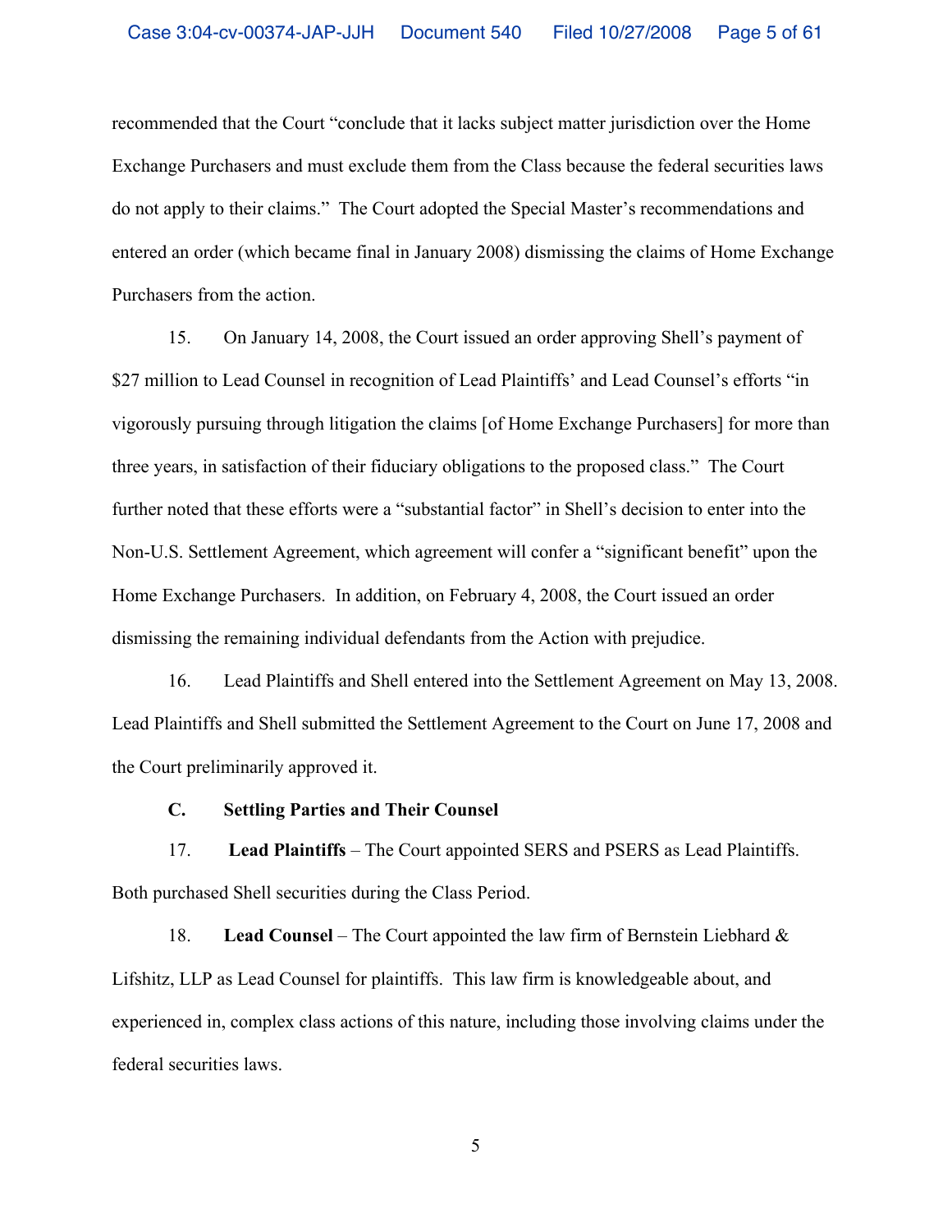recommended that the Court "conclude that it lacks subject matter jurisdiction over the Home Exchange Purchasers and must exclude them from the Class because the federal securities laws do not apply to their claims." The Court adopted the Special Master's recommendations and entered an order (which became final in January 2008) dismissing the claims of Home Exchange Purchasers from the action.

15. On January 14, 2008, the Court issued an order approving Shell's payment of $27 million to Lead Counsel in recognition of Lead Plaintiffs' and Lead Counsel's efforts "in vigorously pursuing through litigation the claims [of Home Exchange Purchasers] for more than three years, in satisfaction of their fiduciary obligations to the proposed class." The Court further noted that these efforts were a "substantial factor" in Shell's decision to enter into the Non-U.S. Settlement Agreement, which agreement will confer a "significant benefit" upon the Home Exchange Purchasers. In addition, on February 4, 2008, the Court issued an order dismissing the remaining individual defendants from the Action with prejudice.

16. Lead Plaintiffs and Shell entered into the Settlement Agreement on May 13, 2008. Lead Plaintiffs and Shell submitted the Settlement Agreement to the Court on June 17, 2008 and the Court preliminarily approved it.

### C. Settling Parties and Their Counsel

17. **Lead Plaintiffs** – The Court appointed SERS and PSERS as Lead Plaintiffs. Both purchased Shell securities during the Class Period.

18. **Lead Counsel** – The Court appointed the law firm of Bernstein Liebhard & Lifshitz, LLP as Lead Counsel for plaintiffs. This law firm is knowledgeable about, and experienced in, complex class actions of this nature, including those involving claims under the federal securities laws.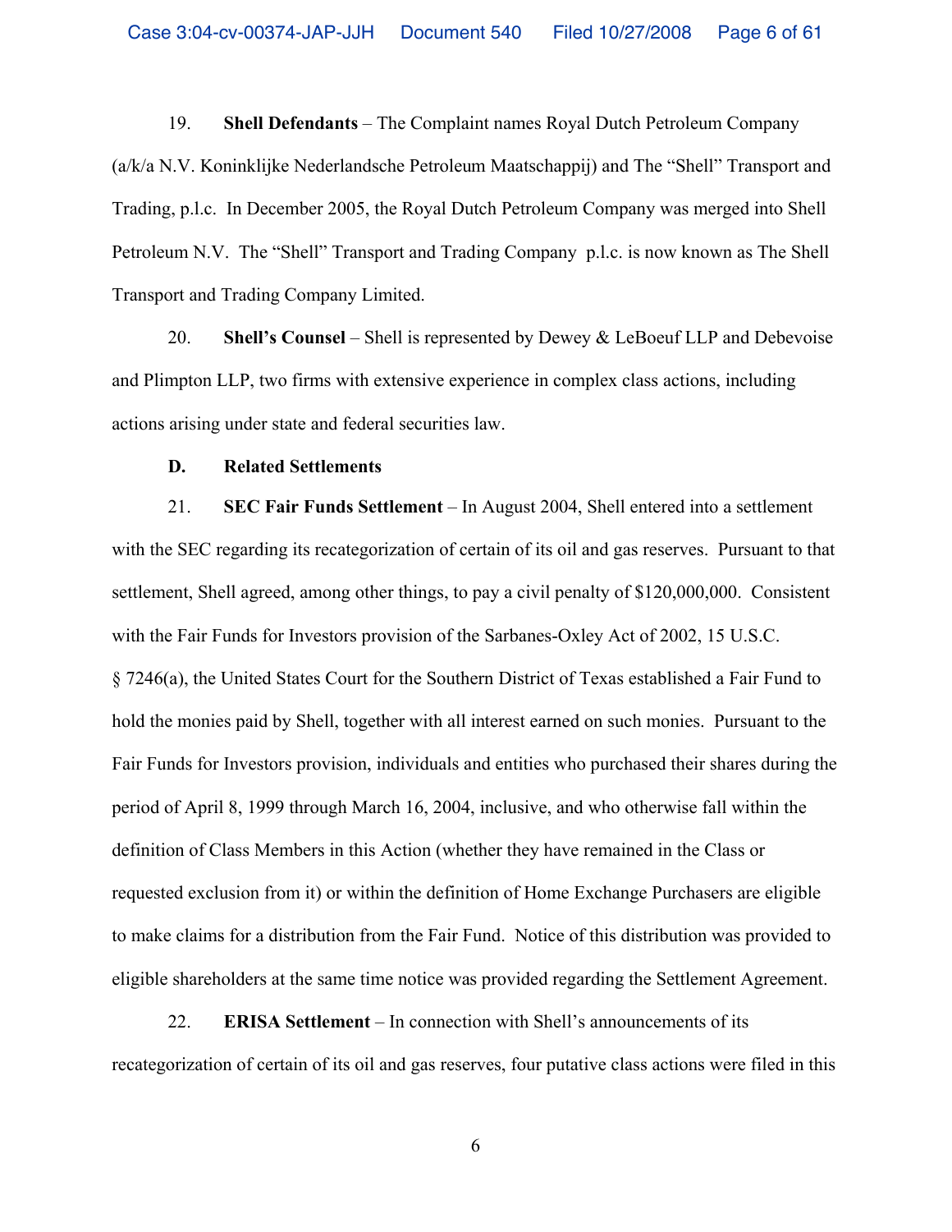19. **Shell Defendants** – The Complaint names Royal Dutch Petroleum Company (a/k/a N.V. Koninklijke Nederlandsche Petroleum Maatschappij) and The "Shell" Transport and Trading, p.l.c. In December 2005, the Royal Dutch Petroleum Company was merged into Shell Petroleum N.V. The "Shell" Transport and Trading Company p.l.c. is now known as The Shell Transport and Trading Company Limited.

20. **Shell's Counsel** – Shell is represented by Dewey & LeBoeuf LLP and Debevoise and Plimpton LLP, two firms with extensive experience in complex class actions, including actions arising under state and federal securities law.

**D. Related Settlements**

21. **SEC Fair Funds Settlement** – In August 2004, Shell entered into a settlement with the SEC regarding its recategorization of certain of its oil and gas reserves. Pursuant to that settlement, Shell agreed, among other things, to pay a civil penalty of $120,000,000. Consistent with the Fair Funds for Investors provision of the Sarbanes-Oxley Act of 2002, 15 U.S.C. § 7246(a), the United States Court for the Southern District of Texas established a Fair Fund to hold the monies paid by Shell, together with all interest earned on such monies. Pursuant to the Fair Funds for Investors provision, individuals and entities who purchased their shares during the period of April 8, 1999 through March 16, 2004, inclusive, and who otherwise fall within the definition of Class Members in this Action (whether they have remained in the Class or requested exclusion from it) or within the definition of Home Exchange Purchasers are eligible to make claims for a distribution from the Fair Fund. Notice of this distribution was provided to eligible shareholders at the same time notice was provided regarding the Settlement Agreement.

22. **ERISA Settlement** – In connection with Shell's announcements of its recategorization of certain of its oil and gas reserves, four putative class actions were filed in this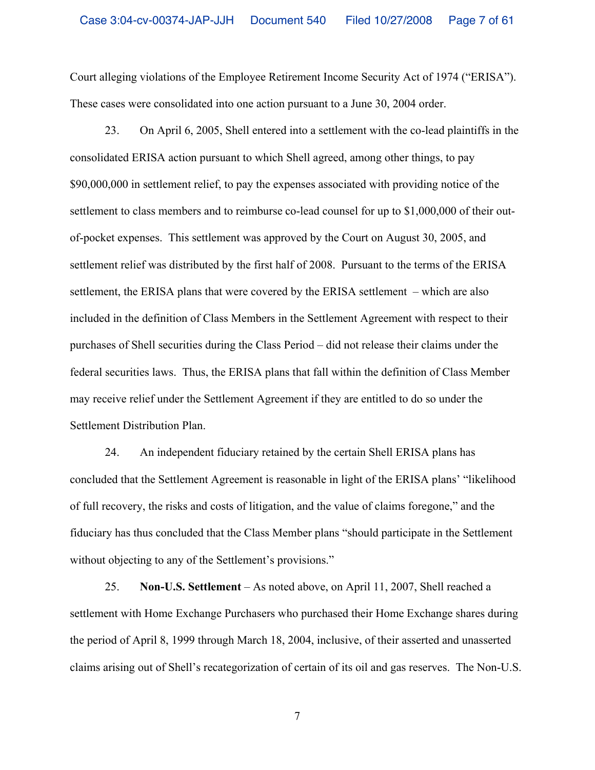Court alleging violations of the Employee Retirement Income Security Act of 1974 ("ERISA"). These cases were consolidated into one action pursuant to a June 30, 2004 order.

23. On April 6, 2005, Shell entered into a settlement with the co-lead plaintiffs in the consolidated ERISA action pursuant to which Shell agreed, among other things, to pay $90,000,000 in settlement relief, to pay the expenses associated with providing notice of the settlement to class members and to reimburse co-lead counsel for up to $1,000,000 of their out-of-pocket expenses. This settlement was approved by the Court on August 30, 2005, and settlement relief was distributed by the first half of 2008. Pursuant to the terms of the ERISA settlement, the ERISA plans that were covered by the ERISA settlement – which are also included in the definition of Class Members in the Settlement Agreement with respect to their purchases of Shell securities during the Class Period – did not release their claims under the federal securities laws. Thus, the ERISA plans that fall within the definition of Class Member may receive relief under the Settlement Agreement if they are entitled to do so under the Settlement Distribution Plan.

24. An independent fiduciary retained by the certain Shell ERISA plans has concluded that the Settlement Agreement is reasonable in light of the ERISA plans' "likelihood of full recovery, the risks and costs of litigation, and the value of claims foregone," and the fiduciary has thus concluded that the Class Member plans "should participate in the Settlement without objecting to any of the Settlement's provisions."

25. **Non-U.S. Settlement** – As noted above, on April 11, 2007, Shell reached a settlement with Home Exchange Purchasers who purchased their Home Exchange shares during the period of April 8, 1999 through March 18, 2004, inclusive, of their asserted and unasserted claims arising out of Shell's recategorization of certain of its oil and gas reserves. The Non-U.S.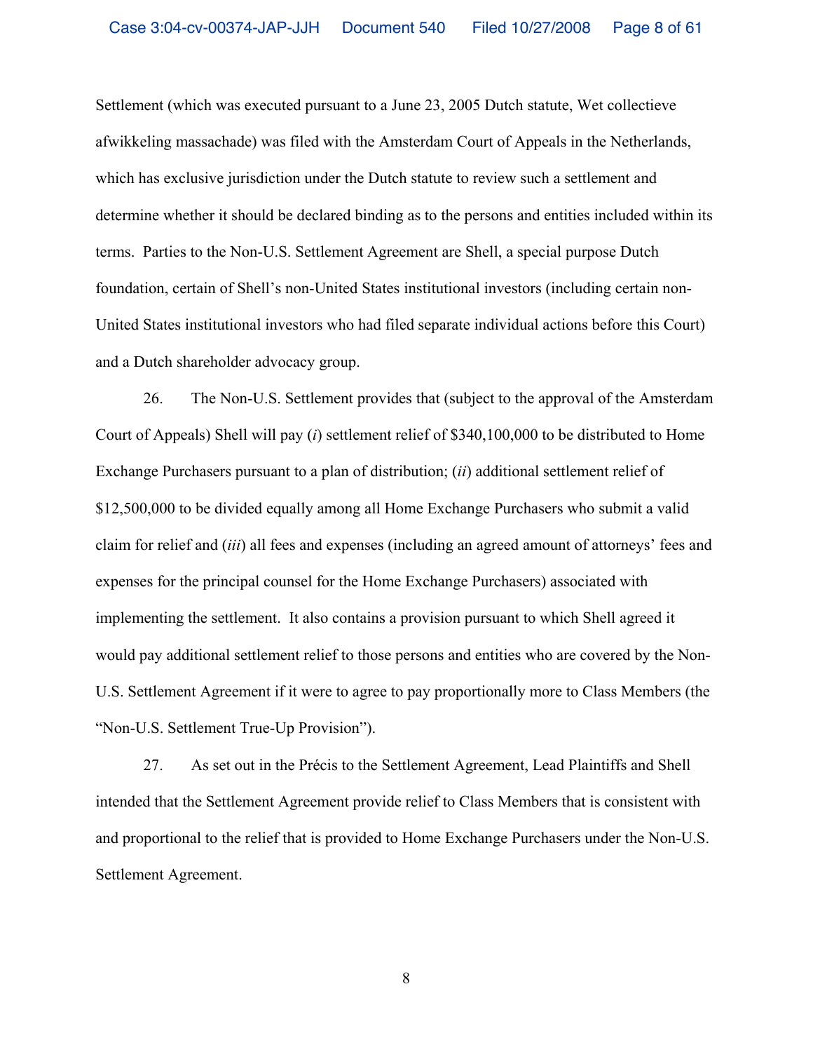Settlement (which was executed pursuant to a June 23, 2005 Dutch statute, Wet collectieve afwikkeling massachade) was filed with the Amsterdam Court of Appeals in the Netherlands, which has exclusive jurisdiction under the Dutch statute to review such a settlement and determine whether it should be declared binding as to the persons and entities included within its terms. Parties to the Non-U.S. Settlement Agreement are Shell, a special purpose Dutch foundation, certain of Shell's non-United States institutional investors (including certain non-United States institutional investors who had filed separate individual actions before this Court) and a Dutch shareholder advocacy group.

26. The Non-U.S. Settlement provides that (subject to the approval of the Amsterdam Court of Appeals) Shell will pay (*i*) settlement relief of $340,100,000 to be distributed to Home Exchange Purchasers pursuant to a plan of distribution; (*ii*) additional settlement relief of $12,500,000 to be divided equally among all Home Exchange Purchasers who submit a valid claim for relief and (*iii*) all fees and expenses (including an agreed amount of attorneys' fees and expenses for the principal counsel for the Home Exchange Purchasers) associated with implementing the settlement. It also contains a provision pursuant to which Shell agreed it would pay additional settlement relief to those persons and entities who are covered by the Non-U.S. Settlement Agreement if it were to agree to pay proportionally more to Class Members (the "Non-U.S. Settlement True-Up Provision").

27. As set out in the Précis to the Settlement Agreement, Lead Plaintiffs and Shell intended that the Settlement Agreement provide relief to Class Members that is consistent with and proportional to the relief that is provided to Home Exchange Purchasers under the Non-U.S. Settlement Agreement.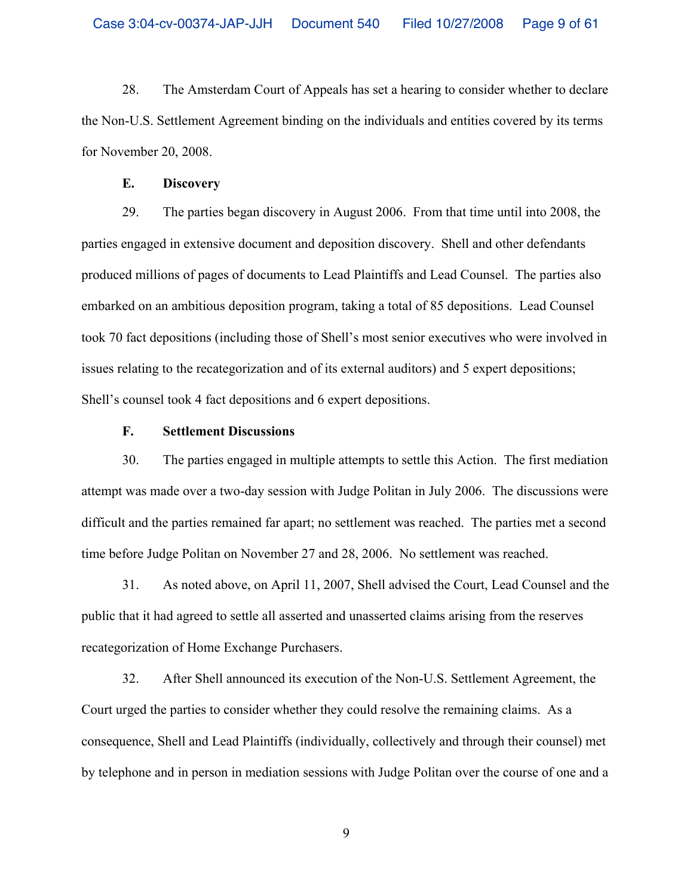28. The Amsterdam Court of Appeals has set a hearing to consider whether to declare the Non-U.S. Settlement Agreement binding on the individuals and entities covered by its terms for November 20, 2008.

**E. Discovery**

29. The parties began discovery in August 2006. From that time until into 2008, the parties engaged in extensive document and deposition discovery. Shell and other defendants produced millions of pages of documents to Lead Plaintiffs and Lead Counsel. The parties also embarked on an ambitious deposition program, taking a total of 85 depositions. Lead Counsel took 70 fact depositions (including those of Shell's most senior executives who were involved in issues relating to the recategorization and of its external auditors) and 5 expert depositions; Shell's counsel took 4 fact depositions and 6 expert depositions.

**F. Settlement Discussions**

30. The parties engaged in multiple attempts to settle this Action. The first mediation attempt was made over a two-day session with Judge Politan in July 2006. The discussions were difficult and the parties remained far apart; no settlement was reached. The parties met a second time before Judge Politan on November 27 and 28, 2006. No settlement was reached.

31. As noted above, on April 11, 2007, Shell advised the Court, Lead Counsel and the public that it had agreed to settle all asserted and unasserted claims arising from the reserves recategorization of Home Exchange Purchasers.

32. After Shell announced its execution of the Non-U.S. Settlement Agreement, the Court urged the parties to consider whether they could resolve the remaining claims. As a consequence, Shell and Lead Plaintiffs (individually, collectively and through their counsel) met by telephone and in person in mediation sessions with Judge Politan over the course of one and a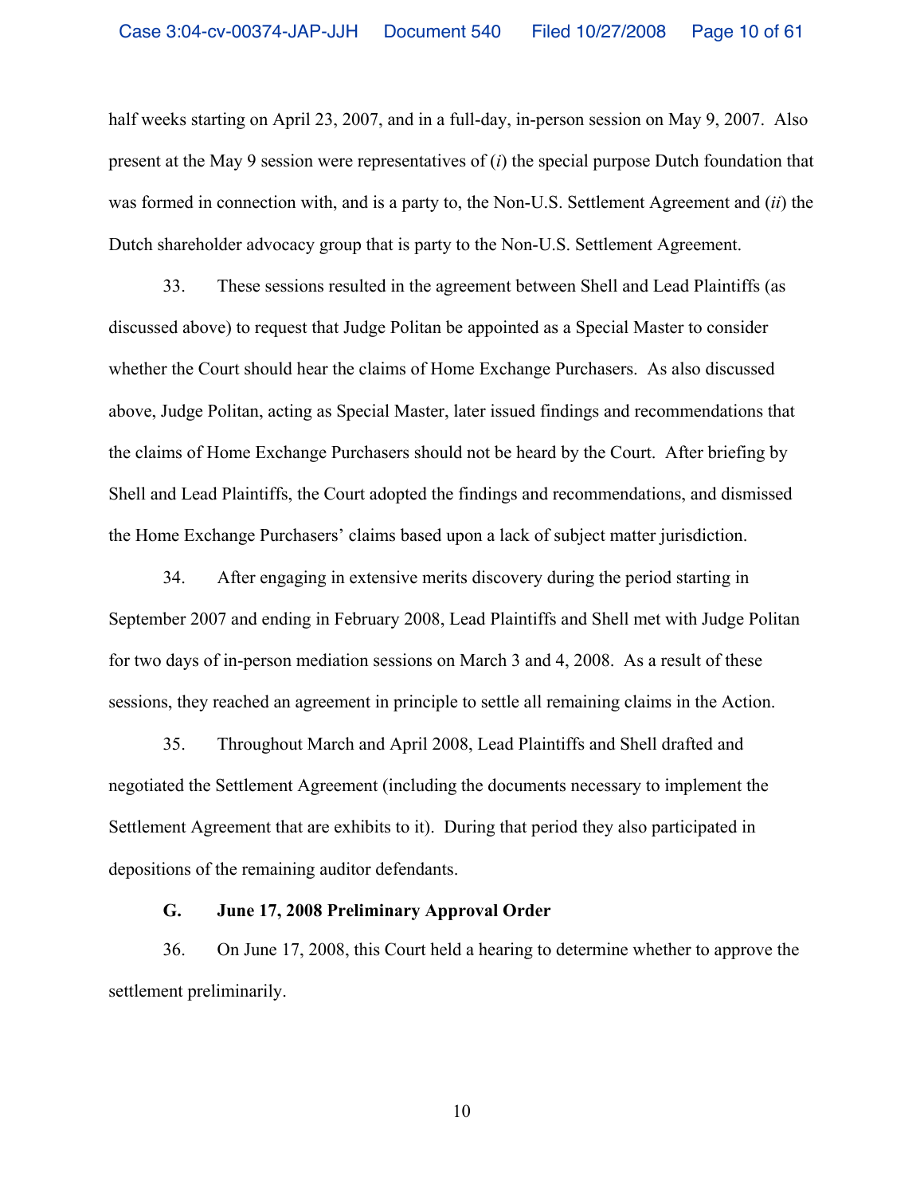half weeks starting on April 23, 2007, and in a full-day, in-person session on May 9, 2007. Also present at the May 9 session were representatives of (*i*) the special purpose Dutch foundation that was formed in connection with, and is a party to, the Non-U.S. Settlement Agreement and (*ii*) the Dutch shareholder advocacy group that is party to the Non-U.S. Settlement Agreement.

33. These sessions resulted in the agreement between Shell and Lead Plaintiffs (as discussed above) to request that Judge Politan be appointed as a Special Master to consider whether the Court should hear the claims of Home Exchange Purchasers. As also discussed above, Judge Politan, acting as Special Master, later issued findings and recommendations that the claims of Home Exchange Purchasers should not be heard by the Court. After briefing by Shell and Lead Plaintiffs, the Court adopted the findings and recommendations, and dismissed the Home Exchange Purchasers' claims based upon a lack of subject matter jurisdiction.

34. After engaging in extensive merits discovery during the period starting in September 2007 and ending in February 2008, Lead Plaintiffs and Shell met with Judge Politan for two days of in-person mediation sessions on March 3 and 4, 2008. As a result of these sessions, they reached an agreement in principle to settle all remaining claims in the Action.

35. Throughout March and April 2008, Lead Plaintiffs and Shell drafted and negotiated the Settlement Agreement (including the documents necessary to implement the Settlement Agreement that are exhibits to it). During that period they also participated in depositions of the remaining auditor defendants.

### G. June 17, 2008 Preliminary Approval Order

36. On June 17, 2008, this Court held a hearing to determine whether to approve the settlement preliminarily.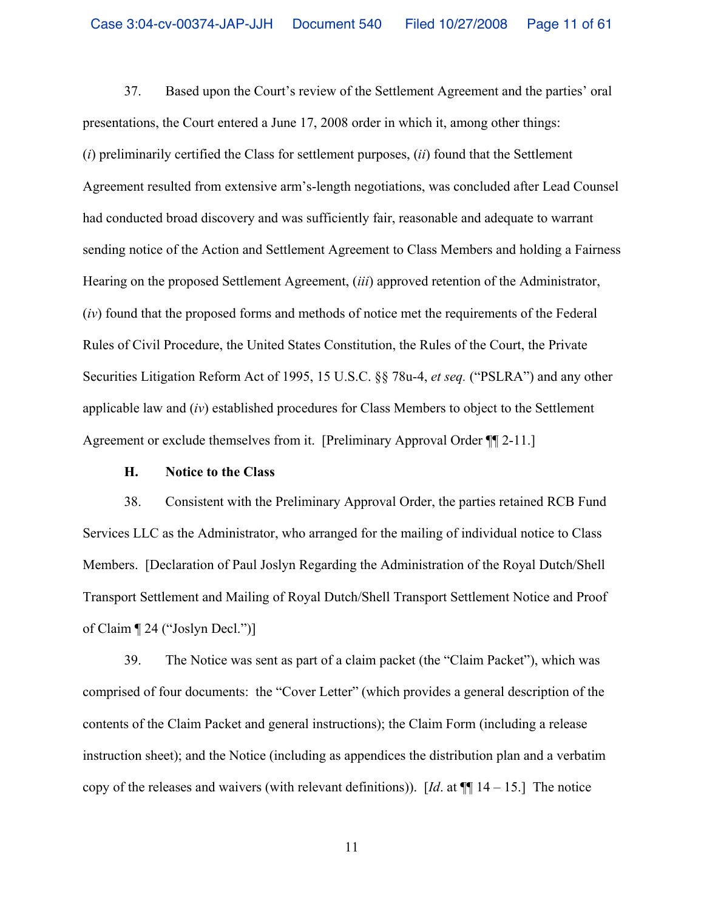37. Based upon the Court's review of the Settlement Agreement and the parties' oral presentations, the Court entered a June 17, 2008 order in which it, among other things: (*i*) preliminarily certified the Class for settlement purposes, (*ii*) found that the Settlement Agreement resulted from extensive arm's-length negotiations, was concluded after Lead Counsel had conducted broad discovery and was sufficiently fair, reasonable and adequate to warrant sending notice of the Action and Settlement Agreement to Class Members and holding a Fairness Hearing on the proposed Settlement Agreement, (*iii*) approved retention of the Administrator, (*iv*) found that the proposed forms and methods of notice met the requirements of the Federal Rules of Civil Procedure, the United States Constitution, the Rules of the Court, the Private Securities Litigation Reform Act of 1995, 15 U.S.C. §§ 78u-4, *et seq.* ("PSLRA") and any other applicable law and (*iv*) established procedures for Class Members to object to the Settlement Agreement or exclude themselves from it. [Preliminary Approval Order ¶¶ 2-11.]

**H. Notice to the Class**

38. Consistent with the Preliminary Approval Order, the parties retained RCB Fund Services LLC as the Administrator, who arranged for the mailing of individual notice to Class Members. [Declaration of Paul Joslyn Regarding the Administration of the Royal Dutch/Shell Transport Settlement and Mailing of Royal Dutch/Shell Transport Settlement Notice and Proof of Claim ¶ 24 ("Joslyn Decl.")]

39. The Notice was sent as part of a claim packet (the "Claim Packet"), which was comprised of four documents: the "Cover Letter" (which provides a general description of the contents of the Claim Packet and general instructions); the Claim Form (including a release instruction sheet); and the Notice (including as appendices the distribution plan and a verbatim copy of the releases and waivers (with relevant definitions)). [*Id*. at ¶¶ 14 – 15.] The notice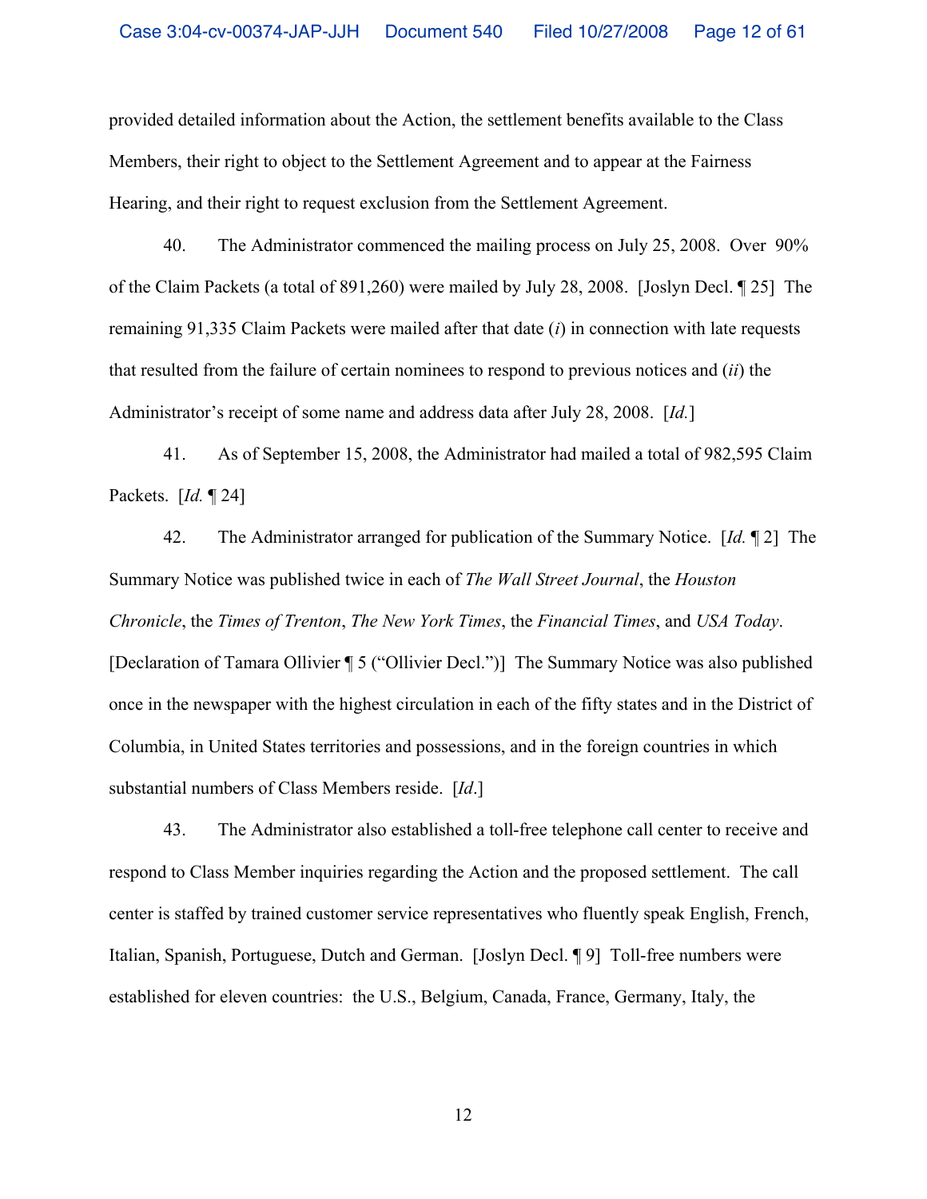provided detailed information about the Action, the settlement benefits available to the Class Members, their right to object to the Settlement Agreement and to appear at the Fairness Hearing, and their right to request exclusion from the Settlement Agreement.

40. The Administrator commenced the mailing process on July 25, 2008. Over 90% of the Claim Packets (a total of 891,260) were mailed by July 28, 2008. [Joslyn Decl. ¶ 25] The remaining 91,335 Claim Packets were mailed after that date (*i*) in connection with late requests that resulted from the failure of certain nominees to respond to previous notices and (*ii*) the Administrator's receipt of some name and address data after July 28, 2008. [*Id.*]

41. As of September 15, 2008, the Administrator had mailed a total of 982,595 Claim Packets. [*Id.* ¶ 24]

42. The Administrator arranged for publication of the Summary Notice. [*Id.* ¶ 2] The Summary Notice was published twice in each of *The Wall Street Journal*, the *Houston Chronicle*, the *Times of Trenton*, *The New York Times*, the *Financial Times*, and *USA Today*. [Declaration of Tamara Ollivier ¶ 5 ("Ollivier Decl.")] The Summary Notice was also published once in the newspaper with the highest circulation in each of the fifty states and in the District of Columbia, in United States territories and possessions, and in the foreign countries in which substantial numbers of Class Members reside. [*Id*.]

43. The Administrator also established a toll-free telephone call center to receive and respond to Class Member inquiries regarding the Action and the proposed settlement. The call center is staffed by trained customer service representatives who fluently speak English, French, Italian, Spanish, Portuguese, Dutch and German. [Joslyn Decl. ¶ 9] Toll-free numbers were established for eleven countries: the U.S., Belgium, Canada, France, Germany, Italy, the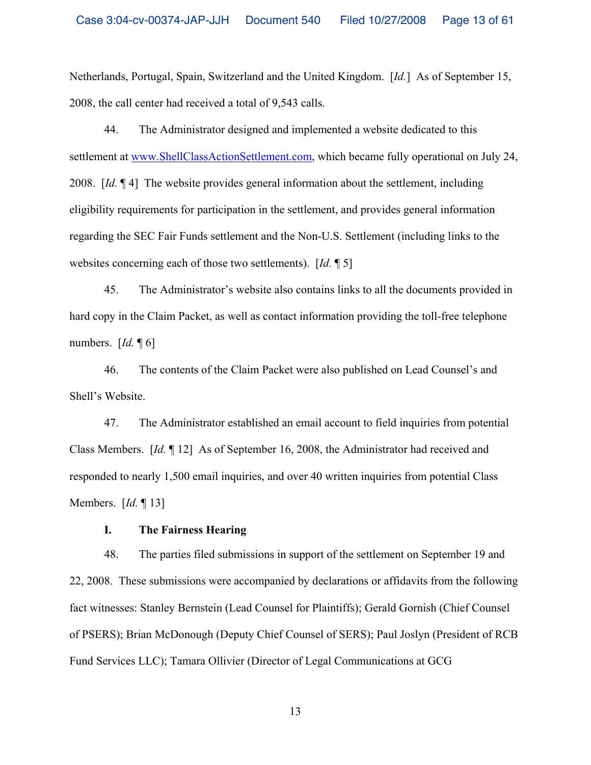Netherlands, Portugal, Spain, Switzerland and the United Kingdom. [*Id.*] As of September 15, 2008, the call center had received a total of 9,543 calls.

44. The Administrator designed and implemented a website dedicated to this settlement at www.ShellClassActionSettlement.com, which became fully operational on July 24, 2008. [*Id.* ¶ 4] The website provides general information about the settlement, including eligibility requirements for participation in the settlement, and provides general information regarding the SEC Fair Funds settlement and the Non-U.S. Settlement (including links to the websites concerning each of those two settlements). [*Id.* ¶ 5]

45. The Administrator's website also contains links to all the documents provided in hard copy in the Claim Packet, as well as contact information providing the toll-free telephone numbers. [*Id.* ¶ 6]

46. The contents of the Claim Packet were also published on Lead Counsel's and Shell's Website.

47. The Administrator established an email account to field inquiries from potential Class Members. [*Id.* ¶ 12] As of September 16, 2008, the Administrator had received and responded to nearly 1,500 email inquiries, and over 40 written inquiries from potential Class Members. [*Id.* ¶ 13]

### I. The Fairness Hearing

48. The parties filed submissions in support of the settlement on September 19 and 22, 2008. These submissions were accompanied by declarations or affidavits from the following fact witnesses: Stanley Bernstein (Lead Counsel for Plaintiffs); Gerald Gornish (Chief Counsel of PSERS); Brian McDonough (Deputy Chief Counsel of SERS); Paul Joslyn (President of RCB Fund Services LLC); Tamara Ollivier (Director of Legal Communications at GCG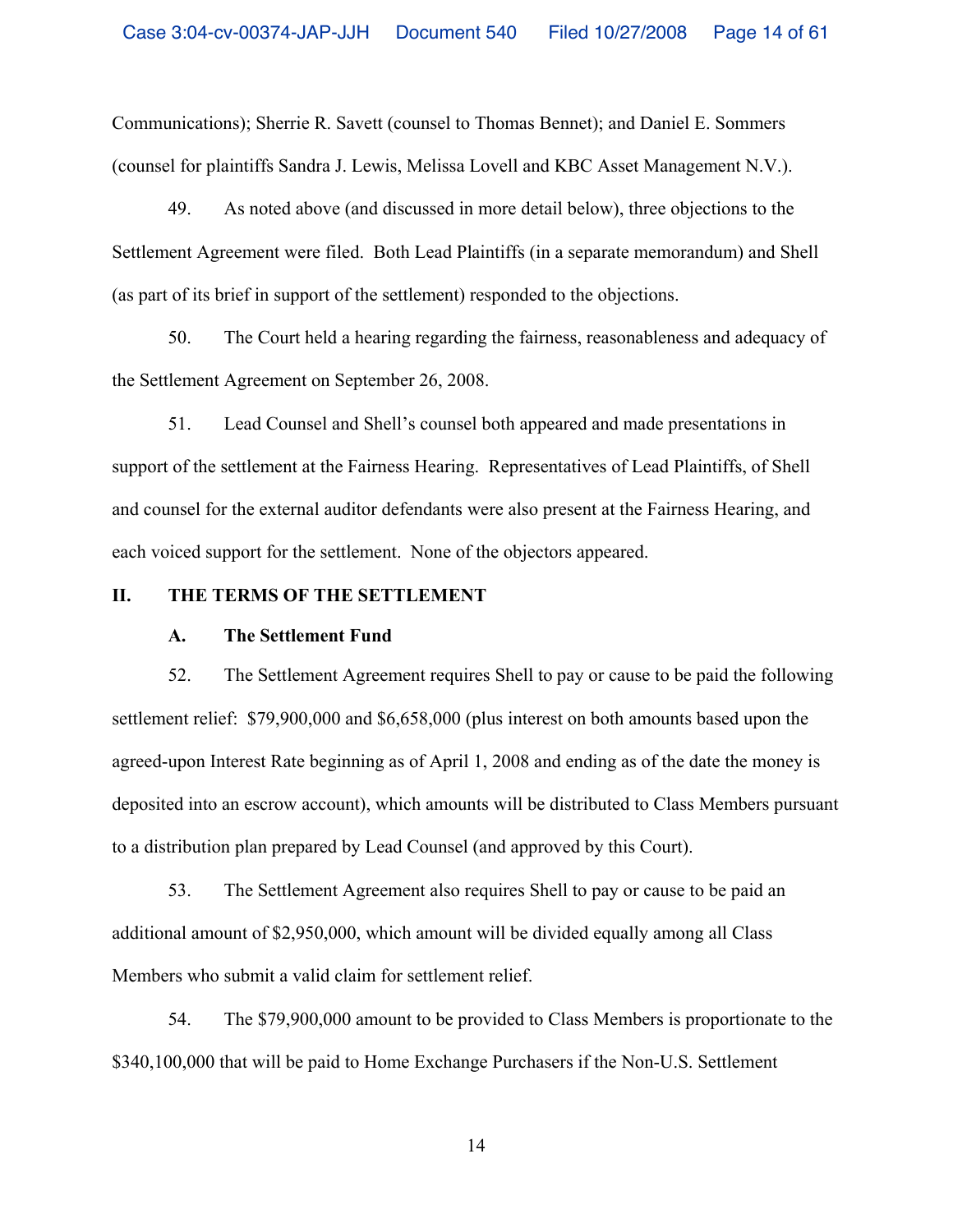Communications); Sherrie R. Savett (counsel to Thomas Bennet); and Daniel E. Sommers (counsel for plaintiffs Sandra J. Lewis, Melissa Lovell and KBC Asset Management N.V.).

49. As noted above (and discussed in more detail below), three objections to the Settlement Agreement were filed. Both Lead Plaintiffs (in a separate memorandum) and Shell (as part of its brief in support of the settlement) responded to the objections.

50. The Court held a hearing regarding the fairness, reasonableness and adequacy of the Settlement Agreement on September 26, 2008.

51. Lead Counsel and Shell's counsel both appeared and made presentations in support of the settlement at the Fairness Hearing. Representatives of Lead Plaintiffs, of Shell and counsel for the external auditor defendants were also present at the Fairness Hearing, and each voiced support for the settlement. None of the objectors appeared.

## II. THE TERMS OF THE SETTLEMENT

### A. The Settlement Fund

52. The Settlement Agreement requires Shell to pay or cause to be paid the following settlement relief: $79,900,000 and $6,658,000 (plus interest on both amounts based upon the agreed-upon Interest Rate beginning as of April 1, 2008 and ending as of the date the money is deposited into an escrow account), which amounts will be distributed to Class Members pursuant to a distribution plan prepared by Lead Counsel (and approved by this Court).

53. The Settlement Agreement also requires Shell to pay or cause to be paid an additional amount of $2,950,000, which amount will be divided equally among all Class Members who submit a valid claim for settlement relief.

54. The $79,900,000 amount to be provided to Class Members is proportionate to the $340,100,000 that will be paid to Home Exchange Purchasers if the Non-U.S. Settlement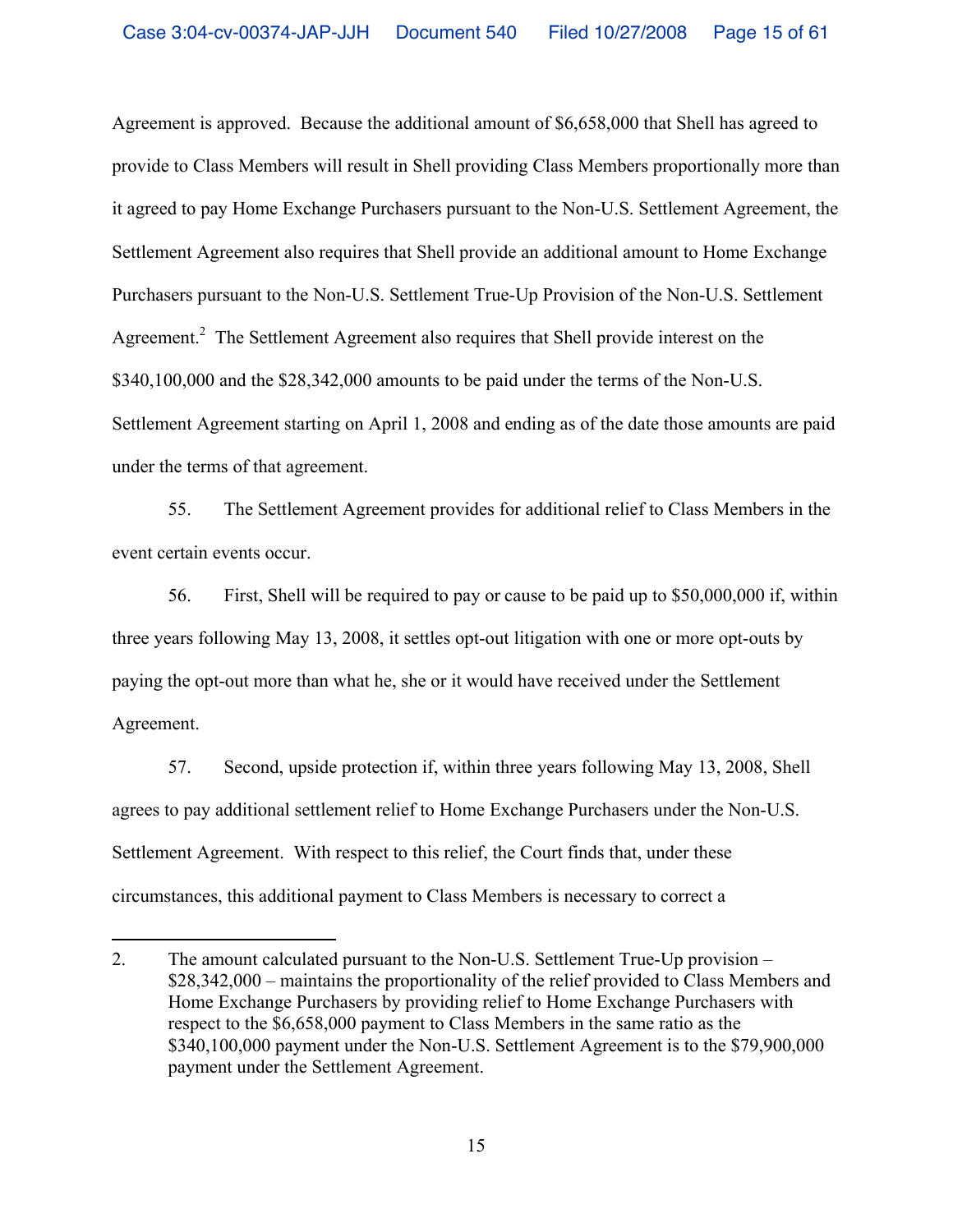Agreement is approved. Because the additional amount of $6,658,000 that Shell has agreed to provide to Class Members will result in Shell providing Class Members proportionally more than it agreed to pay Home Exchange Purchasers pursuant to the Non-U.S. Settlement Agreement, the Settlement Agreement also requires that Shell provide an additional amount to Home Exchange Purchasers pursuant to the Non-U.S. Settlement True-Up Provision of the Non-U.S. Settlement Agreement.[2] The Settlement Agreement also requires that Shell provide interest on the $340,100,000 and the $28,342,000 amounts to be paid under the terms of the Non-U.S. Settlement Agreement starting on April 1, 2008 and ending as of the date those amounts are paid under the terms of that agreement.

55. The Settlement Agreement provides for additional relief to Class Members in the event certain events occur.

56. First, Shell will be required to pay or cause to be paid up to $50,000,000 if, within three years following May 13, 2008, it settles opt-out litigation with one or more opt-outs by paying the opt-out more than what he, she or it would have received under the Settlement Agreement.

57. Second, upside protection if, within three years following May 13, 2008, Shell agrees to pay additional settlement relief to Home Exchange Purchasers under the Non-U.S. Settlement Agreement. With respect to this relief, the Court finds that, under these circumstances, this additional payment to Class Members is necessary to correct a

---

2. The amount calculated pursuant to the Non-U.S. Settlement True-Up provision – $28,342,000 – maintains the proportionality of the relief provided to Class Members and Home Exchange Purchasers by providing relief to Home Exchange Purchasers with respect to the $6,658,000 payment to Class Members in the same ratio as the $340,100,000 payment under the Non-U.S. Settlement Agreement is to the $79,900,000 payment under the Settlement Agreement.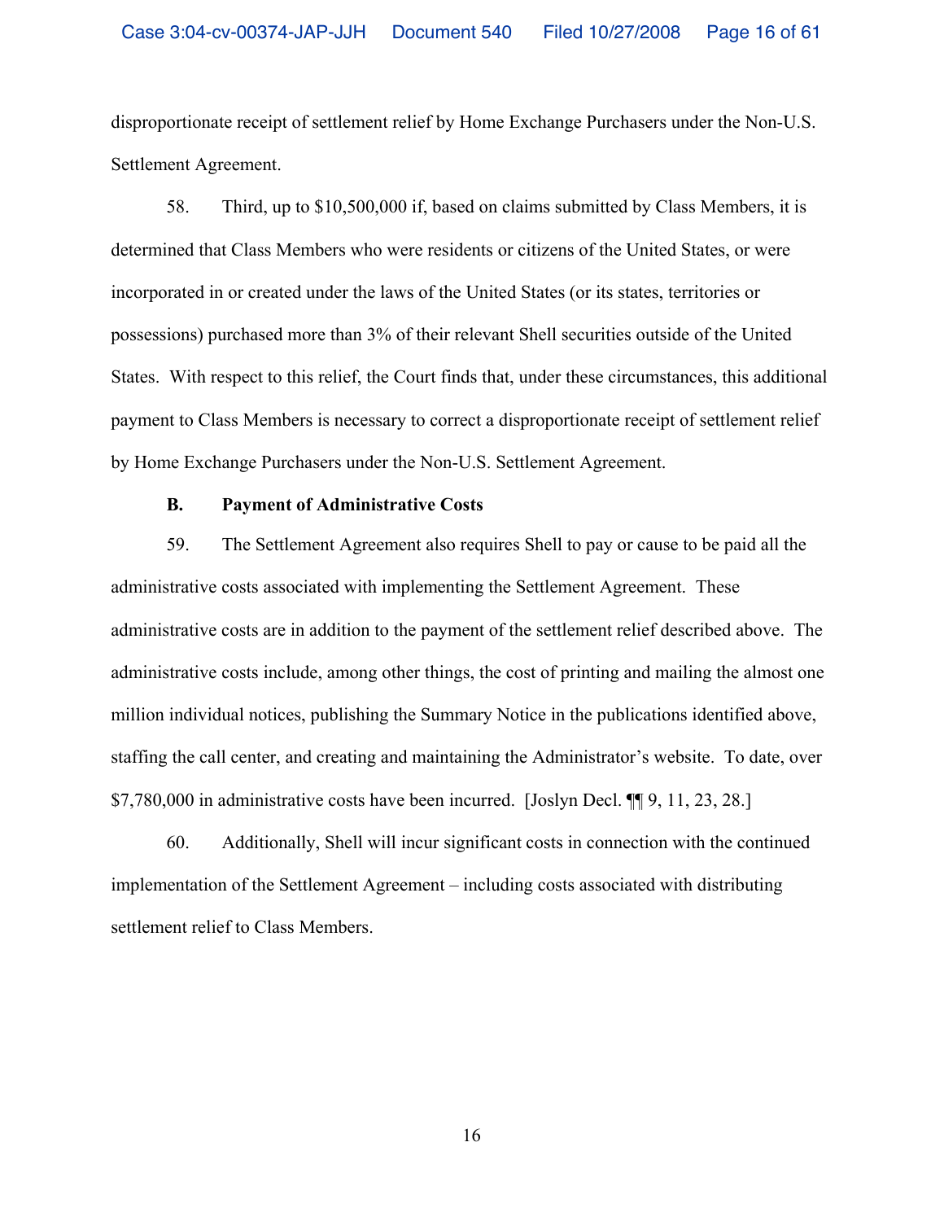disproportionate receipt of settlement relief by Home Exchange Purchasers under the Non-U.S. Settlement Agreement.

58. Third, up to $10,500,000 if, based on claims submitted by Class Members, it is determined that Class Members who were residents or citizens of the United States, or were incorporated in or created under the laws of the United States (or its states, territories or possessions) purchased more than 3% of their relevant Shell securities outside of the United States. With respect to this relief, the Court finds that, under these circumstances, this additional payment to Class Members is necessary to correct a disproportionate receipt of settlement relief by Home Exchange Purchasers under the Non-U.S. Settlement Agreement.

**B. Payment of Administrative Costs**

59. The Settlement Agreement also requires Shell to pay or cause to be paid all the administrative costs associated with implementing the Settlement Agreement. These administrative costs are in addition to the payment of the settlement relief described above. The administrative costs include, among other things, the cost of printing and mailing the almost one million individual notices, publishing the Summary Notice in the publications identified above, staffing the call center, and creating and maintaining the Administrator's website. To date, over $7,780,000 in administrative costs have been incurred. [Joslyn Decl. ¶¶ 9, 11, 23, 28.]

60. Additionally, Shell will incur significant costs in connection with the continued implementation of the Settlement Agreement – including costs associated with distributing settlement relief to Class Members.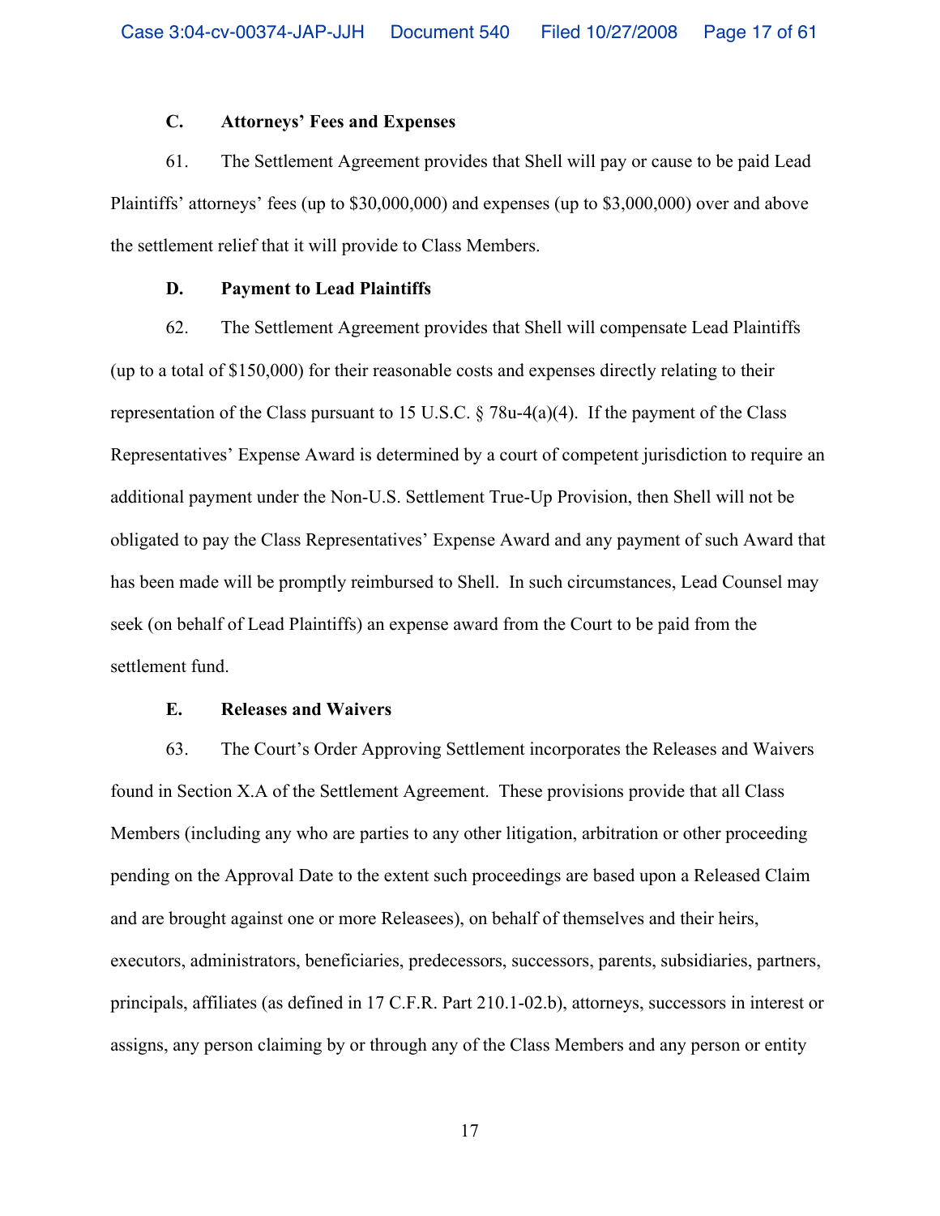### C. Attorneys' Fees and Expenses

61. The Settlement Agreement provides that Shell will pay or cause to be paid Lead Plaintiffs' attorneys' fees (up to $30,000,000) and expenses (up to $3,000,000) over and above the settlement relief that it will provide to Class Members.

### D. Payment to Lead Plaintiffs

62. The Settlement Agreement provides that Shell will compensate Lead Plaintiffs (up to a total of $150,000) for their reasonable costs and expenses directly relating to their representation of the Class pursuant to 15 U.S.C. § 78u-4(a)(4). If the payment of the Class Representatives' Expense Award is determined by a court of competent jurisdiction to require an additional payment under the Non-U.S. Settlement True-Up Provision, then Shell will not be obligated to pay the Class Representatives' Expense Award and any payment of such Award that has been made will be promptly reimbursed to Shell. In such circumstances, Lead Counsel may seek (on behalf of Lead Plaintiffs) an expense award from the Court to be paid from the settlement fund.

### E. Releases and Waivers

63. The Court's Order Approving Settlement incorporates the Releases and Waivers found in Section X.A of the Settlement Agreement. These provisions provide that all Class Members (including any who are parties to any other litigation, arbitration or other proceeding pending on the Approval Date to the extent such proceedings are based upon a Released Claim and are brought against one or more Releasees), on behalf of themselves and their heirs, executors, administrators, beneficiaries, predecessors, successors, parents, subsidiaries, partners, principals, affiliates (as defined in 17 C.F.R. Part 210.1-02.b), attorneys, successors in interest or assigns, any person claiming by or through any of the Class Members and any person or entity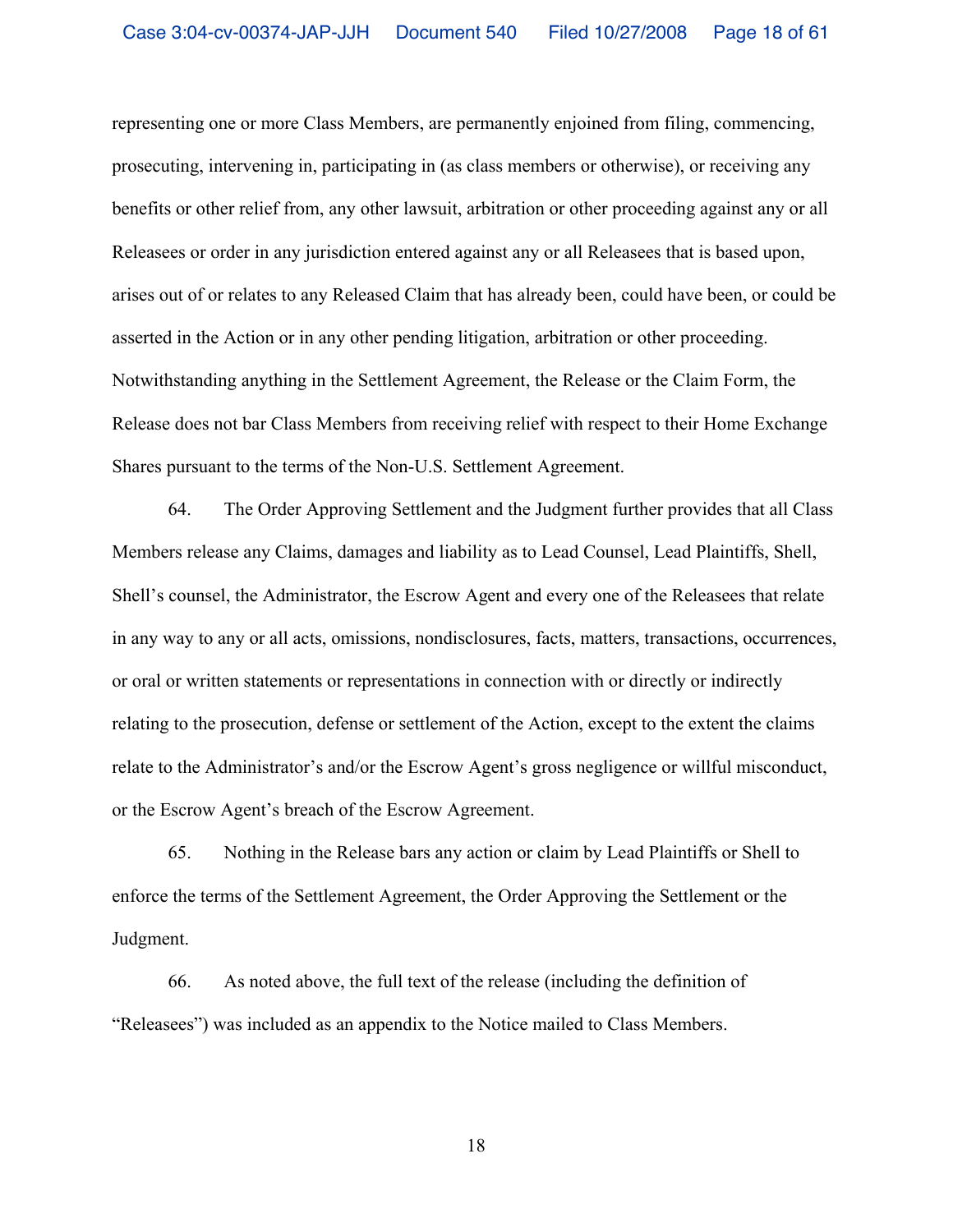representing one or more Class Members, are permanently enjoined from filing, commencing, prosecuting, intervening in, participating in (as class members or otherwise), or receiving any benefits or other relief from, any other lawsuit, arbitration or other proceeding against any or all Releasees or order in any jurisdiction entered against any or all Releasees that is based upon, arises out of or relates to any Released Claim that has already been, could have been, or could be asserted in the Action or in any other pending litigation, arbitration or other proceeding. Notwithstanding anything in the Settlement Agreement, the Release or the Claim Form, the Release does not bar Class Members from receiving relief with respect to their Home Exchange Shares pursuant to the terms of the Non-U.S. Settlement Agreement.

64. The Order Approving Settlement and the Judgment further provides that all Class Members release any Claims, damages and liability as to Lead Counsel, Lead Plaintiffs, Shell, Shell's counsel, the Administrator, the Escrow Agent and every one of the Releasees that relate in any way to any or all acts, omissions, nondisclosures, facts, matters, transactions, occurrences, or oral or written statements or representations in connection with or directly or indirectly relating to the prosecution, defense or settlement of the Action, except to the extent the claims relate to the Administrator's and/or the Escrow Agent's gross negligence or willful misconduct, or the Escrow Agent's breach of the Escrow Agreement.

65. Nothing in the Release bars any action or claim by Lead Plaintiffs or Shell to enforce the terms of the Settlement Agreement, the Order Approving the Settlement or the Judgment.

66. As noted above, the full text of the release (including the definition of "Releasees") was included as an appendix to the Notice mailed to Class Members.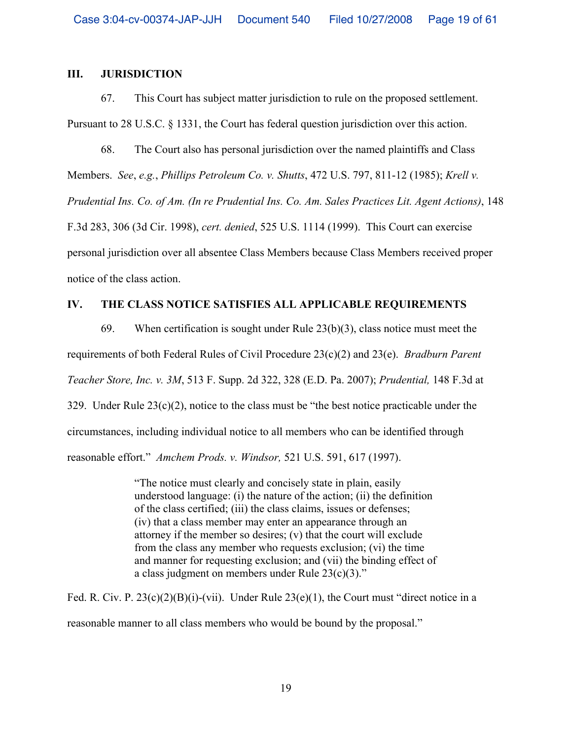## III. JURISDICTION

67. This Court has subject matter jurisdiction to rule on the proposed settlement. Pursuant to 28 U.S.C. § 1331, the Court has federal question jurisdiction over this action.

68. The Court also has personal jurisdiction over the named plaintiffs and Class Members. *See*, *e.g.*, *Phillips Petroleum Co. v. Shutts*, 472 U.S. 797, 811-12 (1985); *Krell v. Prudential Ins. Co. of Am. (In re Prudential Ins. Co. Am. Sales Practices Lit. Agent Actions)*, 148 F.3d 283, 306 (3d Cir. 1998), *cert. denied*, 525 U.S. 1114 (1999). This Court can exercise personal jurisdiction over all absentee Class Members because Class Members received proper notice of the class action.

## IV. THE CLASS NOTICE SATISFIES ALL APPLICABLE REQUIREMENTS

69. When certification is sought under Rule 23(b)(3), class notice must meet the requirements of both Federal Rules of Civil Procedure 23(c)(2) and 23(e). *Bradburn Parent Teacher Store, Inc. v. 3M*, 513 F. Supp. 2d 322, 328 (E.D. Pa. 2007); *Prudential,* 148 F.3d at 329. Under Rule 23(c)(2), notice to the class must be "the best notice practicable under the circumstances, including individual notice to all members who can be identified through reasonable effort." *Amchem Prods. v. Windsor,* 521 U.S. 591, 617 (1997).

> "The notice must clearly and concisely state in plain, easily understood language: (i) the nature of the action; (ii) the definition of the class certified; (iii) the class claims, issues or defenses; (iv) that a class member may enter an appearance through an attorney if the member so desires; (v) that the court will exclude from the class any member who requests exclusion; (vi) the time and manner for requesting exclusion; and (vii) the binding effect of a class judgment on members under Rule 23(c)(3)."

Fed. R. Civ. P. 23(c)(2)(B)(i)-(vii). Under Rule 23(e)(1), the Court must "direct notice in a reasonable manner to all class members who would be bound by the proposal."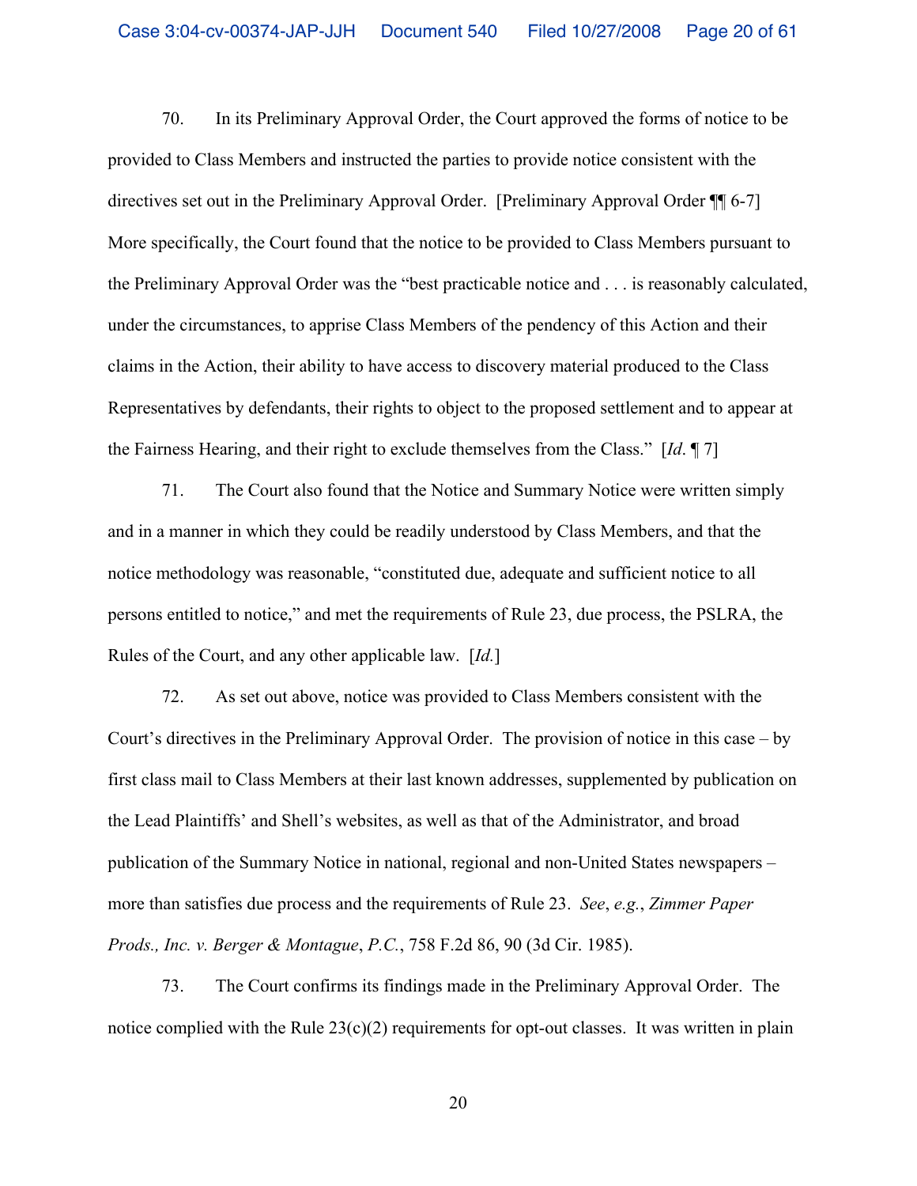70. In its Preliminary Approval Order, the Court approved the forms of notice to be provided to Class Members and instructed the parties to provide notice consistent with the directives set out in the Preliminary Approval Order. [Preliminary Approval Order ¶¶ 6-7] More specifically, the Court found that the notice to be provided to Class Members pursuant to the Preliminary Approval Order was the "best practicable notice and . . . is reasonably calculated, under the circumstances, to apprise Class Members of the pendency of this Action and their claims in the Action, their ability to have access to discovery material produced to the Class Representatives by defendants, their rights to object to the proposed settlement and to appear at the Fairness Hearing, and their right to exclude themselves from the Class." [*Id*. ¶ 7]

71. The Court also found that the Notice and Summary Notice were written simply and in a manner in which they could be readily understood by Class Members, and that the notice methodology was reasonable, "constituted due, adequate and sufficient notice to all persons entitled to notice," and met the requirements of Rule 23, due process, the PSLRA, the Rules of the Court, and any other applicable law. [*Id.*]

72. As set out above, notice was provided to Class Members consistent with the Court's directives in the Preliminary Approval Order. The provision of notice in this case – by first class mail to Class Members at their last known addresses, supplemented by publication on the Lead Plaintiffs' and Shell's websites, as well as that of the Administrator, and broad publication of the Summary Notice in national, regional and non-United States newspapers – more than satisfies due process and the requirements of Rule 23. *See*, *e.g.*, *Zimmer Paper Prods., Inc. v. Berger & Montague*, *P.C.*, 758 F.2d 86, 90 (3d Cir. 1985).

73. The Court confirms its findings made in the Preliminary Approval Order. The notice complied with the Rule 23(c)(2) requirements for opt-out classes. It was written in plain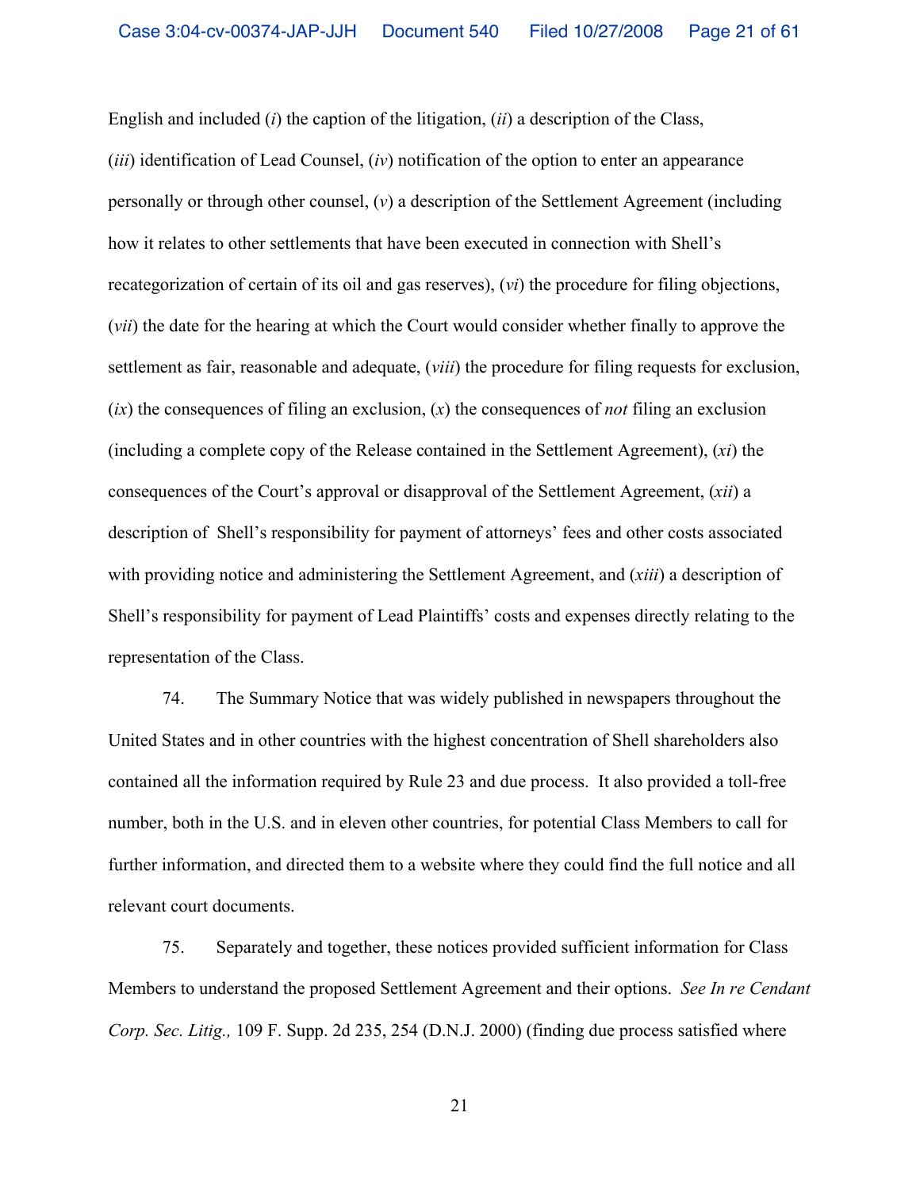English and included (*i*) the caption of the litigation, (*ii*) a description of the Class, (*iii*) identification of Lead Counsel, (*iv*) notification of the option to enter an appearance personally or through other counsel, (*v*) a description of the Settlement Agreement (including how it relates to other settlements that have been executed in connection with Shell's recategorization of certain of its oil and gas reserves), (*vi*) the procedure for filing objections, (*vii*) the date for the hearing at which the Court would consider whether finally to approve the settlement as fair, reasonable and adequate, (*viii*) the procedure for filing requests for exclusion, (*ix*) the consequences of filing an exclusion, (*x*) the consequences of *not* filing an exclusion (including a complete copy of the Release contained in the Settlement Agreement), (*xi*) the consequences of the Court's approval or disapproval of the Settlement Agreement, (*xii*) a description of Shell's responsibility for payment of attorneys' fees and other costs associated with providing notice and administering the Settlement Agreement, and (*xiii*) a description of Shell's responsibility for payment of Lead Plaintiffs' costs and expenses directly relating to the representation of the Class.

74. The Summary Notice that was widely published in newspapers throughout the United States and in other countries with the highest concentration of Shell shareholders also contained all the information required by Rule 23 and due process. It also provided a toll-free number, both in the U.S. and in eleven other countries, for potential Class Members to call for further information, and directed them to a website where they could find the full notice and all relevant court documents.

75. Separately and together, these notices provided sufficient information for Class Members to understand the proposed Settlement Agreement and their options. *See In re Cendant Corp. Sec. Litig.,* 109 F. Supp. 2d 235, 254 (D.N.J. 2000) (finding due process satisfied where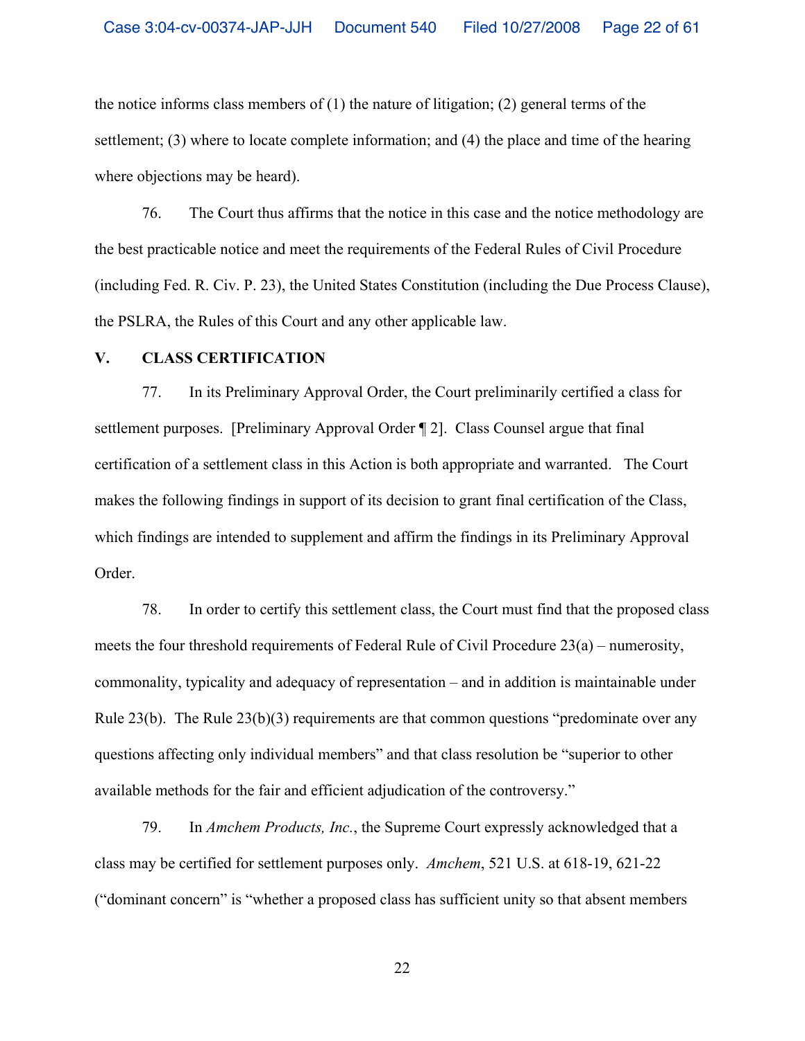the notice informs class members of (1) the nature of litigation; (2) general terms of the settlement; (3) where to locate complete information; and (4) the place and time of the hearing where objections may be heard).

76. The Court thus affirms that the notice in this case and the notice methodology are the best practicable notice and meet the requirements of the Federal Rules of Civil Procedure (including Fed. R. Civ. P. 23), the United States Constitution (including the Due Process Clause), the PSLRA, the Rules of this Court and any other applicable law.

## V. CLASS CERTIFICATION

77. In its Preliminary Approval Order, the Court preliminarily certified a class for settlement purposes. [Preliminary Approval Order ¶ 2]. Class Counsel argue that final certification of a settlement class in this Action is both appropriate and warranted. The Court makes the following findings in support of its decision to grant final certification of the Class, which findings are intended to supplement and affirm the findings in its Preliminary Approval Order.

78. In order to certify this settlement class, the Court must find that the proposed class meets the four threshold requirements of Federal Rule of Civil Procedure 23(a) – numerosity, commonality, typicality and adequacy of representation – and in addition is maintainable under Rule 23(b). The Rule 23(b)(3) requirements are that common questions "predominate over any questions affecting only individual members" and that class resolution be "superior to other available methods for the fair and efficient adjudication of the controversy."

79. In *Amchem Products, Inc.*, the Supreme Court expressly acknowledged that a class may be certified for settlement purposes only. *Amchem*, 521 U.S. at 618-19, 621-22 ("dominant concern" is "whether a proposed class has sufficient unity so that absent members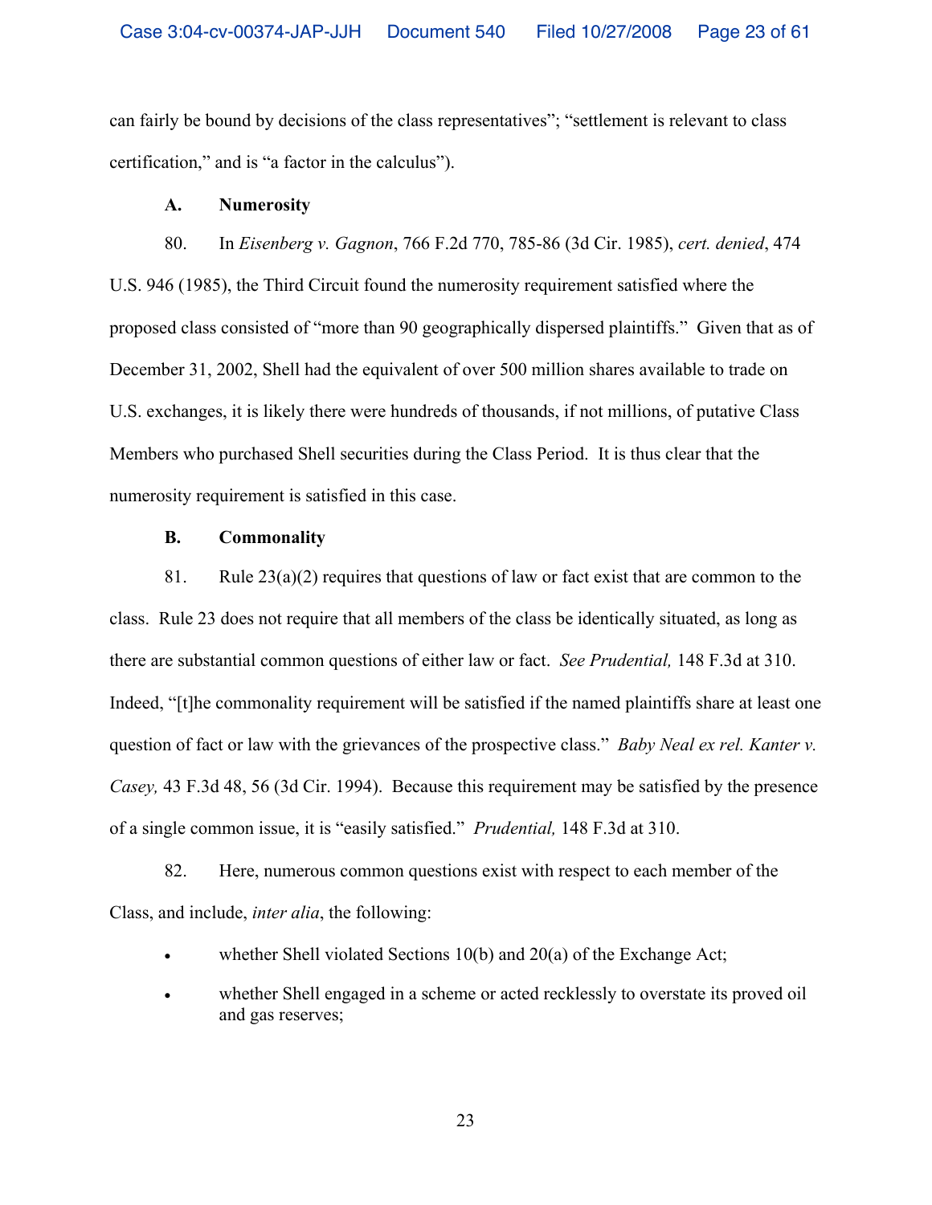can fairly be bound by decisions of the class representatives"; "settlement is relevant to class certification," and is "a factor in the calculus").

### A. Numerosity

80. In *Eisenberg v. Gagnon*, 766 F.2d 770, 785-86 (3d Cir. 1985), *cert. denied*, 474 U.S. 946 (1985), the Third Circuit found the numerosity requirement satisfied where the proposed class consisted of "more than 90 geographically dispersed plaintiffs." Given that as of December 31, 2002, Shell had the equivalent of over 500 million shares available to trade on U.S. exchanges, it is likely there were hundreds of thousands, if not millions, of putative Class Members who purchased Shell securities during the Class Period. It is thus clear that the numerosity requirement is satisfied in this case.

### B. Commonality

81. Rule 23(a)(2) requires that questions of law or fact exist that are common to the class. Rule 23 does not require that all members of the class be identically situated, as long as there are substantial common questions of either law or fact. *See Prudential,* 148 F.3d at 310. Indeed, "[t]he commonality requirement will be satisfied if the named plaintiffs share at least one question of fact or law with the grievances of the prospective class." *Baby Neal ex rel. Kanter v. Casey,* 43 F.3d 48, 56 (3d Cir. 1994). Because this requirement may be satisfied by the presence of a single common issue, it is "easily satisfied." *Prudential,* 148 F.3d at 310.

82. Here, numerous common questions exist with respect to each member of the Class, and include, *inter alia*, the following:

- whether Shell violated Sections 10(b) and 20(a) of the Exchange Act;
- whether Shell engaged in a scheme or acted recklessly to overstate its proved oil and gas reserves;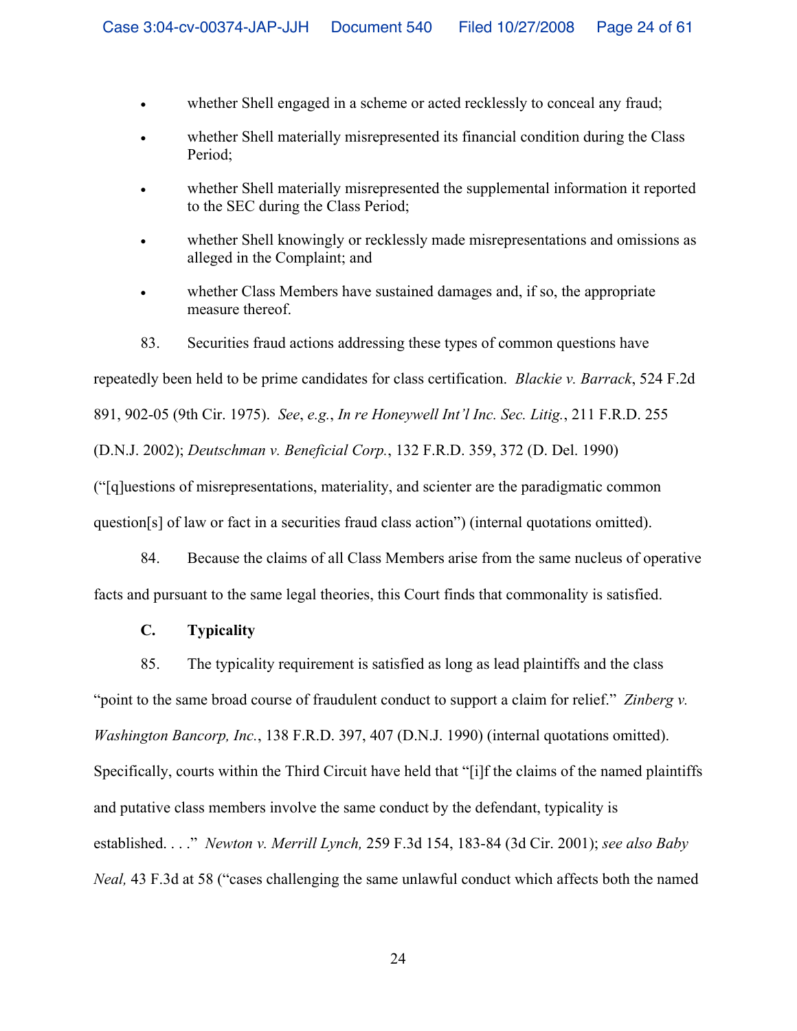- whether Shell engaged in a scheme or acted recklessly to conceal any fraud;
- whether Shell materially misrepresented its financial condition during the Class Period;
- whether Shell materially misrepresented the supplemental information it reported to the SEC during the Class Period;
- whether Shell knowingly or recklessly made misrepresentations and omissions as alleged in the Complaint; and
- whether Class Members have sustained damages and, if so, the appropriate measure thereof.

83. Securities fraud actions addressing these types of common questions have repeatedly been held to be prime candidates for class certification. *Blackie v. Barrack*, 524 F.2d 891, 902-05 (9th Cir. 1975). *See*, *e.g.*, *In re Honeywell Int'l Inc. Sec. Litig.*, 211 F.R.D. 255 (D.N.J. 2002); *Deutschman v. Beneficial Corp.*, 132 F.R.D. 359, 372 (D. Del. 1990) ("[q]uestions of misrepresentations, materiality, and scienter are the paradigmatic common question[s] of law or fact in a securities fraud class action") (internal quotations omitted).

84. Because the claims of all Class Members arise from the same nucleus of operative facts and pursuant to the same legal theories, this Court finds that commonality is satisfied.

### C. Typicality

85. The typicality requirement is satisfied as long as lead plaintiffs and the class "point to the same broad course of fraudulent conduct to support a claim for relief." *Zinberg v. Washington Bancorp, Inc.*, 138 F.R.D. 397, 407 (D.N.J. 1990) (internal quotations omitted). Specifically, courts within the Third Circuit have held that "[i]f the claims of the named plaintiffs and putative class members involve the same conduct by the defendant, typicality is established. . . ." *Newton v. Merrill Lynch,* 259 F.3d 154, 183-84 (3d Cir. 2001); *see also Baby Neal,* 43 F.3d at 58 ("cases challenging the same unlawful conduct which affects both the named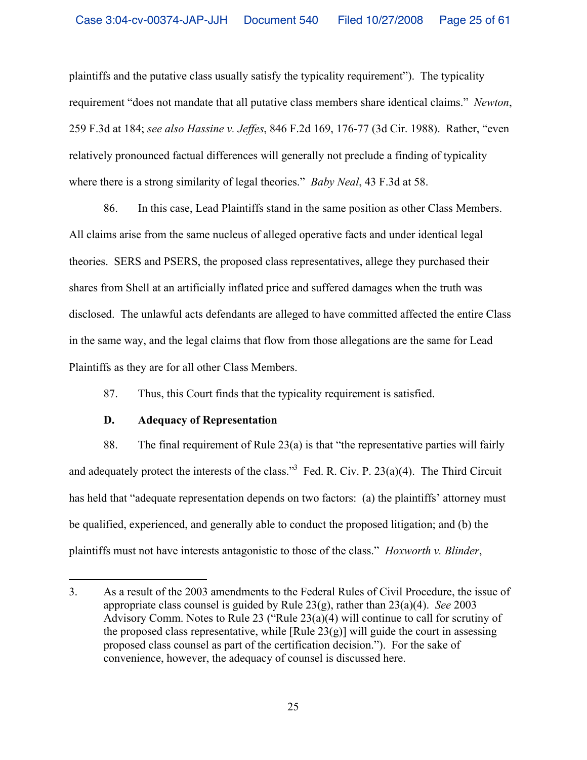plaintiffs and the putative class usually satisfy the typicality requirement"). The typicality requirement "does not mandate that all putative class members share identical claims." *Newton*, 259 F.3d at 184; *see also Hassine v. Jeffes*, 846 F.2d 169, 176-77 (3d Cir. 1988). Rather, "even relatively pronounced factual differences will generally not preclude a finding of typicality where there is a strong similarity of legal theories." *Baby Neal*, 43 F.3d at 58.

86. In this case, Lead Plaintiffs stand in the same position as other Class Members. All claims arise from the same nucleus of alleged operative facts and under identical legal theories. SERS and PSERS, the proposed class representatives, allege they purchased their shares from Shell at an artificially inflated price and suffered damages when the truth was disclosed. The unlawful acts defendants are alleged to have committed affected the entire Class in the same way, and the legal claims that flow from those allegations are the same for Lead Plaintiffs as they are for all other Class Members.

87. Thus, this Court finds that the typicality requirement is satisfied.

### D. Adequacy of Representation

88. The final requirement of Rule 23(a) is that "the representative parties will fairly and adequately protect the interests of the class."[3] Fed. R. Civ. P. 23(a)(4). The Third Circuit has held that "adequate representation depends on two factors: (a) the plaintiffs' attorney must be qualified, experienced, and generally able to conduct the proposed litigation; and (b) the plaintiffs must not have interests antagonistic to those of the class." *Hoxworth v. Blinder*,

---

3. As a result of the 2003 amendments to the Federal Rules of Civil Procedure, the issue of appropriate class counsel is guided by Rule 23(g), rather than 23(a)(4). *See* 2003 Advisory Comm. Notes to Rule 23 ("Rule 23(a)(4) will continue to call for scrutiny of the proposed class representative, while [Rule 23(g)] will guide the court in assessing proposed class counsel as part of the certification decision."). For the sake of convenience, however, the adequacy of counsel is discussed here.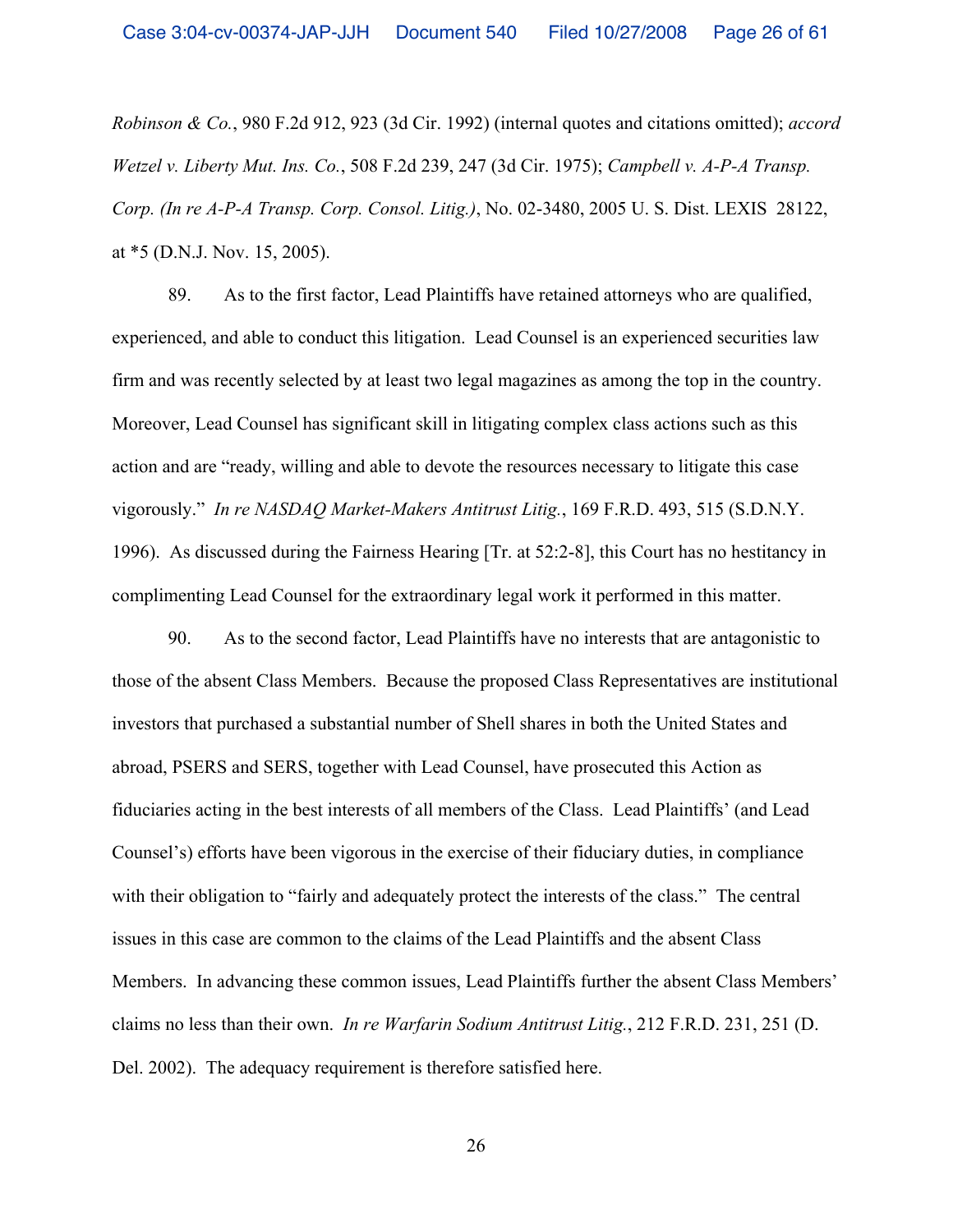*Robinson & Co.*, 980 F.2d 912, 923 (3d Cir. 1992) (internal quotes and citations omitted); *accord Wetzel v. Liberty Mut. Ins. Co.*, 508 F.2d 239, 247 (3d Cir. 1975); *Campbell v. A-P-A Transp. Corp. (In re A-P-A Transp. Corp. Consol. Litig.)*, No. 02-3480, 2005 U. S. Dist. LEXIS 28122, at *5 (D.N.J. Nov. 15, 2005).

89. As to the first factor, Lead Plaintiffs have retained attorneys who are qualified, experienced, and able to conduct this litigation. Lead Counsel is an experienced securities law firm and was recently selected by at least two legal magazines as among the top in the country. Moreover, Lead Counsel has significant skill in litigating complex class actions such as this action and are "ready, willing and able to devote the resources necessary to litigate this case vigorously." *In re NASDAQ Market-Makers Antitrust Litig.*, 169 F.R.D. 493, 515 (S.D.N.Y. 1996). As discussed during the Fairness Hearing [Tr. at 52:2-8], this Court has no hestitancy in complimenting Lead Counsel for the extraordinary legal work it performed in this matter.

90. As to the second factor, Lead Plaintiffs have no interests that are antagonistic to those of the absent Class Members. Because the proposed Class Representatives are institutional investors that purchased a substantial number of Shell shares in both the United States and abroad, PSERS and SERS, together with Lead Counsel, have prosecuted this Action as fiduciaries acting in the best interests of all members of the Class. Lead Plaintiffs' (and Lead Counsel's) efforts have been vigorous in the exercise of their fiduciary duties, in compliance with their obligation to "fairly and adequately protect the interests of the class." The central issues in this case are common to the claims of the Lead Plaintiffs and the absent Class Members. In advancing these common issues, Lead Plaintiffs further the absent Class Members' claims no less than their own. *In re Warfarin Sodium Antitrust Litig.*, 212 F.R.D. 231, 251 (D. Del. 2002). The adequacy requirement is therefore satisfied here.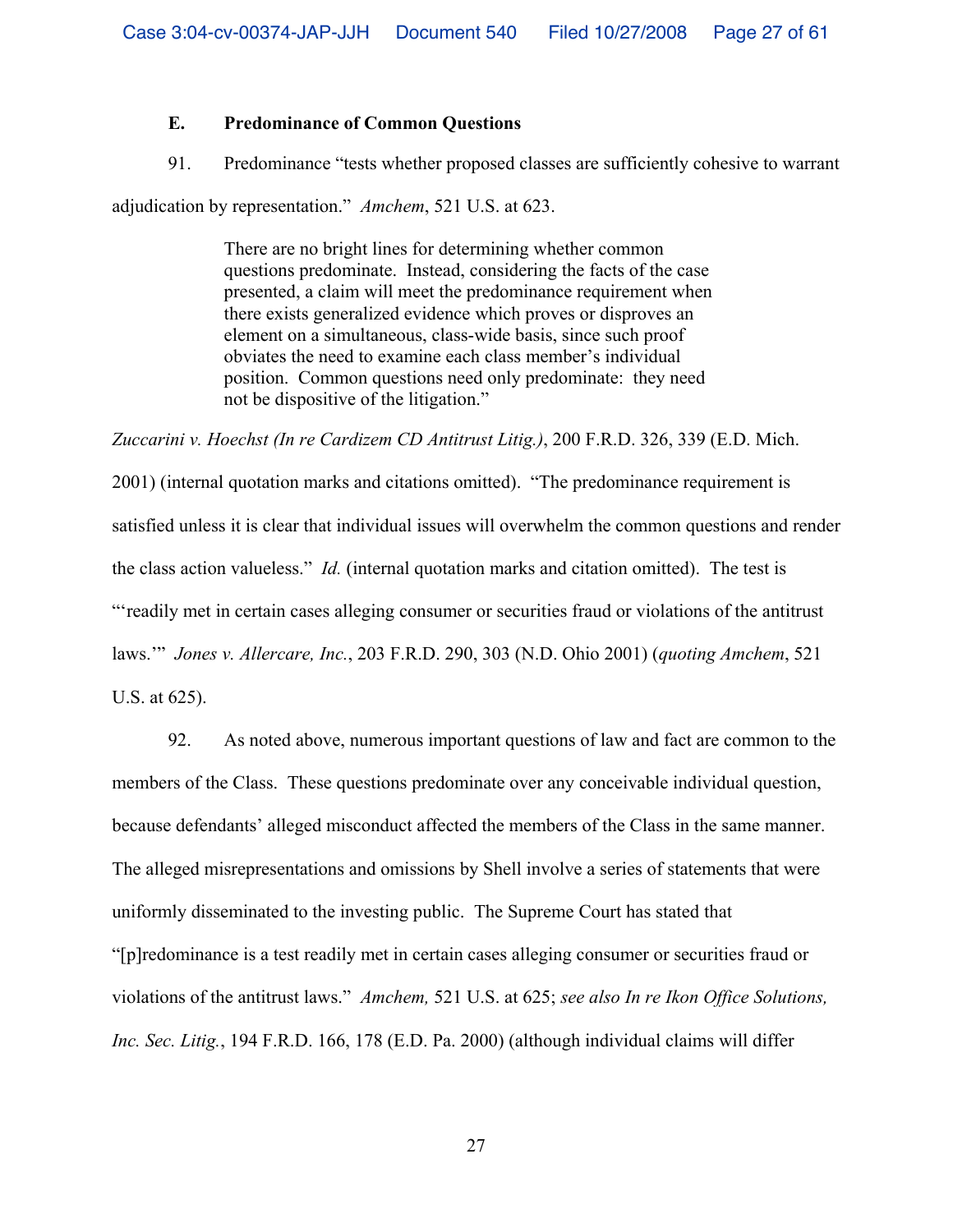### E. Predominance of Common Questions

91. Predominance "tests whether proposed classes are sufficiently cohesive to warrant adjudication by representation." *Amchem*, 521 U.S. at 623.

> There are no bright lines for determining whether common questions predominate. Instead, considering the facts of the case presented, a claim will meet the predominance requirement when there exists generalized evidence which proves or disproves an element on a simultaneous, class-wide basis, since such proof obviates the need to examine each class member's individual position. Common questions need only predominate: they need not be dispositive of the litigation."

*Zuccarini v. Hoechst (In re Cardizem CD Antitrust Litig.)*, 200 F.R.D. 326, 339 (E.D. Mich. 2001) (internal quotation marks and citations omitted). "The predominance requirement is satisfied unless it is clear that individual issues will overwhelm the common questions and render the class action valueless." *Id.* (internal quotation marks and citation omitted). The test is "'readily met in certain cases alleging consumer or securities fraud or violations of the antitrust laws.'" *Jones v. Allercare, Inc.*, 203 F.R.D. 290, 303 (N.D. Ohio 2001) (*quoting Amchem*, 521 U.S. at 625).

92. As noted above, numerous important questions of law and fact are common to the members of the Class. These questions predominate over any conceivable individual question, because defendants' alleged misconduct affected the members of the Class in the same manner. The alleged misrepresentations and omissions by Shell involve a series of statements that were uniformly disseminated to the investing public. The Supreme Court has stated that "[p]redominance is a test readily met in certain cases alleging consumer or securities fraud or violations of the antitrust laws." *Amchem,* 521 U.S. at 625; *see also In re Ikon Office Solutions, Inc. Sec. Litig.*, 194 F.R.D. 166, 178 (E.D. Pa. 2000) (although individual claims will differ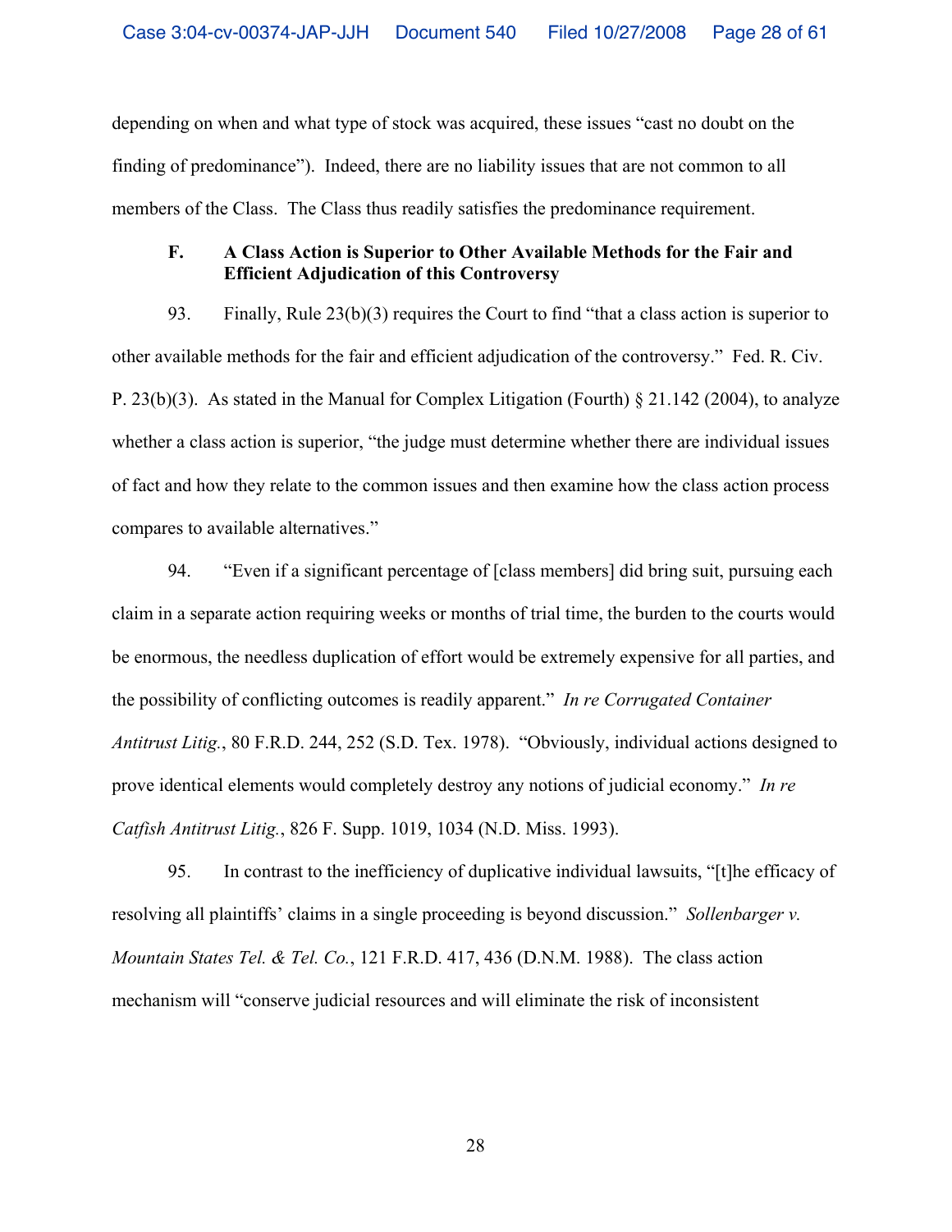depending on when and what type of stock was acquired, these issues "cast no doubt on the finding of predominance"). Indeed, there are no liability issues that are not common to all members of the Class. The Class thus readily satisfies the predominance requirement.

### F. A Class Action is Superior to Other Available Methods for the Fair and Efficient Adjudication of this Controversy

93. Finally, Rule 23(b)(3) requires the Court to find "that a class action is superior to other available methods for the fair and efficient adjudication of the controversy." Fed. R. Civ. P. 23(b)(3). As stated in the Manual for Complex Litigation (Fourth) § 21.142 (2004), to analyze whether a class action is superior, "the judge must determine whether there are individual issues of fact and how they relate to the common issues and then examine how the class action process compares to available alternatives."

94. "Even if a significant percentage of [class members] did bring suit, pursuing each claim in a separate action requiring weeks or months of trial time, the burden to the courts would be enormous, the needless duplication of effort would be extremely expensive for all parties, and the possibility of conflicting outcomes is readily apparent." *In re Corrugated Container Antitrust Litig.*, 80 F.R.D. 244, 252 (S.D. Tex. 1978). "Obviously, individual actions designed to prove identical elements would completely destroy any notions of judicial economy." *In re Catfish Antitrust Litig.*, 826 F. Supp. 1019, 1034 (N.D. Miss. 1993).

95. In contrast to the inefficiency of duplicative individual lawsuits, "[t]he efficacy of resolving all plaintiffs' claims in a single proceeding is beyond discussion." *Sollenbarger v. Mountain States Tel. & Tel. Co.*, 121 F.R.D. 417, 436 (D.N.M. 1988). The class action mechanism will "conserve judicial resources and will eliminate the risk of inconsistent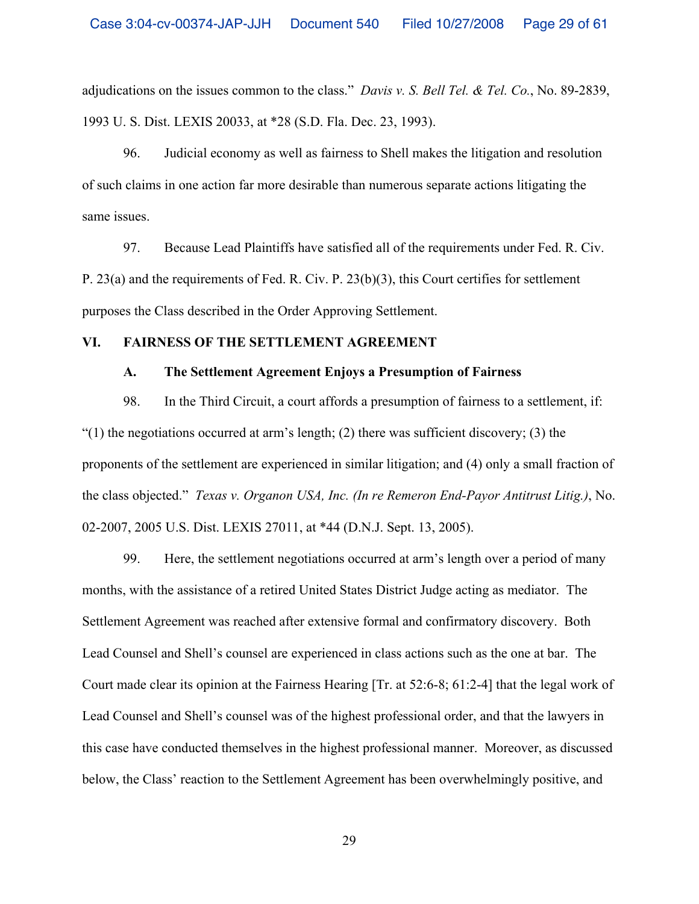adjudications on the issues common to the class." *Davis v. S. Bell Tel. & Tel. Co.*, No. 89-2839, 1993 U. S. Dist. LEXIS 20033, at *28 (S.D. Fla. Dec. 23, 1993).

96. Judicial economy as well as fairness to Shell makes the litigation and resolution of such claims in one action far more desirable than numerous separate actions litigating the same issues.

97. Because Lead Plaintiffs have satisfied all of the requirements under Fed. R. Civ. P. 23(a) and the requirements of Fed. R. Civ. P. 23(b)(3), this Court certifies for settlement purposes the Class described in the Order Approving Settlement.

## VI. FAIRNESS OF THE SETTLEMENT AGREEMENT

### A. The Settlement Agreement Enjoys a Presumption of Fairness

98. In the Third Circuit, a court affords a presumption of fairness to a settlement, if: "(1) the negotiations occurred at arm's length; (2) there was sufficient discovery; (3) the proponents of the settlement are experienced in similar litigation; and (4) only a small fraction of the class objected." *Texas v. Organon USA, Inc. (In re Remeron End-Payor Antitrust Litig.)*, No. 02-2007, 2005 U.S. Dist. LEXIS 27011, at *44 (D.N.J. Sept. 13, 2005).

99. Here, the settlement negotiations occurred at arm's length over a period of many months, with the assistance of a retired United States District Judge acting as mediator. The Settlement Agreement was reached after extensive formal and confirmatory discovery. Both Lead Counsel and Shell's counsel are experienced in class actions such as the one at bar. The Court made clear its opinion at the Fairness Hearing [Tr. at 52:6-8; 61:2-4] that the legal work of Lead Counsel and Shell's counsel was of the highest professional order, and that the lawyers in this case have conducted themselves in the highest professional manner. Moreover, as discussed below, the Class' reaction to the Settlement Agreement has been overwhelmingly positive, and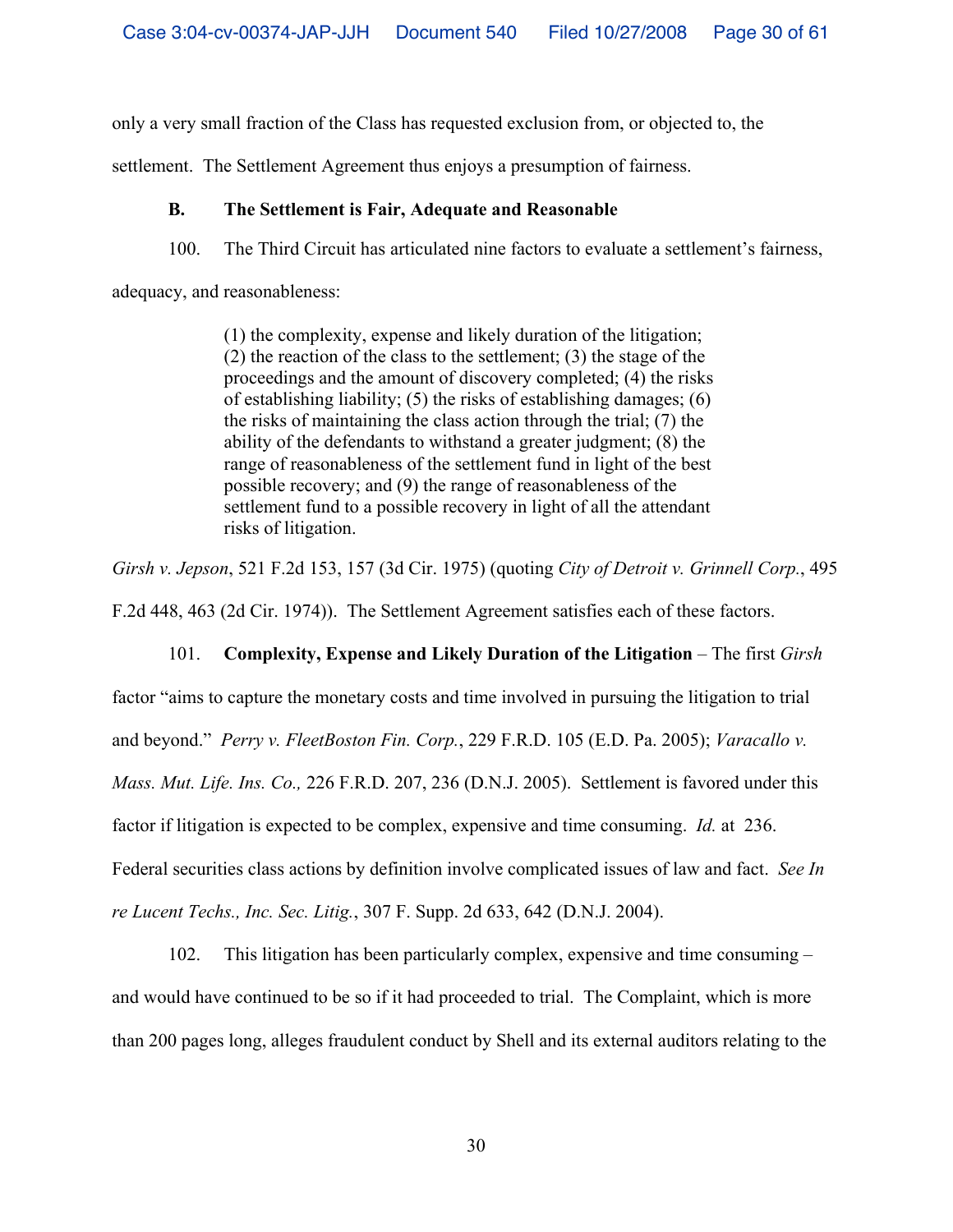only a very small fraction of the Class has requested exclusion from, or objected to, the settlement. The Settlement Agreement thus enjoys a presumption of fairness.

**B. The Settlement is Fair, Adequate and Reasonable**

100. The Third Circuit has articulated nine factors to evaluate a settlement's fairness, adequacy, and reasonableness:

> (1) the complexity, expense and likely duration of the litigation; (2) the reaction of the class to the settlement; (3) the stage of the proceedings and the amount of discovery completed; (4) the risks of establishing liability; (5) the risks of establishing damages; (6) the risks of maintaining the class action through the trial; (7) the ability of the defendants to withstand a greater judgment; (8) the range of reasonableness of the settlement fund in light of the best possible recovery; and (9) the range of reasonableness of the settlement fund to a possible recovery in light of all the attendant risks of litigation.

*Girsh v. Jepson*, 521 F.2d 153, 157 (3d Cir. 1975) (quoting *City of Detroit v. Grinnell Corp.*, 495 F.2d 448, 463 (2d Cir. 1974)). The Settlement Agreement satisfies each of these factors.

101. **Complexity, Expense and Likely Duration of the Litigation** – The first *Girsh* factor "aims to capture the monetary costs and time involved in pursuing the litigation to trial and beyond." *Perry v. FleetBoston Fin. Corp.*, 229 F.R.D. 105 (E.D. Pa. 2005); *Varacallo v. Mass. Mut. Life. Ins. Co.,* 226 F.R.D. 207, 236 (D.N.J. 2005). Settlement is favored under this factor if litigation is expected to be complex, expensive and time consuming. *Id.* at 236. Federal securities class actions by definition involve complicated issues of law and fact. *See In re Lucent Techs., Inc. Sec. Litig.*, 307 F. Supp. 2d 633, 642 (D.N.J. 2004).

102. This litigation has been particularly complex, expensive and time consuming – and would have continued to be so if it had proceeded to trial. The Complaint, which is more than 200 pages long, alleges fraudulent conduct by Shell and its external auditors relating to the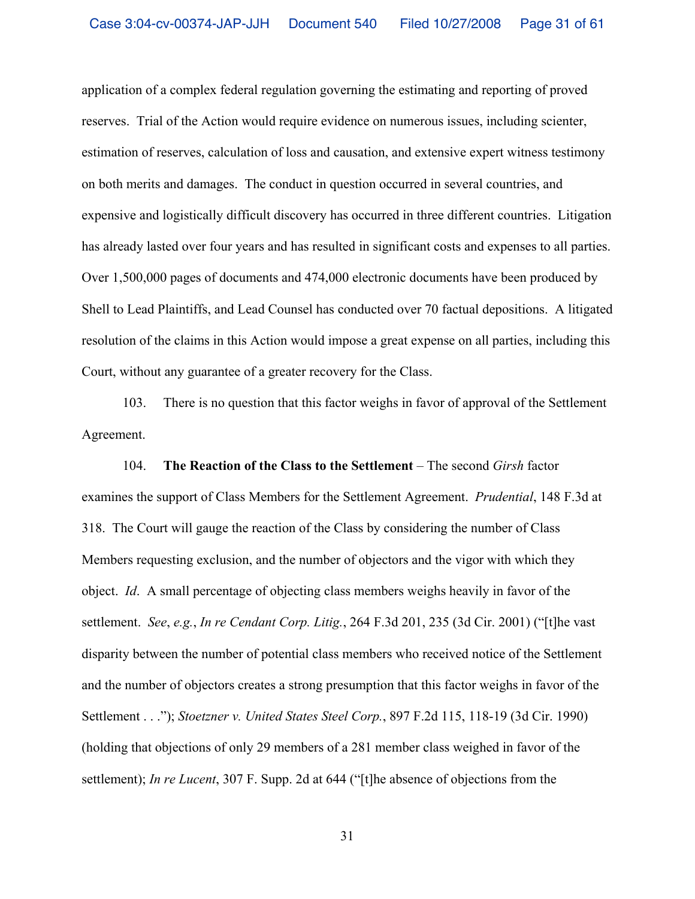application of a complex federal regulation governing the estimating and reporting of proved reserves. Trial of the Action would require evidence on numerous issues, including scienter, estimation of reserves, calculation of loss and causation, and extensive expert witness testimony on both merits and damages. The conduct in question occurred in several countries, and expensive and logistically difficult discovery has occurred in three different countries. Litigation has already lasted over four years and has resulted in significant costs and expenses to all parties. Over 1,500,000 pages of documents and 474,000 electronic documents have been produced by Shell to Lead Plaintiffs, and Lead Counsel has conducted over 70 factual depositions. A litigated resolution of the claims in this Action would impose a great expense on all parties, including this Court, without any guarantee of a greater recovery for the Class.

103. There is no question that this factor weighs in favor of approval of the Settlement Agreement.

104. **The Reaction of the Class to the Settlement** – The second *Girsh* factor examines the support of Class Members for the Settlement Agreement. *Prudential*, 148 F.3d at 318. The Court will gauge the reaction of the Class by considering the number of Class Members requesting exclusion, and the number of objectors and the vigor with which they object. *Id*. A small percentage of objecting class members weighs heavily in favor of the settlement. *See*, *e.g.*, *In re Cendant Corp. Litig.*, 264 F.3d 201, 235 (3d Cir. 2001) ("[t]he vast disparity between the number of potential class members who received notice of the Settlement and the number of objectors creates a strong presumption that this factor weighs in favor of the Settlement . . ."); *Stoetzner v. United States Steel Corp.*, 897 F.2d 115, 118-19 (3d Cir. 1990) (holding that objections of only 29 members of a 281 member class weighed in favor of the settlement); *In re Lucent*, 307 F. Supp. 2d at 644 ("[t]he absence of objections from the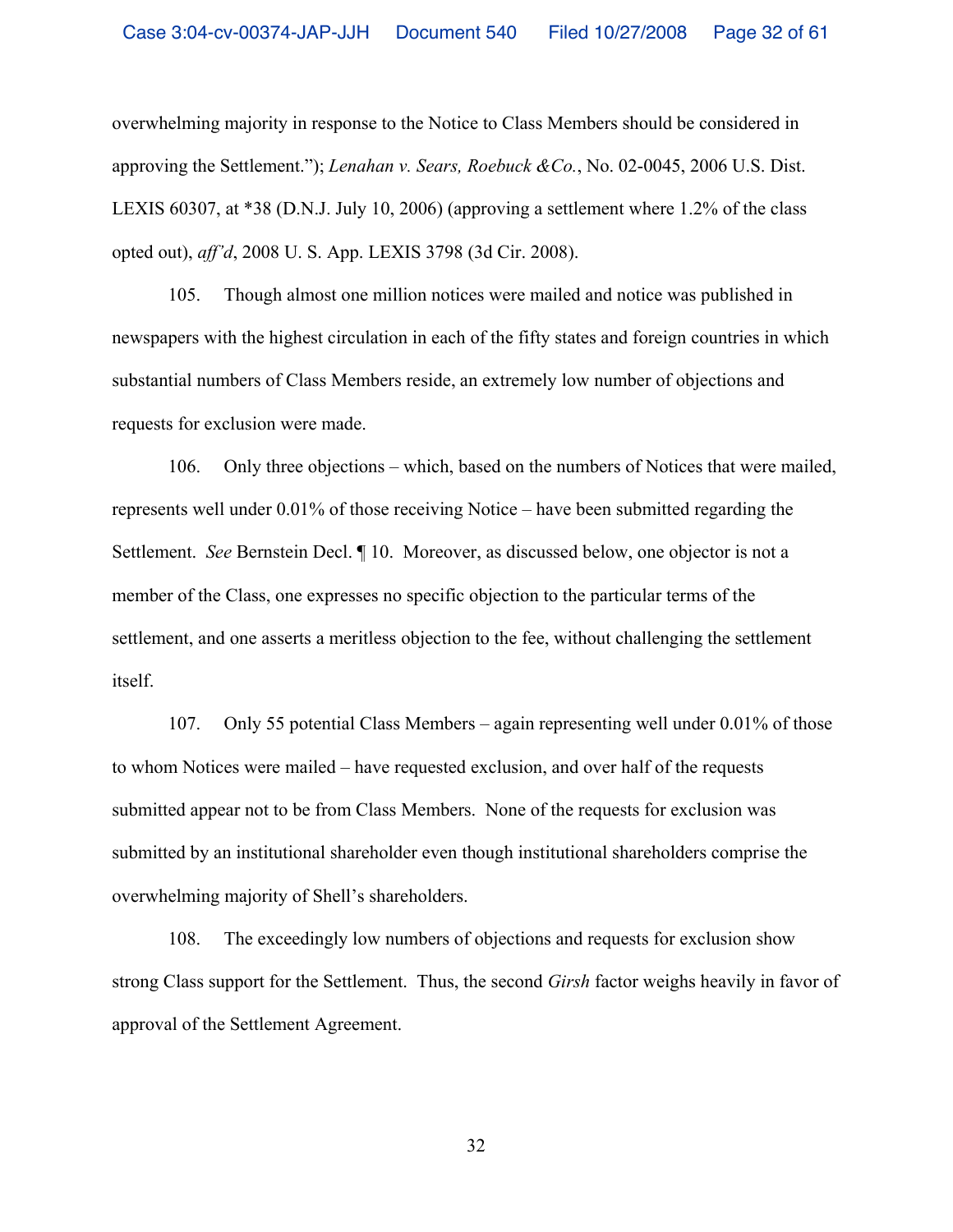overwhelming majority in response to the Notice to Class Members should be considered in approving the Settlement."); *Lenahan v. Sears, Roebuck &Co.*, No. 02-0045, 2006 U.S. Dist. LEXIS 60307, at *38 (D.N.J. July 10, 2006) (approving a settlement where 1.2% of the class opted out), *aff'd*, 2008 U. S. App. LEXIS 3798 (3d Cir. 2008).

105. Though almost one million notices were mailed and notice was published in newspapers with the highest circulation in each of the fifty states and foreign countries in which substantial numbers of Class Members reside, an extremely low number of objections and requests for exclusion were made.

106. Only three objections – which, based on the numbers of Notices that were mailed, represents well under 0.01% of those receiving Notice – have been submitted regarding the Settlement. *See* Bernstein Decl. ¶ 10. Moreover, as discussed below, one objector is not a member of the Class, one expresses no specific objection to the particular terms of the settlement, and one asserts a meritless objection to the fee, without challenging the settlement itself.

107. Only 55 potential Class Members – again representing well under 0.01% of those to whom Notices were mailed – have requested exclusion, and over half of the requests submitted appear not to be from Class Members. None of the requests for exclusion was submitted by an institutional shareholder even though institutional shareholders comprise the overwhelming majority of Shell's shareholders.

108. The exceedingly low numbers of objections and requests for exclusion show strong Class support for the Settlement. Thus, the second *Girsh* factor weighs heavily in favor of approval of the Settlement Agreement.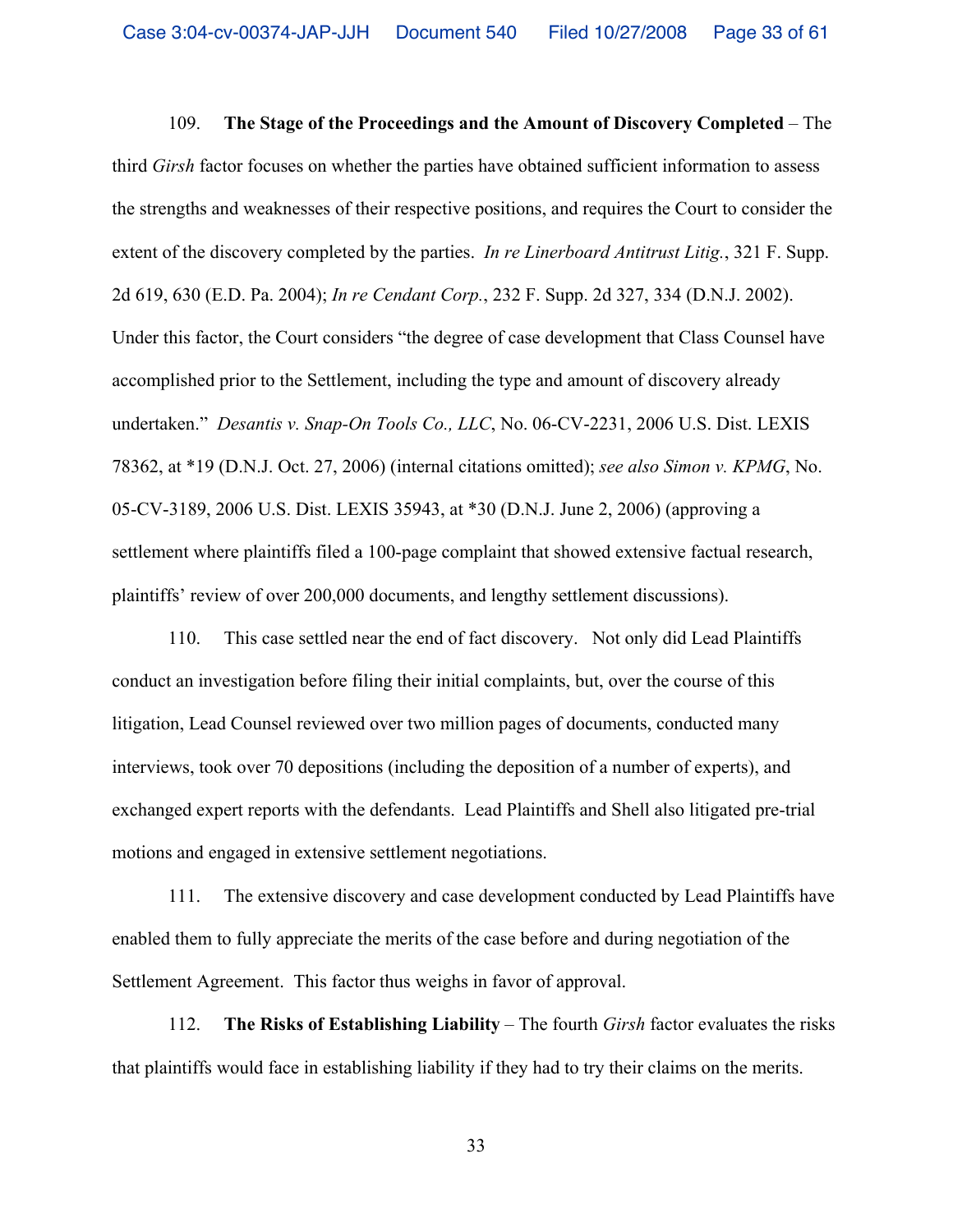109. **The Stage of the Proceedings and the Amount of Discovery Completed** – The third *Girsh* factor focuses on whether the parties have obtained sufficient information to assess the strengths and weaknesses of their respective positions, and requires the Court to consider the extent of the discovery completed by the parties. *In re Linerboard Antitrust Litig.*, 321 F. Supp. 2d 619, 630 (E.D. Pa. 2004); *In re Cendant Corp.*, 232 F. Supp. 2d 327, 334 (D.N.J. 2002). Under this factor, the Court considers "the degree of case development that Class Counsel have accomplished prior to the Settlement, including the type and amount of discovery already undertaken." *Desantis v. Snap-On Tools Co., LLC*, No. 06-CV-2231, 2006 U.S. Dist. LEXIS 78362, at *19 (D.N.J. Oct. 27, 2006) (internal citations omitted); *see also Simon v. KPMG*, No. 05-CV-3189, 2006 U.S. Dist. LEXIS 35943, at *30 (D.N.J. June 2, 2006) (approving a settlement where plaintiffs filed a 100-page complaint that showed extensive factual research, plaintiffs' review of over 200,000 documents, and lengthy settlement discussions).

110. This case settled near the end of fact discovery. Not only did Lead Plaintiffs conduct an investigation before filing their initial complaints, but, over the course of this litigation, Lead Counsel reviewed over two million pages of documents, conducted many interviews, took over 70 depositions (including the deposition of a number of experts), and exchanged expert reports with the defendants. Lead Plaintiffs and Shell also litigated pre-trial motions and engaged in extensive settlement negotiations.

111. The extensive discovery and case development conducted by Lead Plaintiffs have enabled them to fully appreciate the merits of the case before and during negotiation of the Settlement Agreement. This factor thus weighs in favor of approval.

112. **The Risks of Establishing Liability** – The fourth *Girsh* factor evaluates the risks that plaintiffs would face in establishing liability if they had to try their claims on the merits.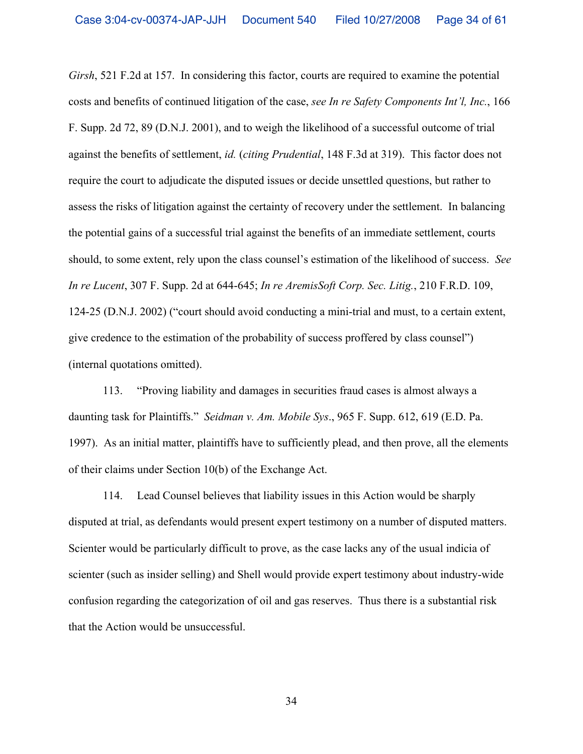*Girsh*, 521 F.2d at 157. In considering this factor, courts are required to examine the potential costs and benefits of continued litigation of the case, *see In re Safety Components Int'l, Inc.*, 166 F. Supp. 2d 72, 89 (D.N.J. 2001), and to weigh the likelihood of a successful outcome of trial against the benefits of settlement, *id.* (*citing Prudential*, 148 F.3d at 319). This factor does not require the court to adjudicate the disputed issues or decide unsettled questions, but rather to assess the risks of litigation against the certainty of recovery under the settlement. In balancing the potential gains of a successful trial against the benefits of an immediate settlement, courts should, to some extent, rely upon the class counsel's estimation of the likelihood of success. *See In re Lucent*, 307 F. Supp. 2d at 644-645; *In re AremisSoft Corp. Sec. Litig.*, 210 F.R.D. 109, 124-25 (D.N.J. 2002) ("court should avoid conducting a mini-trial and must, to a certain extent, give credence to the estimation of the probability of success proffered by class counsel") (internal quotations omitted).

113. "Proving liability and damages in securities fraud cases is almost always a daunting task for Plaintiffs." *Seidman v. Am. Mobile Sys*., 965 F. Supp. 612, 619 (E.D. Pa. 1997). As an initial matter, plaintiffs have to sufficiently plead, and then prove, all the elements of their claims under Section 10(b) of the Exchange Act.

114. Lead Counsel believes that liability issues in this Action would be sharply disputed at trial, as defendants would present expert testimony on a number of disputed matters. Scienter would be particularly difficult to prove, as the case lacks any of the usual indicia of scienter (such as insider selling) and Shell would provide expert testimony about industry-wide confusion regarding the categorization of oil and gas reserves. Thus there is a substantial risk that the Action would be unsuccessful.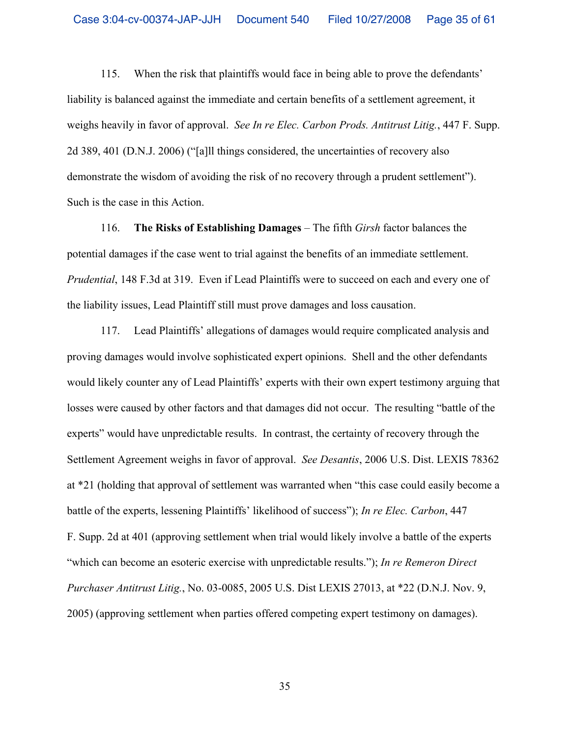115. When the risk that plaintiffs would face in being able to prove the defendants' liability is balanced against the immediate and certain benefits of a settlement agreement, it weighs heavily in favor of approval. *See In re Elec. Carbon Prods. Antitrust Litig.*, 447 F. Supp. 2d 389, 401 (D.N.J. 2006) ("[a]ll things considered, the uncertainties of recovery also demonstrate the wisdom of avoiding the risk of no recovery through a prudent settlement"). Such is the case in this Action.

116. **The Risks of Establishing Damages** – The fifth *Girsh* factor balances the potential damages if the case went to trial against the benefits of an immediate settlement. *Prudential*, 148 F.3d at 319. Even if Lead Plaintiffs were to succeed on each and every one of the liability issues, Lead Plaintiff still must prove damages and loss causation.

117. Lead Plaintiffs' allegations of damages would require complicated analysis and proving damages would involve sophisticated expert opinions. Shell and the other defendants would likely counter any of Lead Plaintiffs' experts with their own expert testimony arguing that losses were caused by other factors and that damages did not occur. The resulting "battle of the experts" would have unpredictable results. In contrast, the certainty of recovery through the Settlement Agreement weighs in favor of approval. *See Desantis*, 2006 U.S. Dist. LEXIS 78362 at *21 (holding that approval of settlement was warranted when "this case could easily become a battle of the experts, lessening Plaintiffs' likelihood of success"); *In re Elec. Carbon*, 447 F. Supp. 2d at 401 (approving settlement when trial would likely involve a battle of the experts "which can become an esoteric exercise with unpredictable results."); *In re Remeron Direct Purchaser Antitrust Litig.*, No. 03-0085, 2005 U.S. Dist LEXIS 27013, at *22 (D.N.J. Nov. 9, 2005) (approving settlement when parties offered competing expert testimony on damages).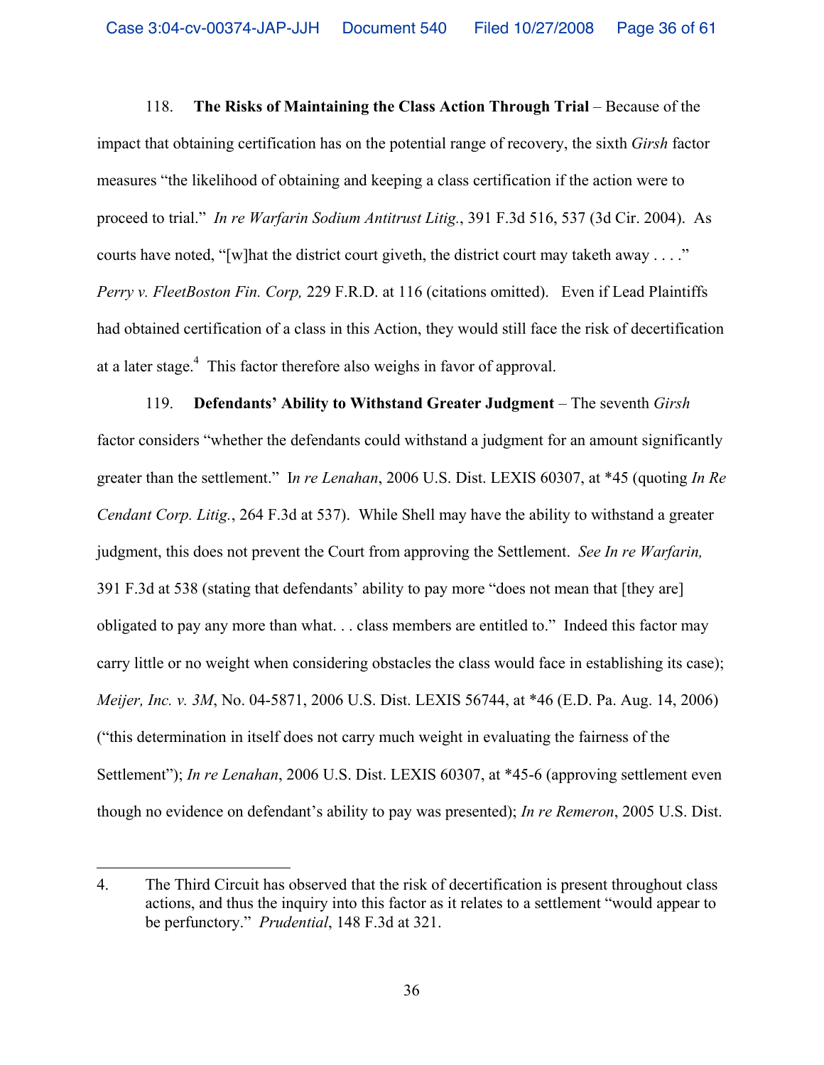118. **The Risks of Maintaining the Class Action Through Trial** – Because of the impact that obtaining certification has on the potential range of recovery, the sixth *Girsh* factor measures "the likelihood of obtaining and keeping a class certification if the action were to proceed to trial." *In re Warfarin Sodium Antitrust Litig.*, 391 F.3d 516, 537 (3d Cir. 2004). As courts have noted, "[w]hat the district court giveth, the district court may taketh away . . . ." *Perry v. FleetBoston Fin. Corp,* 229 F.R.D. at 116 (citations omitted). Even if Lead Plaintiffs had obtained certification of a class in this Action, they would still face the risk of decertification at a later stage.[4] This factor therefore also weighs in favor of approval.

119. **Defendants' Ability to Withstand Greater Judgment** – The seventh *Girsh* factor considers "whether the defendants could withstand a judgment for an amount significantly greater than the settlement." I*n re Lenahan*, 2006 U.S. Dist. LEXIS 60307, at *45 (quoting *In Re Cendant Corp. Litig.*, 264 F.3d at 537). While Shell may have the ability to withstand a greater judgment, this does not prevent the Court from approving the Settlement. *See In re Warfarin,* 391 F.3d at 538 (stating that defendants' ability to pay more "does not mean that [they are] obligated to pay any more than what. . . class members are entitled to." Indeed this factor may carry little or no weight when considering obstacles the class would face in establishing its case); *Meijer, Inc. v. 3M*, No. 04-5871, 2006 U.S. Dist. LEXIS 56744, at *46 (E.D. Pa. Aug. 14, 2006) ("this determination in itself does not carry much weight in evaluating the fairness of the Settlement"); *In re Lenahan*, 2006 U.S. Dist. LEXIS 60307, at *45-6 (approving settlement even though no evidence on defendant's ability to pay was presented); *In re Remeron*, 2005 U.S. Dist.

---

4. The Third Circuit has observed that the risk of decertification is present throughout class actions, and thus the inquiry into this factor as it relates to a settlement "would appear to be perfunctory." *Prudential*, 148 F.3d at 321.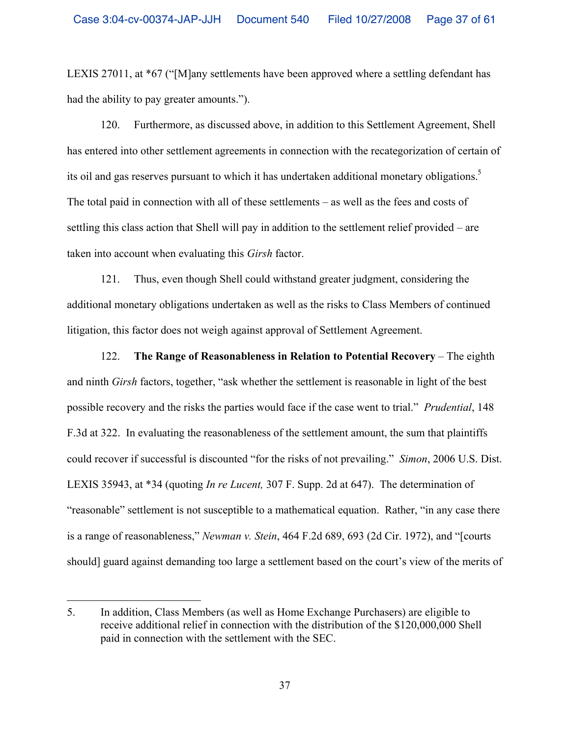LEXIS 27011, at *67 ("[M]any settlements have been approved where a settling defendant has had the ability to pay greater amounts.").

120. Furthermore, as discussed above, in addition to this Settlement Agreement, Shell has entered into other settlement agreements in connection with the recategorization of certain of its oil and gas reserves pursuant to which it has undertaken additional monetary obligations.[5] The total paid in connection with all of these settlements – as well as the fees and costs of settling this class action that Shell will pay in addition to the settlement relief provided – are taken into account when evaluating this *Girsh* factor.

121. Thus, even though Shell could withstand greater judgment, considering the additional monetary obligations undertaken as well as the risks to Class Members of continued litigation, this factor does not weigh against approval of Settlement Agreement.

122. **The Range of Reasonableness in Relation to Potential Recovery** – The eighth and ninth *Girsh* factors, together, "ask whether the settlement is reasonable in light of the best possible recovery and the risks the parties would face if the case went to trial." *Prudential*, 148 F.3d at 322. In evaluating the reasonableness of the settlement amount, the sum that plaintiffs could recover if successful is discounted "for the risks of not prevailing." *Simon*, 2006 U.S. Dist. LEXIS 35943, at *34 (quoting *In re Lucent,* 307 F. Supp. 2d at 647). The determination of "reasonable" settlement is not susceptible to a mathematical equation. Rather, "in any case there is a range of reasonableness," *Newman v. Stein*, 464 F.2d 689, 693 (2d Cir. 1972), and "[courts should] guard against demanding too large a settlement based on the court's view of the merits of

---

5. In addition, Class Members (as well as Home Exchange Purchasers) are eligible to receive additional relief in connection with the distribution of the $120,000,000 Shell paid in connection with the settlement with the SEC.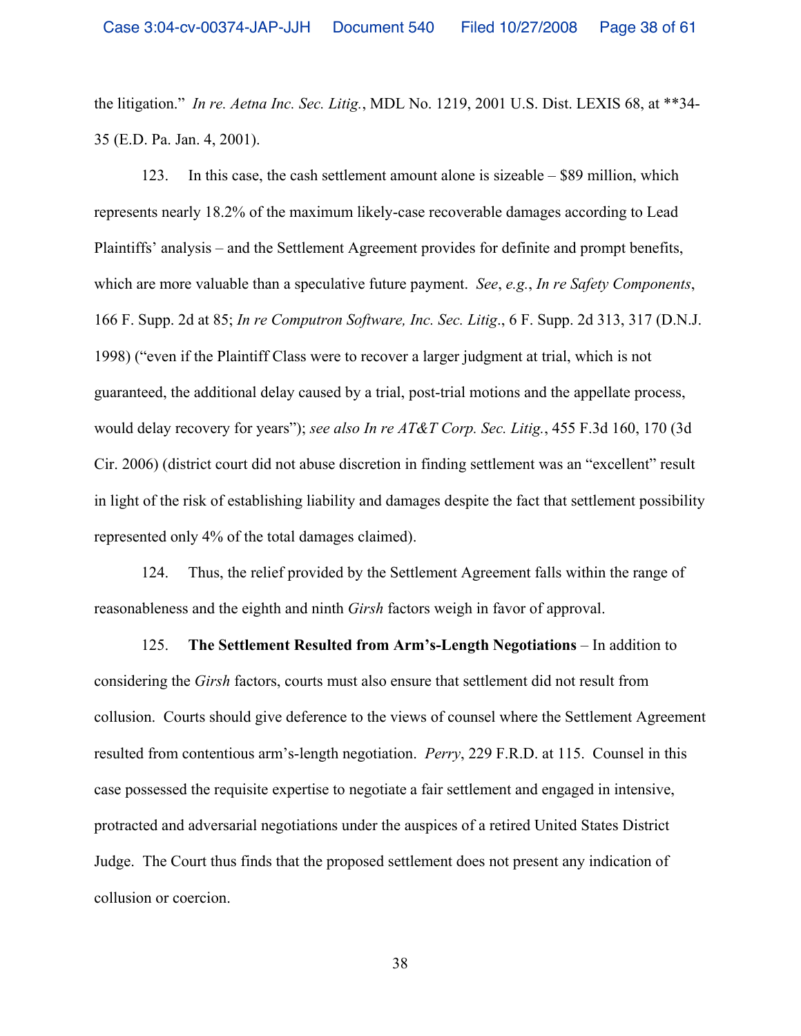the litigation." *In re. Aetna Inc. Sec. Litig.*, MDL No. 1219, 2001 U.S. Dist. LEXIS 68, at **34-35 (E.D. Pa. Jan. 4, 2001).

123. In this case, the cash settlement amount alone is sizeable – $89 million, which represents nearly 18.2% of the maximum likely-case recoverable damages according to Lead Plaintiffs' analysis – and the Settlement Agreement provides for definite and prompt benefits, which are more valuable than a speculative future payment. *See*, *e.g.*, *In re Safety Components*, 166 F. Supp. 2d at 85; *In re Computron Software, Inc. Sec. Litig*., 6 F. Supp. 2d 313, 317 (D.N.J. 1998) ("even if the Plaintiff Class were to recover a larger judgment at trial, which is not guaranteed, the additional delay caused by a trial, post-trial motions and the appellate process, would delay recovery for years"); *see also In re AT&T Corp. Sec. Litig.*, 455 F.3d 160, 170 (3d Cir. 2006) (district court did not abuse discretion in finding settlement was an "excellent" result in light of the risk of establishing liability and damages despite the fact that settlement possibility represented only 4% of the total damages claimed).

124. Thus, the relief provided by the Settlement Agreement falls within the range of reasonableness and the eighth and ninth *Girsh* factors weigh in favor of approval.

125. **The Settlement Resulted from Arm's-Length Negotiations** – In addition to considering the *Girsh* factors, courts must also ensure that settlement did not result from collusion. Courts should give deference to the views of counsel where the Settlement Agreement resulted from contentious arm's-length negotiation. *Perry*, 229 F.R.D. at 115. Counsel in this case possessed the requisite expertise to negotiate a fair settlement and engaged in intensive, protracted and adversarial negotiations under the auspices of a retired United States District Judge. The Court thus finds that the proposed settlement does not present any indication of collusion or coercion.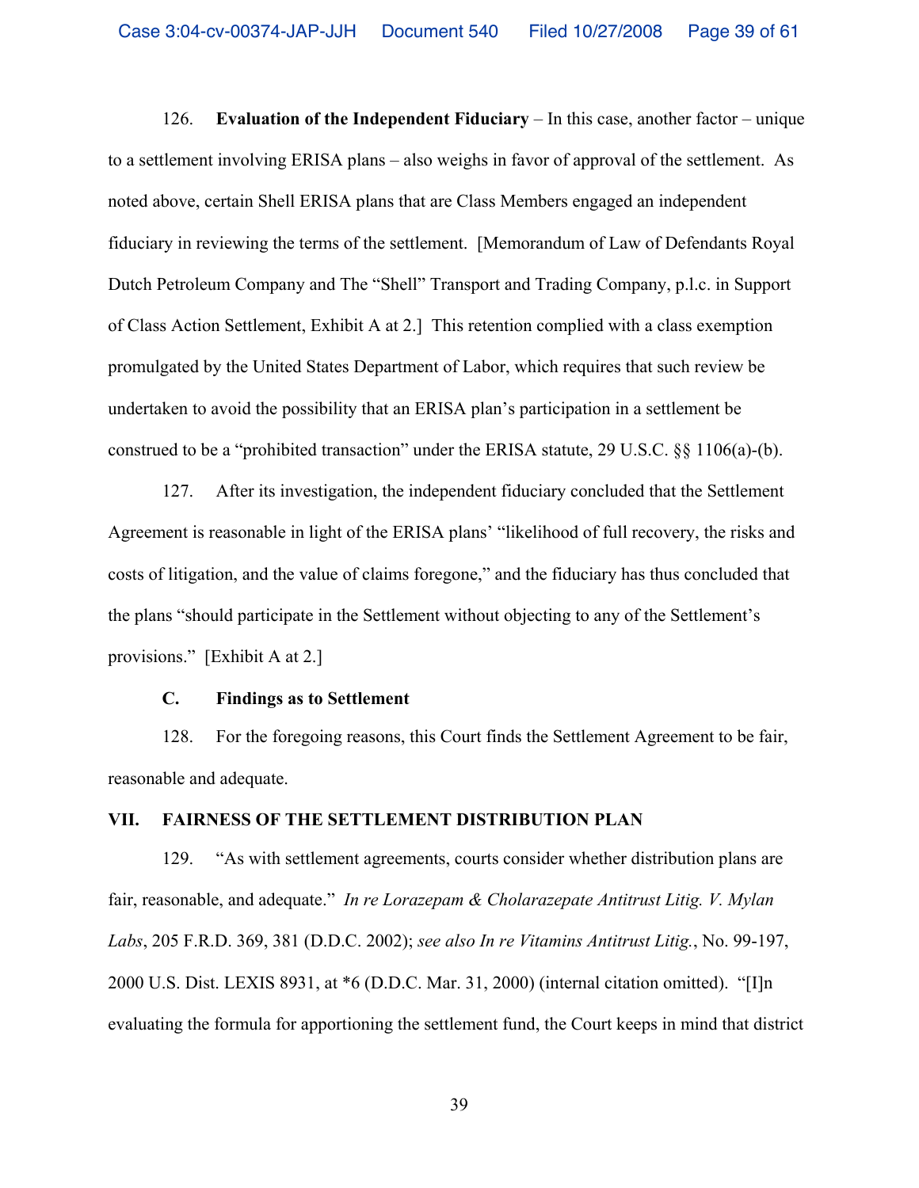126. **Evaluation of the Independent Fiduciary** – In this case, another factor – unique to a settlement involving ERISA plans – also weighs in favor of approval of the settlement. As noted above, certain Shell ERISA plans that are Class Members engaged an independent fiduciary in reviewing the terms of the settlement. [Memorandum of Law of Defendants Royal Dutch Petroleum Company and The "Shell" Transport and Trading Company, p.l.c. in Support of Class Action Settlement, Exhibit A at 2.] This retention complied with a class exemption promulgated by the United States Department of Labor, which requires that such review be undertaken to avoid the possibility that an ERISA plan's participation in a settlement be construed to be a "prohibited transaction" under the ERISA statute, 29 U.S.C. §§ 1106(a)-(b).

127. After its investigation, the independent fiduciary concluded that the Settlement Agreement is reasonable in light of the ERISA plans' "likelihood of full recovery, the risks and costs of litigation, and the value of claims foregone," and the fiduciary has thus concluded that the plans "should participate in the Settlement without objecting to any of the Settlement's provisions." [Exhibit A at 2.]

### C. Findings as to Settlement

128. For the foregoing reasons, this Court finds the Settlement Agreement to be fair, reasonable and adequate.

## VII. FAIRNESS OF THE SETTLEMENT DISTRIBUTION PLAN

129. "As with settlement agreements, courts consider whether distribution plans are fair, reasonable, and adequate." *In re Lorazepam & Cholarazepate Antitrust Litig. V. Mylan Labs*, 205 F.R.D. 369, 381 (D.D.C. 2002); *see also In re Vitamins Antitrust Litig.*, No. 99-197, 2000 U.S. Dist. LEXIS 8931, at *6 (D.D.C. Mar. 31, 2000) (internal citation omitted). "[I]n evaluating the formula for apportioning the settlement fund, the Court keeps in mind that district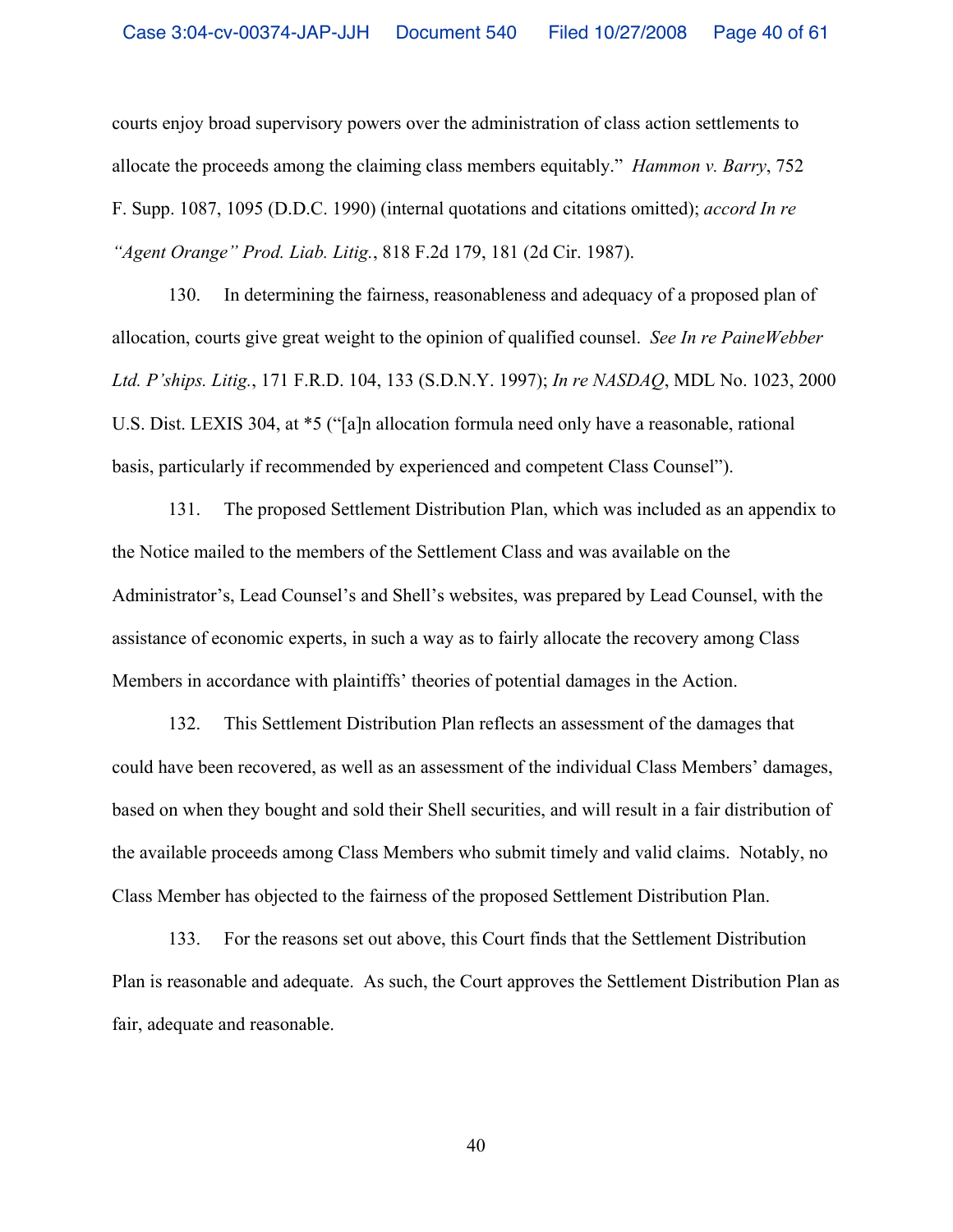courts enjoy broad supervisory powers over the administration of class action settlements to allocate the proceeds among the claiming class members equitably." *Hammon v. Barry*, 752 F. Supp. 1087, 1095 (D.D.C. 1990) (internal quotations and citations omitted); *accord In re "Agent Orange" Prod. Liab. Litig.*, 818 F.2d 179, 181 (2d Cir. 1987).

130. In determining the fairness, reasonableness and adequacy of a proposed plan of allocation, courts give great weight to the opinion of qualified counsel. *See In re PaineWebber Ltd. P'ships. Litig.*, 171 F.R.D. 104, 133 (S.D.N.Y. 1997); *In re NASDAQ*, MDL No. 1023, 2000 U.S. Dist. LEXIS 304, at *5 ("[a]n allocation formula need only have a reasonable, rational basis, particularly if recommended by experienced and competent Class Counsel").

131. The proposed Settlement Distribution Plan, which was included as an appendix to the Notice mailed to the members of the Settlement Class and was available on the Administrator's, Lead Counsel's and Shell's websites, was prepared by Lead Counsel, with the assistance of economic experts, in such a way as to fairly allocate the recovery among Class Members in accordance with plaintiffs' theories of potential damages in the Action.

132. This Settlement Distribution Plan reflects an assessment of the damages that could have been recovered, as well as an assessment of the individual Class Members' damages, based on when they bought and sold their Shell securities, and will result in a fair distribution of the available proceeds among Class Members who submit timely and valid claims. Notably, no Class Member has objected to the fairness of the proposed Settlement Distribution Plan.

133. For the reasons set out above, this Court finds that the Settlement Distribution Plan is reasonable and adequate. As such, the Court approves the Settlement Distribution Plan as fair, adequate and reasonable.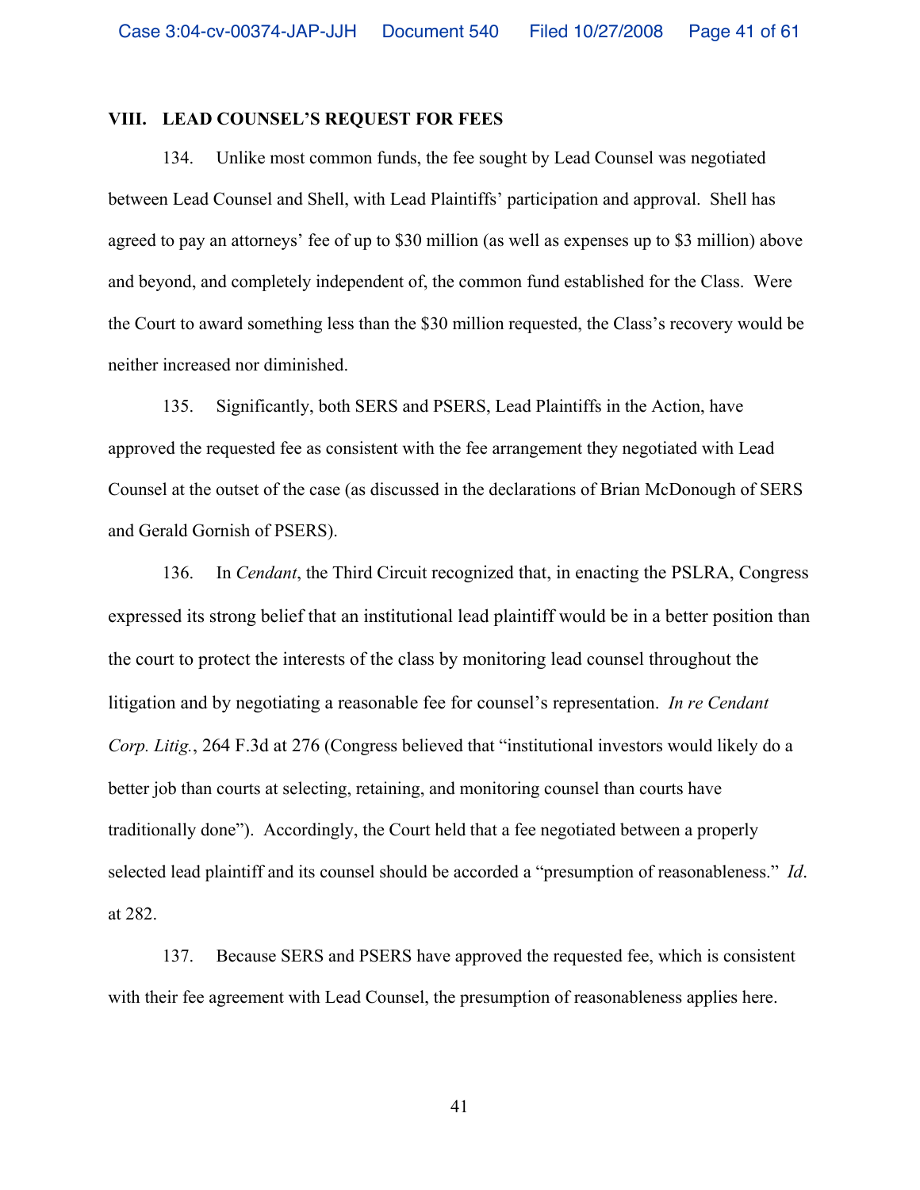## VIII. LEAD COUNSEL'S REQUEST FOR FEES

134. Unlike most common funds, the fee sought by Lead Counsel was negotiated between Lead Counsel and Shell, with Lead Plaintiffs' participation and approval. Shell has agreed to pay an attorneys' fee of up to $30 million (as well as expenses up to $3 million) above and beyond, and completely independent of, the common fund established for the Class. Were the Court to award something less than the $30 million requested, the Class's recovery would be neither increased nor diminished.

135. Significantly, both SERS and PSERS, Lead Plaintiffs in the Action, have approved the requested fee as consistent with the fee arrangement they negotiated with Lead Counsel at the outset of the case (as discussed in the declarations of Brian McDonough of SERS and Gerald Gornish of PSERS).

136. In *Cendant*, the Third Circuit recognized that, in enacting the PSLRA, Congress expressed its strong belief that an institutional lead plaintiff would be in a better position than the court to protect the interests of the class by monitoring lead counsel throughout the litigation and by negotiating a reasonable fee for counsel's representation. *In re Cendant Corp. Litig.*, 264 F.3d at 276 (Congress believed that "institutional investors would likely do a better job than courts at selecting, retaining, and monitoring counsel than courts have traditionally done"). Accordingly, the Court held that a fee negotiated between a properly selected lead plaintiff and its counsel should be accorded a "presumption of reasonableness." *Id*. at 282.

137. Because SERS and PSERS have approved the requested fee, which is consistent with their fee agreement with Lead Counsel, the presumption of reasonableness applies here.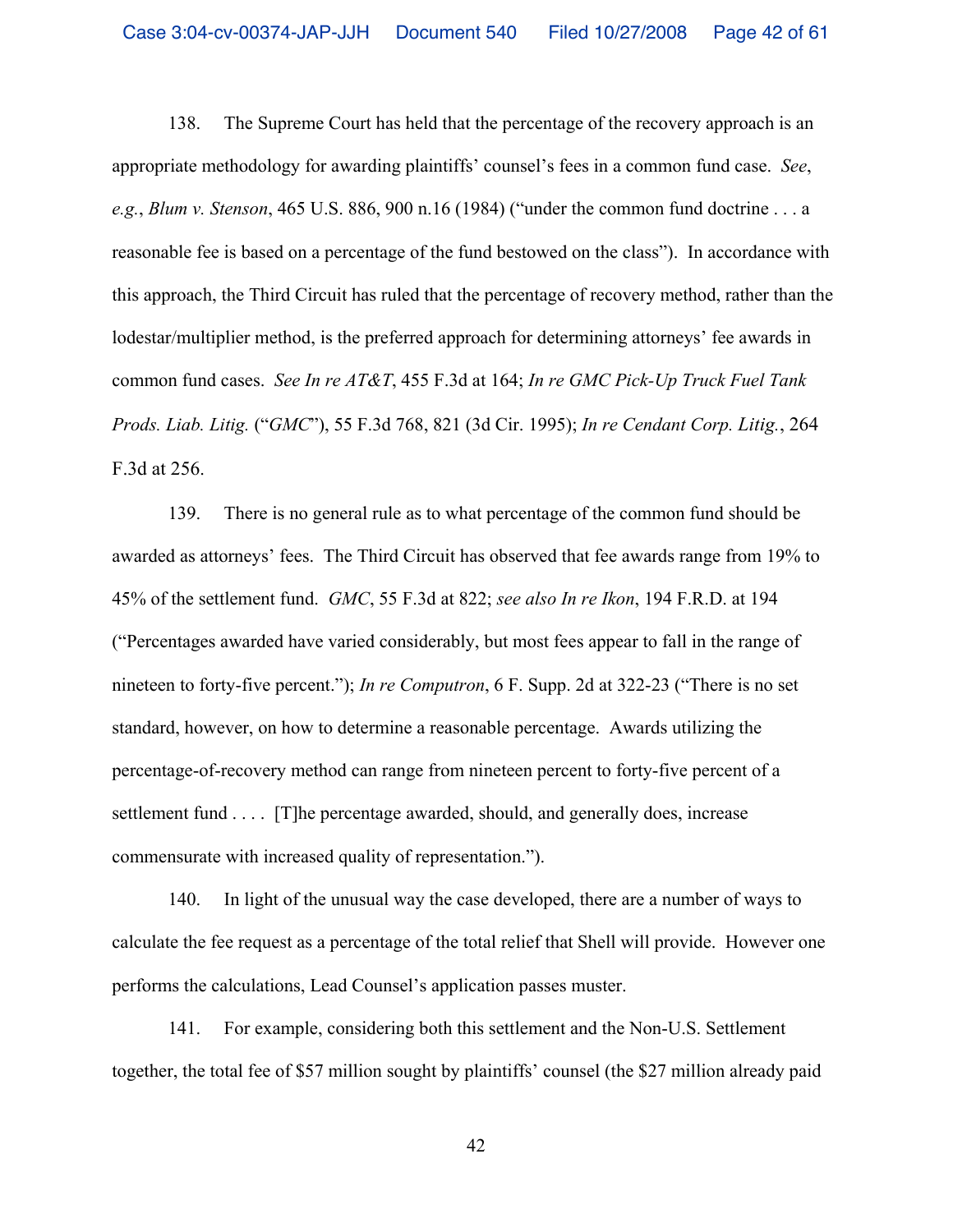138. The Supreme Court has held that the percentage of the recovery approach is an appropriate methodology for awarding plaintiffs' counsel's fees in a common fund case. *See*, *e.g.*, *Blum v. Stenson*, 465 U.S. 886, 900 n.16 (1984) ("under the common fund doctrine . . . a reasonable fee is based on a percentage of the fund bestowed on the class"). In accordance with this approach, the Third Circuit has ruled that the percentage of recovery method, rather than the lodestar/multiplier method, is the preferred approach for determining attorneys' fee awards in common fund cases. *See In re AT&T*, 455 F.3d at 164; *In re GMC Pick-Up Truck Fuel Tank Prods. Liab. Litig.* ("*GMC*"), 55 F.3d 768, 821 (3d Cir. 1995); *In re Cendant Corp. Litig.*, 264 F.3d at 256.

139. There is no general rule as to what percentage of the common fund should be awarded as attorneys' fees. The Third Circuit has observed that fee awards range from 19% to 45% of the settlement fund. *GMC*, 55 F.3d at 822; *see also In re Ikon*, 194 F.R.D. at 194 ("Percentages awarded have varied considerably, but most fees appear to fall in the range of nineteen to forty-five percent."); *In re Computron*, 6 F. Supp. 2d at 322-23 ("There is no set standard, however, on how to determine a reasonable percentage. Awards utilizing the percentage-of-recovery method can range from nineteen percent to forty-five percent of a settlement fund . . . . [T]he percentage awarded, should, and generally does, increase commensurate with increased quality of representation.").

140. In light of the unusual way the case developed, there are a number of ways to calculate the fee request as a percentage of the total relief that Shell will provide. However one performs the calculations, Lead Counsel's application passes muster.

141. For example, considering both this settlement and the Non-U.S. Settlement together, the total fee of $57 million sought by plaintiffs' counsel (the $27 million already paid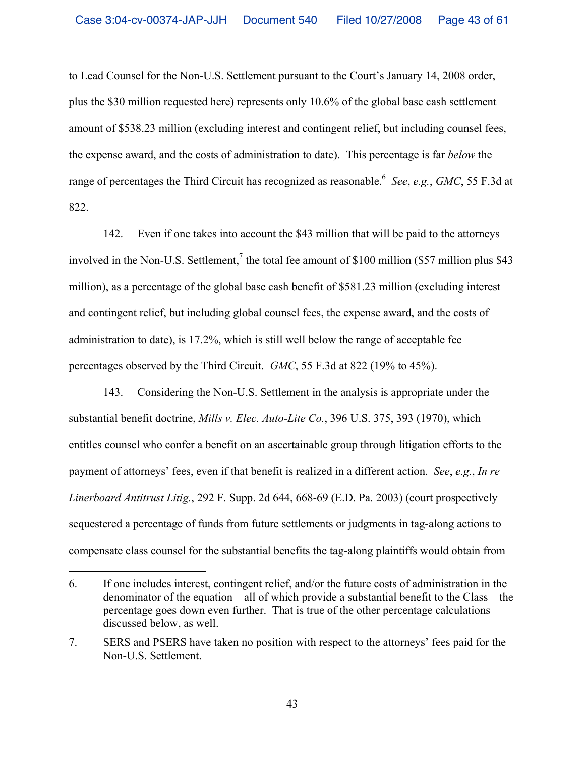to Lead Counsel for the Non-U.S. Settlement pursuant to the Court's January 14, 2008 order, plus the $30 million requested here) represents only 10.6% of the global base cash settlement amount of $538.23 million (excluding interest and contingent relief, but including counsel fees, the expense award, and the costs of administration to date). This percentage is far *below* the range of percentages the Third Circuit has recognized as reasonable.[6] *See*, *e.g.*, *GMC*, 55 F.3d at 822.

142. Even if one takes into account the $43 million that will be paid to the attorneys involved in the Non-U.S. Settlement,[7] the total fee amount of $100 million ($57 million plus $43 million), as a percentage of the global base cash benefit of $581.23 million (excluding interest and contingent relief, but including global counsel fees, the expense award, and the costs of administration to date), is 17.2%, which is still well below the range of acceptable fee percentages observed by the Third Circuit. *GMC*, 55 F.3d at 822 (19% to 45%).

143. Considering the Non-U.S. Settlement in the analysis is appropriate under the substantial benefit doctrine, *Mills v. Elec. Auto-Lite Co.*, 396 U.S. 375, 393 (1970), which entitles counsel who confer a benefit on an ascertainable group through litigation efforts to the payment of attorneys' fees, even if that benefit is realized in a different action. *See*, *e.g.*, *In re Linerboard Antitrust Litig.*, 292 F. Supp. 2d 644, 668-69 (E.D. Pa. 2003) (court prospectively sequestered a percentage of funds from future settlements or judgments in tag-along actions to compensate class counsel for the substantial benefits the tag-along plaintiffs would obtain from

---

6. If one includes interest, contingent relief, and/or the future costs of administration in the denominator of the equation – all of which provide a substantial benefit to the Class – the percentage goes down even further. That is true of the other percentage calculations discussed below, as well.

7. SERS and PSERS have taken no position with respect to the attorneys' fees paid for the Non-U.S. Settlement.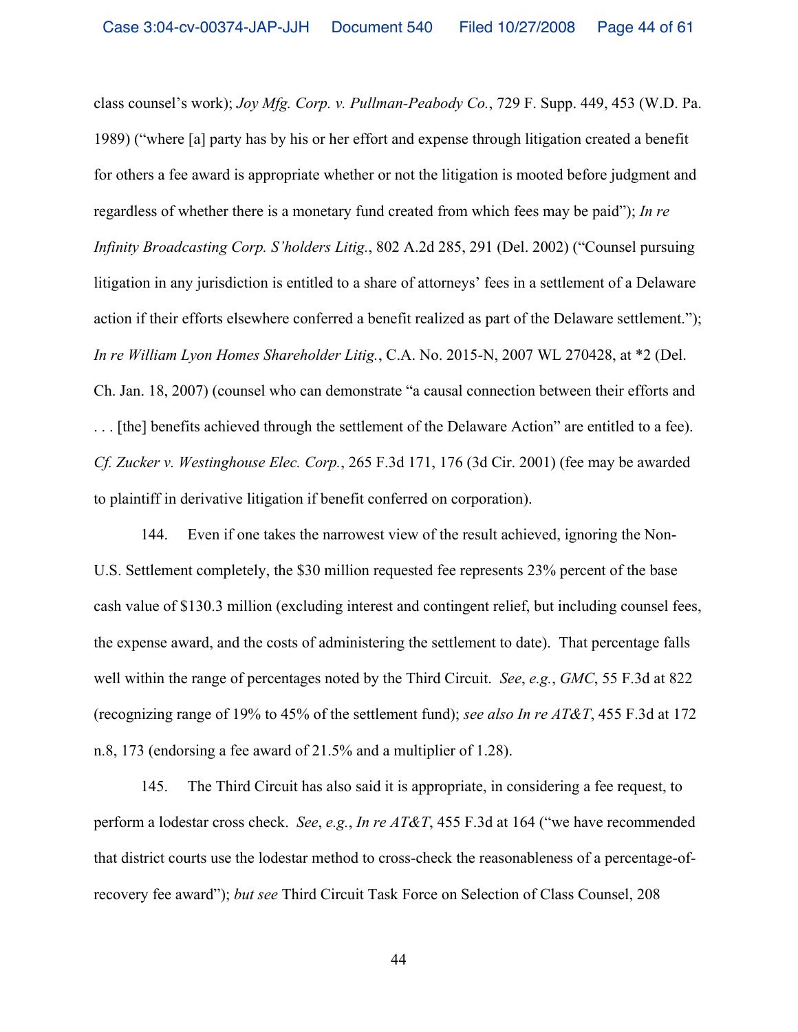class counsel's work); *Joy Mfg. Corp. v. Pullman-Peabody Co.*, 729 F. Supp. 449, 453 (W.D. Pa. 1989) ("where [a] party has by his or her effort and expense through litigation created a benefit for others a fee award is appropriate whether or not the litigation is mooted before judgment and regardless of whether there is a monetary fund created from which fees may be paid"); *In re Infinity Broadcasting Corp. S'holders Litig.*, 802 A.2d 285, 291 (Del. 2002) ("Counsel pursuing litigation in any jurisdiction is entitled to a share of attorneys' fees in a settlement of a Delaware action if their efforts elsewhere conferred a benefit realized as part of the Delaware settlement."); *In re William Lyon Homes Shareholder Litig.*, C.A. No. 2015-N, 2007 WL 270428, at *2 (Del. Ch. Jan. 18, 2007) (counsel who can demonstrate "a causal connection between their efforts and . . . [the] benefits achieved through the settlement of the Delaware Action" are entitled to a fee). *Cf. Zucker v. Westinghouse Elec. Corp.*, 265 F.3d 171, 176 (3d Cir. 2001) (fee may be awarded to plaintiff in derivative litigation if benefit conferred on corporation).

144. Even if one takes the narrowest view of the result achieved, ignoring the Non-U.S. Settlement completely, the $30 million requested fee represents 23% percent of the base cash value of $130.3 million (excluding interest and contingent relief, but including counsel fees, the expense award, and the costs of administering the settlement to date). That percentage falls well within the range of percentages noted by the Third Circuit. *See*, *e.g.*, *GMC*, 55 F.3d at 822 (recognizing range of 19% to 45% of the settlement fund); *see also In re AT&T*, 455 F.3d at 172 n.8, 173 (endorsing a fee award of 21.5% and a multiplier of 1.28).

145. The Third Circuit has also said it is appropriate, in considering a fee request, to perform a lodestar cross check. *See*, *e.g.*, *In re AT&T*, 455 F.3d at 164 ("we have recommended that district courts use the lodestar method to cross-check the reasonableness of a percentage-of-recovery fee award"); *but see* Third Circuit Task Force on Selection of Class Counsel, 208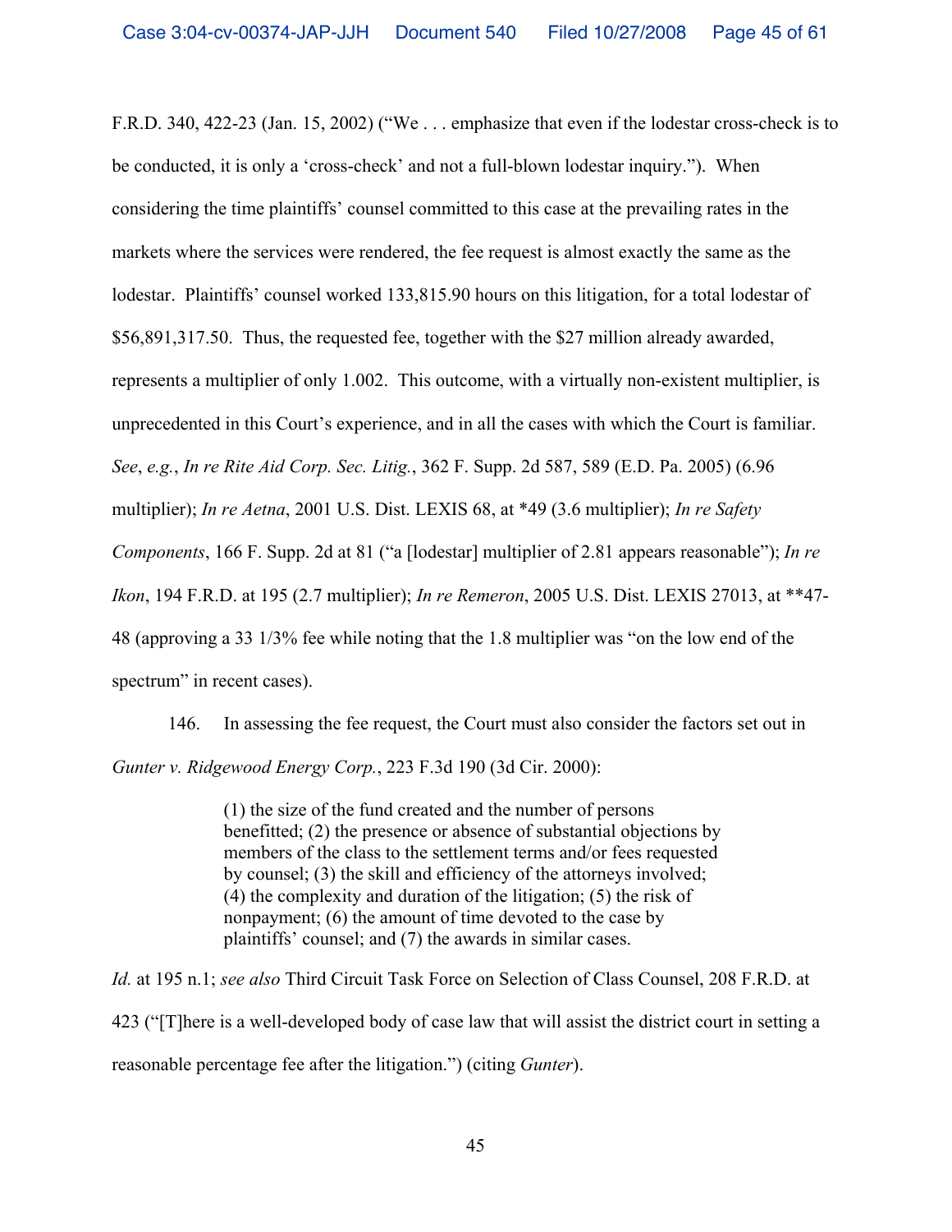F.R.D. 340, 422-23 (Jan. 15, 2002) ("We . . . emphasize that even if the lodestar cross-check is to be conducted, it is only a 'cross-check' and not a full-blown lodestar inquiry."). When considering the time plaintiffs' counsel committed to this case at the prevailing rates in the markets where the services were rendered, the fee request is almost exactly the same as the lodestar. Plaintiffs' counsel worked 133,815.90 hours on this litigation, for a total lodestar of $56,891,317.50. Thus, the requested fee, together with the $27 million already awarded, represents a multiplier of only 1.002. This outcome, with a virtually non-existent multiplier, is unprecedented in this Court's experience, and in all the cases with which the Court is familiar. *See*, *e.g.*, *In re Rite Aid Corp. Sec. Litig.*, 362 F. Supp. 2d 587, 589 (E.D. Pa. 2005) (6.96 multiplier); *In re Aetna*, 2001 U.S. Dist. LEXIS 68, at *49 (3.6 multiplier); *In re Safety Components*, 166 F. Supp. 2d at 81 ("a [lodestar] multiplier of 2.81 appears reasonable"); *In re Ikon*, 194 F.R.D. at 195 (2.7 multiplier); *In re Remeron*, 2005 U.S. Dist. LEXIS 27013, at **47-48 (approving a 33 1/3% fee while noting that the 1.8 multiplier was "on the low end of the spectrum" in recent cases).

146. In assessing the fee request, the Court must also consider the factors set out in *Gunter v. Ridgewood Energy Corp.*, 223 F.3d 190 (3d Cir. 2000):

> (1) the size of the fund created and the number of persons benefitted; (2) the presence or absence of substantial objections by members of the class to the settlement terms and/or fees requested by counsel; (3) the skill and efficiency of the attorneys involved; (4) the complexity and duration of the litigation; (5) the risk of nonpayment; (6) the amount of time devoted to the case by plaintiffs' counsel; and (7) the awards in similar cases.

*Id.* at 195 n.1; *see also* Third Circuit Task Force on Selection of Class Counsel, 208 F.R.D. at 423 ("[T]here is a well-developed body of case law that will assist the district court in setting a reasonable percentage fee after the litigation.") (citing *Gunter*).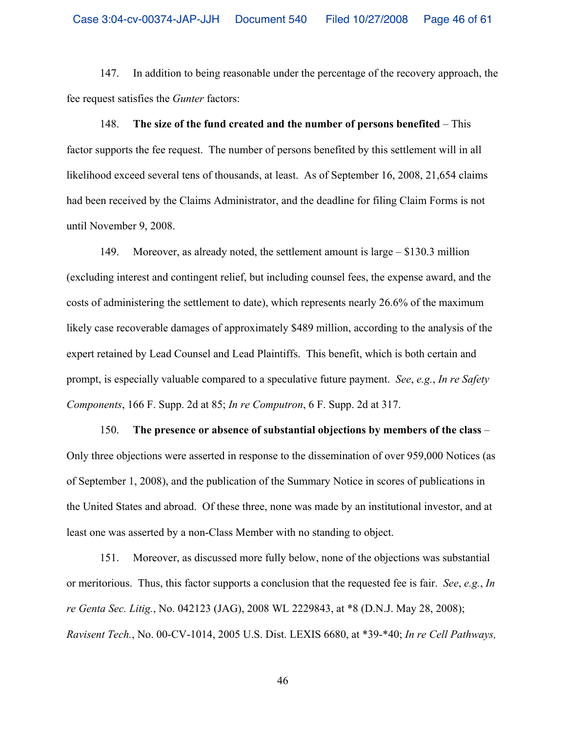147. In addition to being reasonable under the percentage of the recovery approach, the fee request satisfies the *Gunter* factors:

148. **The size of the fund created and the number of persons benefited** – This factor supports the fee request. The number of persons benefited by this settlement will in all likelihood exceed several tens of thousands, at least. As of September 16, 2008, 21,654 claims had been received by the Claims Administrator, and the deadline for filing Claim Forms is not until November 9, 2008.

149. Moreover, as already noted, the settlement amount is large – $130.3 million (excluding interest and contingent relief, but including counsel fees, the expense award, and the costs of administering the settlement to date), which represents nearly 26.6% of the maximum likely case recoverable damages of approximately $489 million, according to the analysis of the expert retained by Lead Counsel and Lead Plaintiffs. This benefit, which is both certain and prompt, is especially valuable compared to a speculative future payment. *See*, *e.g.*, *In re Safety Components*, 166 F. Supp. 2d at 85; *In re Computron*, 6 F. Supp. 2d at 317.

150. **The presence or absence of substantial objections by members of the class** – Only three objections were asserted in response to the dissemination of over 959,000 Notices (as of September 1, 2008), and the publication of the Summary Notice in scores of publications in the United States and abroad. Of these three, none was made by an institutional investor, and at least one was asserted by a non-Class Member with no standing to object.

151. Moreover, as discussed more fully below, none of the objections was substantial or meritorious. Thus, this factor supports a conclusion that the requested fee is fair. *See*, *e.g.*, *In re Genta Sec. Litig.*, No. 042123 (JAG), 2008 WL 2229843, at *8 (D.N.J. May 28, 2008); *Ravisent Tech.*, No. 00-CV-1014, 2005 U.S. Dist. LEXIS 6680, at *39-*40; *In re Cell Pathways,*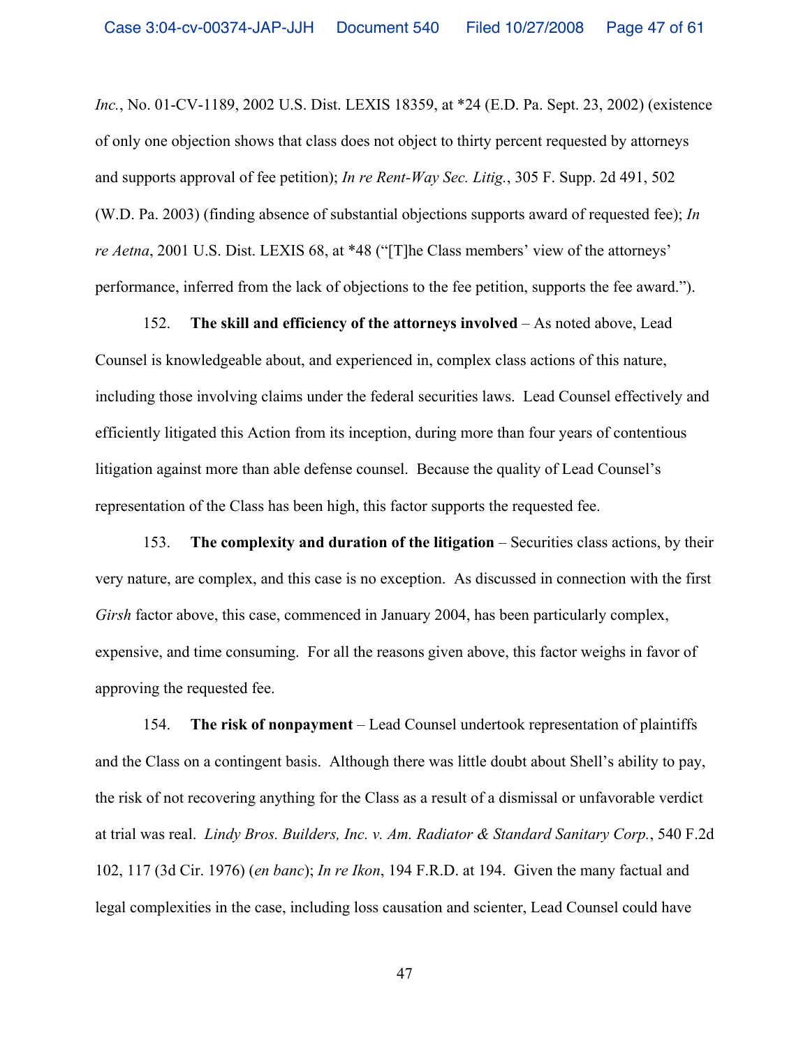*Inc.*, No. 01-CV-1189, 2002 U.S. Dist. LEXIS 18359, at *24 (E.D. Pa. Sept. 23, 2002) (existence of only one objection shows that class does not object to thirty percent requested by attorneys and supports approval of fee petition); *In re Rent-Way Sec. Litig.*, 305 F. Supp. 2d 491, 502 (W.D. Pa. 2003) (finding absence of substantial objections supports award of requested fee); *In re Aetna*, 2001 U.S. Dist. LEXIS 68, at *48 ("[T]he Class members' view of the attorneys' performance, inferred from the lack of objections to the fee petition, supports the fee award.").

152. **The skill and efficiency of the attorneys involved** – As noted above, Lead Counsel is knowledgeable about, and experienced in, complex class actions of this nature, including those involving claims under the federal securities laws. Lead Counsel effectively and efficiently litigated this Action from its inception, during more than four years of contentious litigation against more than able defense counsel. Because the quality of Lead Counsel's representation of the Class has been high, this factor supports the requested fee.

153. **The complexity and duration of the litigation** – Securities class actions, by their very nature, are complex, and this case is no exception. As discussed in connection with the first *Girsh* factor above, this case, commenced in January 2004, has been particularly complex, expensive, and time consuming. For all the reasons given above, this factor weighs in favor of approving the requested fee.

154. **The risk of nonpayment** – Lead Counsel undertook representation of plaintiffs and the Class on a contingent basis. Although there was little doubt about Shell's ability to pay, the risk of not recovering anything for the Class as a result of a dismissal or unfavorable verdict at trial was real. *Lindy Bros. Builders, Inc. v. Am. Radiator & Standard Sanitary Corp.*, 540 F.2d 102, 117 (3d Cir. 1976) (*en banc*); *In re Ikon*, 194 F.R.D. at 194. Given the many factual and legal complexities in the case, including loss causation and scienter, Lead Counsel could have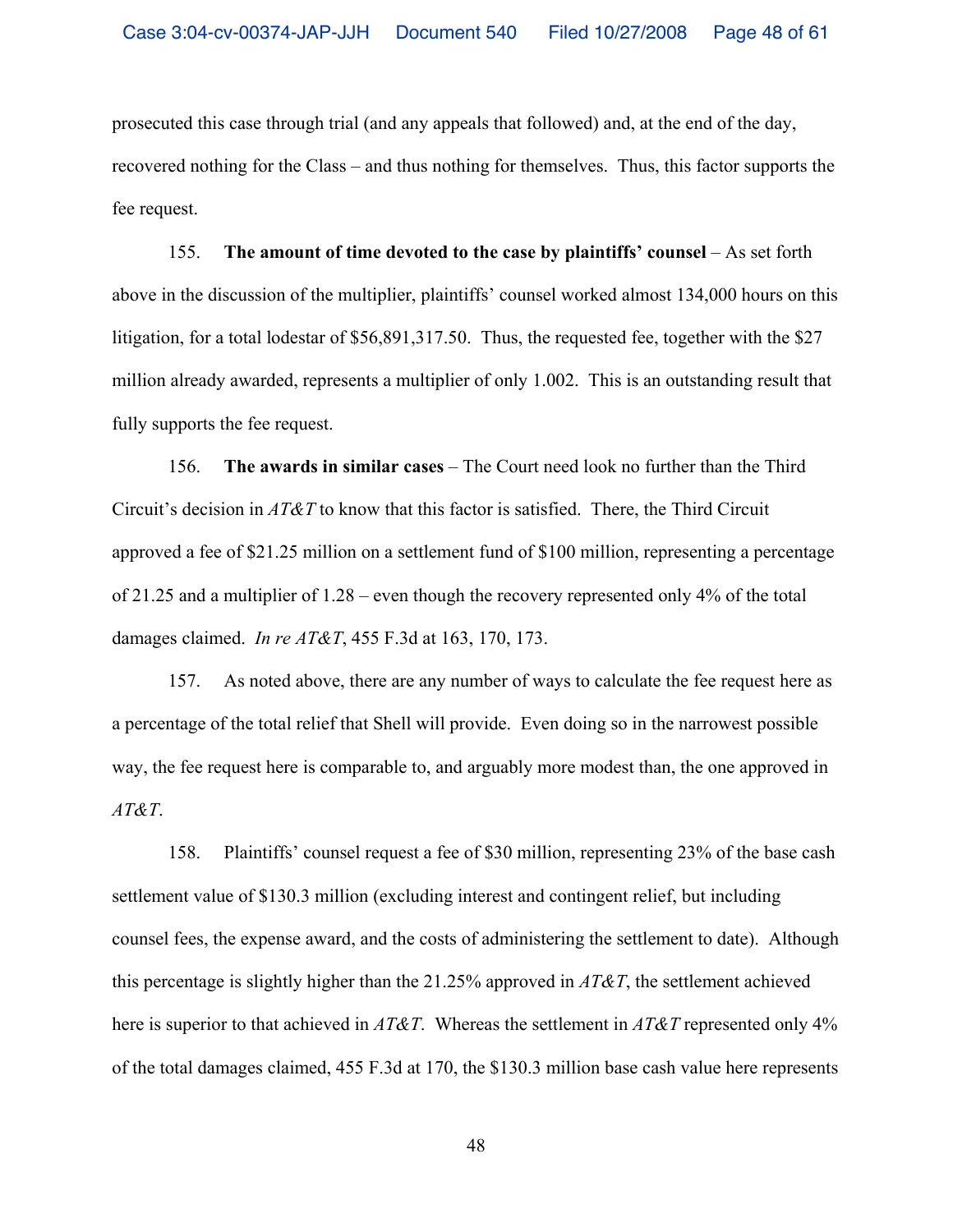prosecuted this case through trial (and any appeals that followed) and, at the end of the day, recovered nothing for the Class – and thus nothing for themselves. Thus, this factor supports the fee request.

155. **The amount of time devoted to the case by plaintiffs' counsel** – As set forth above in the discussion of the multiplier, plaintiffs' counsel worked almost 134,000 hours on this litigation, for a total lodestar of $56,891,317.50. Thus, the requested fee, together with the $27 million already awarded, represents a multiplier of only 1.002. This is an outstanding result that fully supports the fee request.

156. **The awards in similar cases** – The Court need look no further than the Third Circuit's decision in *AT&T* to know that this factor is satisfied. There, the Third Circuit approved a fee of $21.25 million on a settlement fund of $100 million, representing a percentage of 21.25 and a multiplier of 1.28 – even though the recovery represented only 4% of the total damages claimed. *In re AT&T*, 455 F.3d at 163, 170, 173.

157. As noted above, there are any number of ways to calculate the fee request here as a percentage of the total relief that Shell will provide. Even doing so in the narrowest possible way, the fee request here is comparable to, and arguably more modest than, the one approved in *AT&T*.

158. Plaintiffs' counsel request a fee of $30 million, representing 23% of the base cash settlement value of $130.3 million (excluding interest and contingent relief, but including counsel fees, the expense award, and the costs of administering the settlement to date). Although this percentage is slightly higher than the 21.25% approved in *AT&T*, the settlement achieved here is superior to that achieved in *AT&T*. Whereas the settlement in *AT&T* represented only 4% of the total damages claimed, 455 F.3d at 170, the $130.3 million base cash value here represents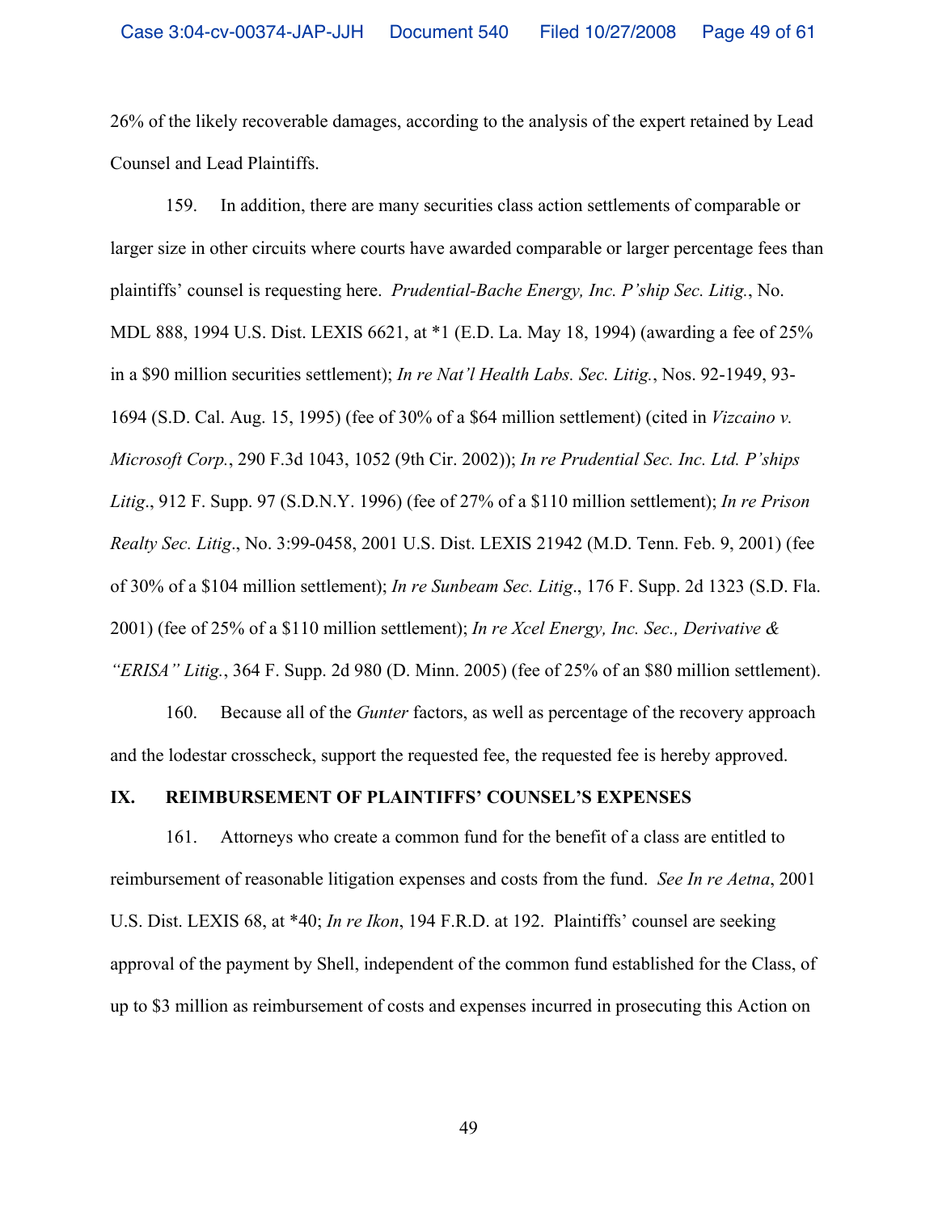26% of the likely recoverable damages, according to the analysis of the expert retained by Lead Counsel and Lead Plaintiffs.

159. In addition, there are many securities class action settlements of comparable or larger size in other circuits where courts have awarded comparable or larger percentage fees than plaintiffs' counsel is requesting here. *Prudential-Bache Energy, Inc. P'ship Sec. Litig.*, No. MDL 888, 1994 U.S. Dist. LEXIS 6621, at *1 (E.D. La. May 18, 1994) (awarding a fee of 25% in a $90 million securities settlement); *In re Nat'l Health Labs. Sec. Litig.*, Nos. 92-1949, 93-1694 (S.D. Cal. Aug. 15, 1995) (fee of 30% of a $64 million settlement) (cited in *Vizcaino v. Microsoft Corp.*, 290 F.3d 1043, 1052 (9th Cir. 2002)); *In re Prudential Sec. Inc. Ltd. P'ships Litig.*, 912 F. Supp. 97 (S.D.N.Y. 1996) (fee of 27% of a $110 million settlement); *In re Prison Realty Sec. Litig.*, No. 3:99-0458, 2001 U.S. Dist. LEXIS 21942 (M.D. Tenn. Feb. 9, 2001) (fee of 30% of a $104 million settlement); *In re Sunbeam Sec. Litig.*, 176 F. Supp. 2d 1323 (S.D. Fla. 2001) (fee of 25% of a $110 million settlement); *In re Xcel Energy, Inc. Sec., Derivative & "ERISA" Litig.*, 364 F. Supp. 2d 980 (D. Minn. 2005) (fee of 25% of an $80 million settlement).

160. Because all of the *Gunter* factors, as well as percentage of the recovery approach and the lodestar crosscheck, support the requested fee, the requested fee is hereby approved.

## IX. REIMBURSEMENT OF PLAINTIFFS' COUNSEL'S EXPENSES

161. Attorneys who create a common fund for the benefit of a class are entitled to reimbursement of reasonable litigation expenses and costs from the fund. *See In re Aetna*, 2001 U.S. Dist. LEXIS 68, at *40; *In re Ikon*, 194 F.R.D. at 192. Plaintiffs' counsel are seeking approval of the payment by Shell, independent of the common fund established for the Class, of up to $3 million as reimbursement of costs and expenses incurred in prosecuting this Action on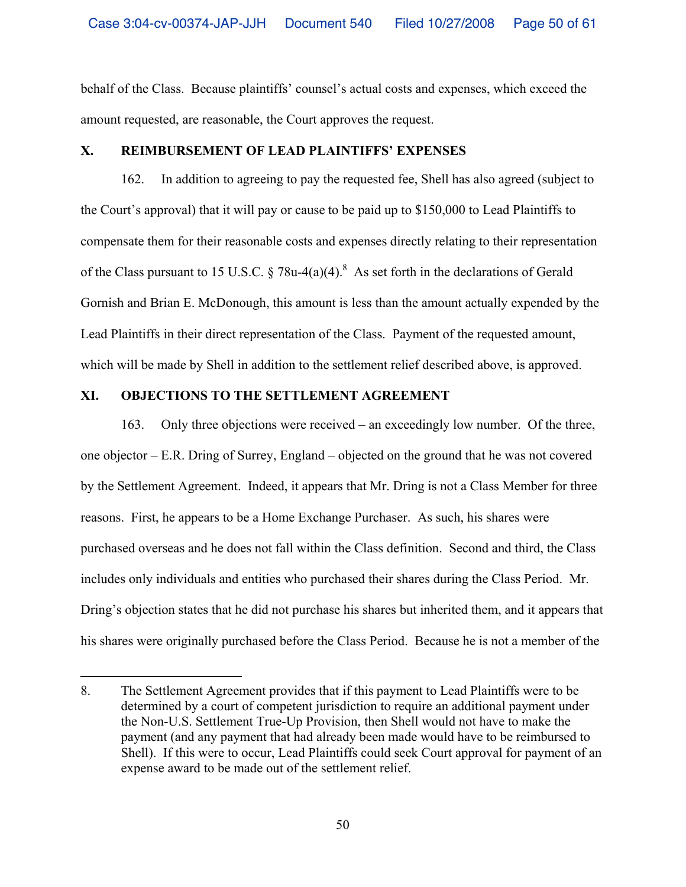behalf of the Class. Because plaintiffs' counsel's actual costs and expenses, which exceed the amount requested, are reasonable, the Court approves the request.

## X. REIMBURSEMENT OF LEAD PLAINTIFFS' EXPENSES

162. In addition to agreeing to pay the requested fee, Shell has also agreed (subject to the Court's approval) that it will pay or cause to be paid up to $150,000 to Lead Plaintiffs to compensate them for their reasonable costs and expenses directly relating to their representation of the Class pursuant to 15 U.S.C. § 78u-4(a)(4).[8] As set forth in the declarations of Gerald Gornish and Brian E. McDonough, this amount is less than the amount actually expended by the Lead Plaintiffs in their direct representation of the Class. Payment of the requested amount, which will be made by Shell in addition to the settlement relief described above, is approved.

## XI. OBJECTIONS TO THE SETTLEMENT AGREEMENT

163. Only three objections were received – an exceedingly low number. Of the three, one objector – E.R. Dring of Surrey, England – objected on the ground that he was not covered by the Settlement Agreement. Indeed, it appears that Mr. Dring is not a Class Member for three reasons. First, he appears to be a Home Exchange Purchaser. As such, his shares were purchased overseas and he does not fall within the Class definition. Second and third, the Class includes only individuals and entities who purchased their shares during the Class Period. Mr. Dring's objection states that he did not purchase his shares but inherited them, and it appears that his shares were originally purchased before the Class Period. Because he is not a member of the

---

8. The Settlement Agreement provides that if this payment to Lead Plaintiffs were to be determined by a court of competent jurisdiction to require an additional payment under the Non-U.S. Settlement True-Up Provision, then Shell would not have to make the payment (and any payment that had already been made would have to be reimbursed to Shell). If this were to occur, Lead Plaintiffs could seek Court approval for payment of an expense award to be made out of the settlement relief.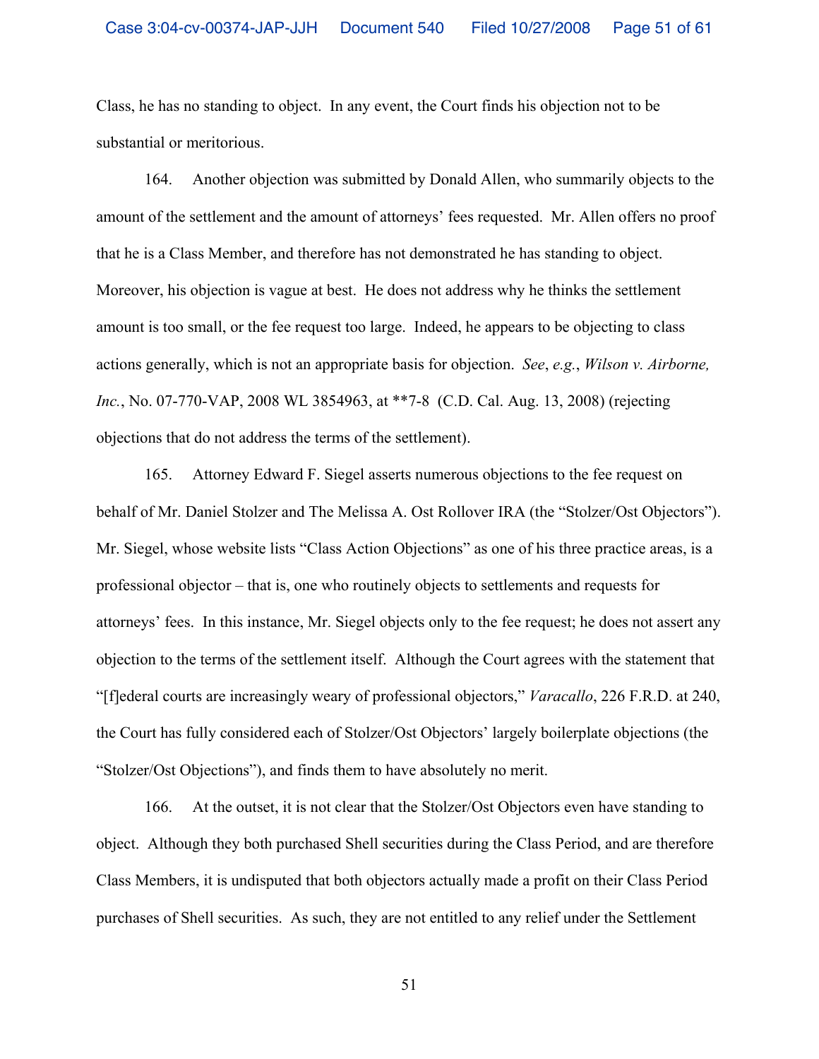Class, he has no standing to object. In any event, the Court finds his objection not to be substantial or meritorious.

164. Another objection was submitted by Donald Allen, who summarily objects to the amount of the settlement and the amount of attorneys' fees requested. Mr. Allen offers no proof that he is a Class Member, and therefore has not demonstrated he has standing to object. Moreover, his objection is vague at best. He does not address why he thinks the settlement amount is too small, or the fee request too large. Indeed, he appears to be objecting to class actions generally, which is not an appropriate basis for objection. *See*, *e.g.*, *Wilson v. Airborne, Inc.*, No. 07-770-VAP, 2008 WL 3854963, at **7-8 (C.D. Cal. Aug. 13, 2008) (rejecting objections that do not address the terms of the settlement).

165. Attorney Edward F. Siegel asserts numerous objections to the fee request on behalf of Mr. Daniel Stolzer and The Melissa A. Ost Rollover IRA (the "Stolzer/Ost Objectors"). Mr. Siegel, whose website lists "Class Action Objections" as one of his three practice areas, is a professional objector – that is, one who routinely objects to settlements and requests for attorneys' fees. In this instance, Mr. Siegel objects only to the fee request; he does not assert any objection to the terms of the settlement itself. Although the Court agrees with the statement that "[f]ederal courts are increasingly weary of professional objectors," *Varacallo*, 226 F.R.D. at 240, the Court has fully considered each of Stolzer/Ost Objectors' largely boilerplate objections (the "Stolzer/Ost Objections"), and finds them to have absolutely no merit.

166. At the outset, it is not clear that the Stolzer/Ost Objectors even have standing to object. Although they both purchased Shell securities during the Class Period, and are therefore Class Members, it is undisputed that both objectors actually made a profit on their Class Period purchases of Shell securities. As such, they are not entitled to any relief under the Settlement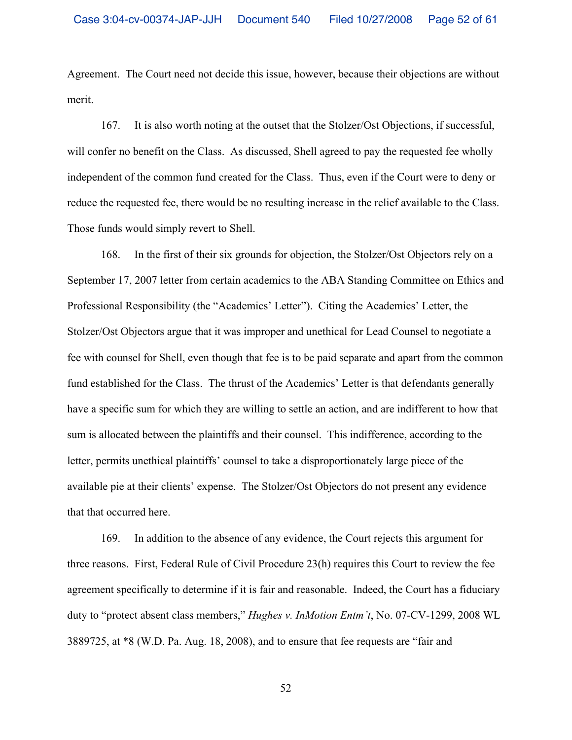Agreement. The Court need not decide this issue, however, because their objections are without merit.

167. It is also worth noting at the outset that the Stolzer/Ost Objections, if successful, will confer no benefit on the Class. As discussed, Shell agreed to pay the requested fee wholly independent of the common fund created for the Class. Thus, even if the Court were to deny or reduce the requested fee, there would be no resulting increase in the relief available to the Class. Those funds would simply revert to Shell.

168. In the first of their six grounds for objection, the Stolzer/Ost Objectors rely on a September 17, 2007 letter from certain academics to the ABA Standing Committee on Ethics and Professional Responsibility (the "Academics' Letter"). Citing the Academics' Letter, the Stolzer/Ost Objectors argue that it was improper and unethical for Lead Counsel to negotiate a fee with counsel for Shell, even though that fee is to be paid separate and apart from the common fund established for the Class. The thrust of the Academics' Letter is that defendants generally have a specific sum for which they are willing to settle an action, and are indifferent to how that sum is allocated between the plaintiffs and their counsel. This indifference, according to the letter, permits unethical plaintiffs' counsel to take a disproportionately large piece of the available pie at their clients' expense. The Stolzer/Ost Objectors do not present any evidence that that occurred here.

169. In addition to the absence of any evidence, the Court rejects this argument for three reasons. First, Federal Rule of Civil Procedure 23(h) requires this Court to review the fee agreement specifically to determine if it is fair and reasonable. Indeed, the Court has a fiduciary duty to "protect absent class members," *Hughes v. InMotion Entm't*, No. 07-CV-1299, 2008 WL 3889725, at *8 (W.D. Pa. Aug. 18, 2008), and to ensure that fee requests are "fair and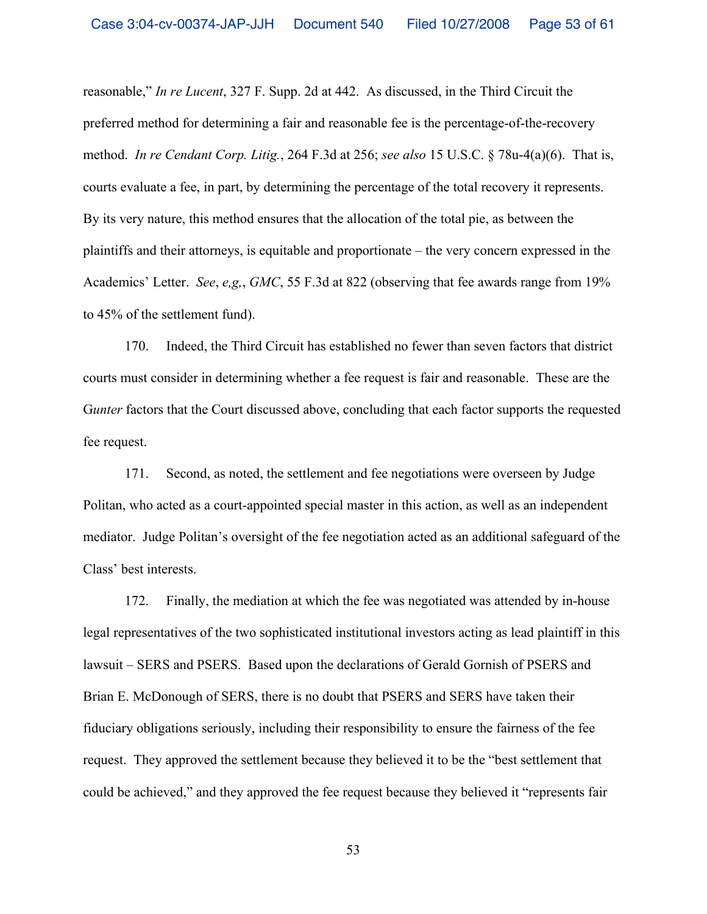reasonable," *In re Lucent*, 327 F. Supp. 2d at 442. As discussed, in the Third Circuit the preferred method for determining a fair and reasonable fee is the percentage-of-the-recovery method. *In re Cendant Corp. Litig.*, 264 F.3d at 256; *see also* 15 U.S.C. § 78u-4(a)(6). That is, courts evaluate a fee, in part, by determining the percentage of the total recovery it represents. By its very nature, this method ensures that the allocation of the total pie, as between the plaintiffs and their attorneys, is equitable and proportionate – the very concern expressed in the Academics' Letter. *See*, *e,g,*, *GMC*, 55 F.3d at 822 (observing that fee awards range from 19% to 45% of the settlement fund).

170. Indeed, the Third Circuit has established no fewer than seven factors that district courts must consider in determining whether a fee request is fair and reasonable. These are the G*unter* factors that the Court discussed above, concluding that each factor supports the requested fee request.

171. Second, as noted, the settlement and fee negotiations were overseen by Judge Politan, who acted as a court-appointed special master in this action, as well as an independent mediator. Judge Politan's oversight of the fee negotiation acted as an additional safeguard of the Class' best interests.

172. Finally, the mediation at which the fee was negotiated was attended by in-house legal representatives of the two sophisticated institutional investors acting as lead plaintiff in this lawsuit – SERS and PSERS. Based upon the declarations of Gerald Gornish of PSERS and Brian E. McDonough of SERS, there is no doubt that PSERS and SERS have taken their fiduciary obligations seriously, including their responsibility to ensure the fairness of the fee request. They approved the settlement because they believed it to be the "best settlement that could be achieved," and they approved the fee request because they believed it "represents fair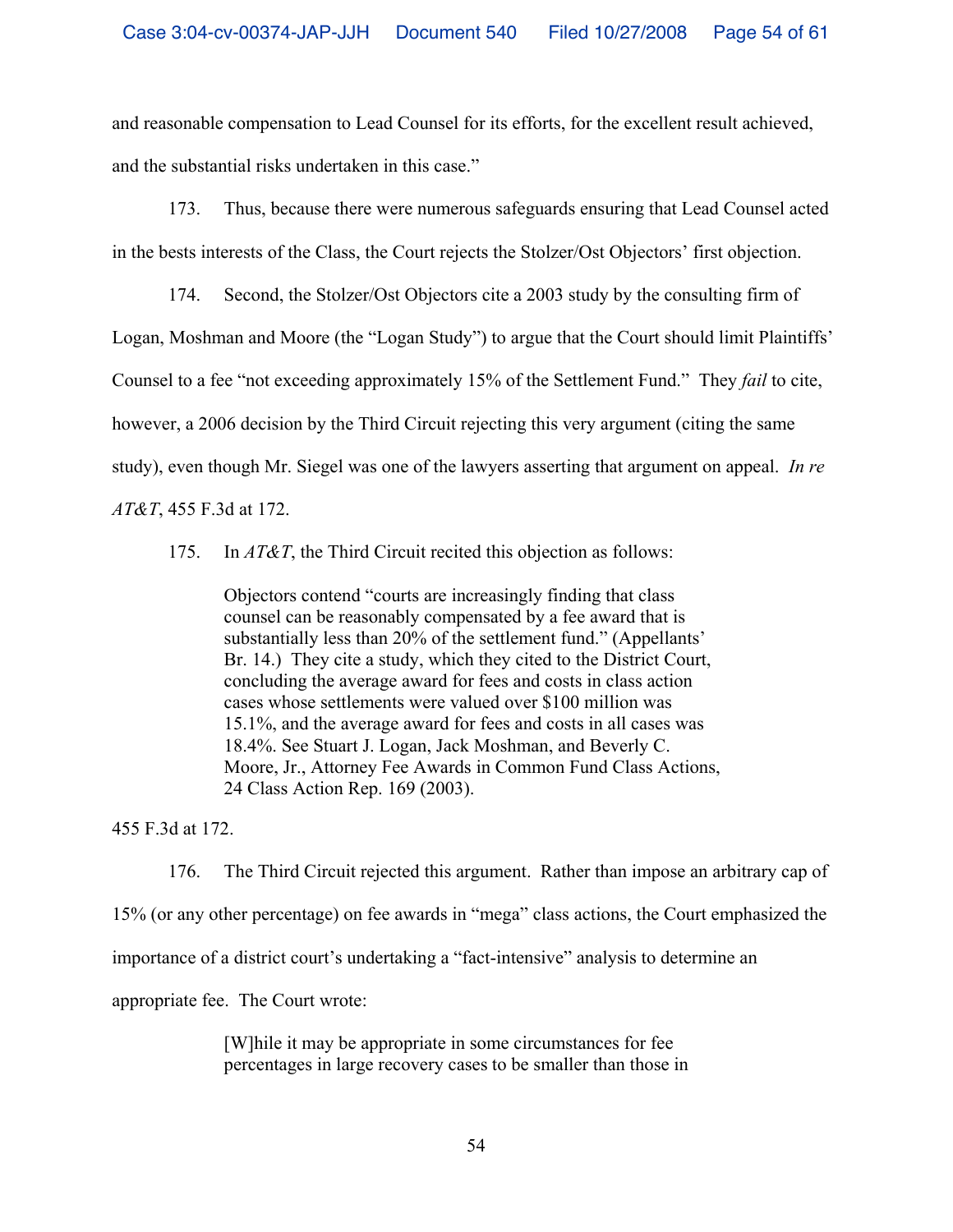and reasonable compensation to Lead Counsel for its efforts, for the excellent result achieved, and the substantial risks undertaken in this case."

173. Thus, because there were numerous safeguards ensuring that Lead Counsel acted in the bests interests of the Class, the Court rejects the Stolzer/Ost Objectors' first objection.

174. Second, the Stolzer/Ost Objectors cite a 2003 study by the consulting firm of Logan, Moshman and Moore (the "Logan Study") to argue that the Court should limit Plaintiffs' Counsel to a fee "not exceeding approximately 15% of the Settlement Fund." They *fail* to cite, however, a 2006 decision by the Third Circuit rejecting this very argument (citing the same study), even though Mr. Siegel was one of the lawyers asserting that argument on appeal. *In re AT&T*, 455 F.3d at 172.

175. In *AT&T*, the Third Circuit recited this objection as follows:

> Objectors contend "courts are increasingly finding that class counsel can be reasonably compensated by a fee award that is substantially less than 20% of the settlement fund." (Appellants' Br. 14.) They cite a study, which they cited to the District Court, concluding the average award for fees and costs in class action cases whose settlements were valued over $100 million was 15.1%, and the average award for fees and costs in all cases was 18.4%. See Stuart J. Logan, Jack Moshman, and Beverly C. Moore, Jr., Attorney Fee Awards in Common Fund Class Actions, 24 Class Action Rep. 169 (2003).

455 F.3d at 172.

176. The Third Circuit rejected this argument. Rather than impose an arbitrary cap of 15% (or any other percentage) on fee awards in "mega" class actions, the Court emphasized the importance of a district court's undertaking a "fact-intensive" analysis to determine an appropriate fee. The Court wrote:

> [W]hile it may be appropriate in some circumstances for fee percentages in large recovery cases to be smaller than those in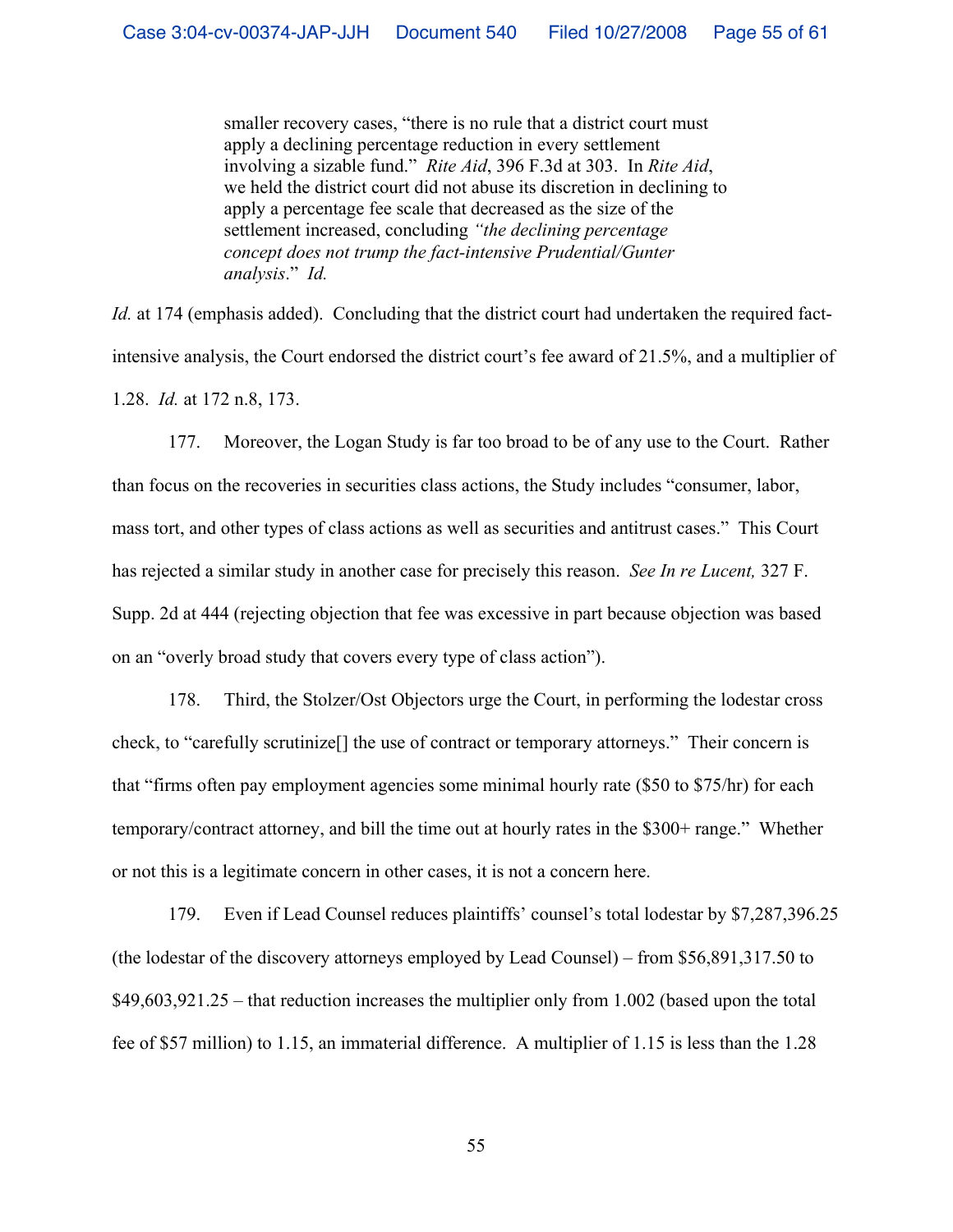> smaller recovery cases, "there is no rule that a district court must apply a declining percentage reduction in every settlement involving a sizable fund." *Rite Aid*, 396 F.3d at 303. In *Rite Aid*, we held the district court did not abuse its discretion in declining to apply a percentage fee scale that decreased as the size of the settlement increased, concluding *"the declining percentage concept does not trump the fact-intensive Prudential/Gunter analysis*." *Id.*

*Id.* at 174 (emphasis added). Concluding that the district court had undertaken the required fact-intensive analysis, the Court endorsed the district court's fee award of 21.5%, and a multiplier of 1.28. *Id.* at 172 n.8, 173.

177. Moreover, the Logan Study is far too broad to be of any use to the Court. Rather than focus on the recoveries in securities class actions, the Study includes "consumer, labor, mass tort, and other types of class actions as well as securities and antitrust cases." This Court has rejected a similar study in another case for precisely this reason. *See In re Lucent,* 327 F. Supp. 2d at 444 (rejecting objection that fee was excessive in part because objection was based on an "overly broad study that covers every type of class action").

178. Third, the Stolzer/Ost Objectors urge the Court, in performing the lodestar cross check, to "carefully scrutinize[] the use of contract or temporary attorneys." Their concern is that "firms often pay employment agencies some minimal hourly rate ($50 to $75/hr) for each temporary/contract attorney, and bill the time out at hourly rates in the $300+ range." Whether or not this is a legitimate concern in other cases, it is not a concern here.

179. Even if Lead Counsel reduces plaintiffs' counsel's total lodestar by $7,287,396.25 (the lodestar of the discovery attorneys employed by Lead Counsel) – from $56,891,317.50 to $49,603,921.25 – that reduction increases the multiplier only from 1.002 (based upon the total fee of $57 million) to 1.15, an immaterial difference. A multiplier of 1.15 is less than the 1.28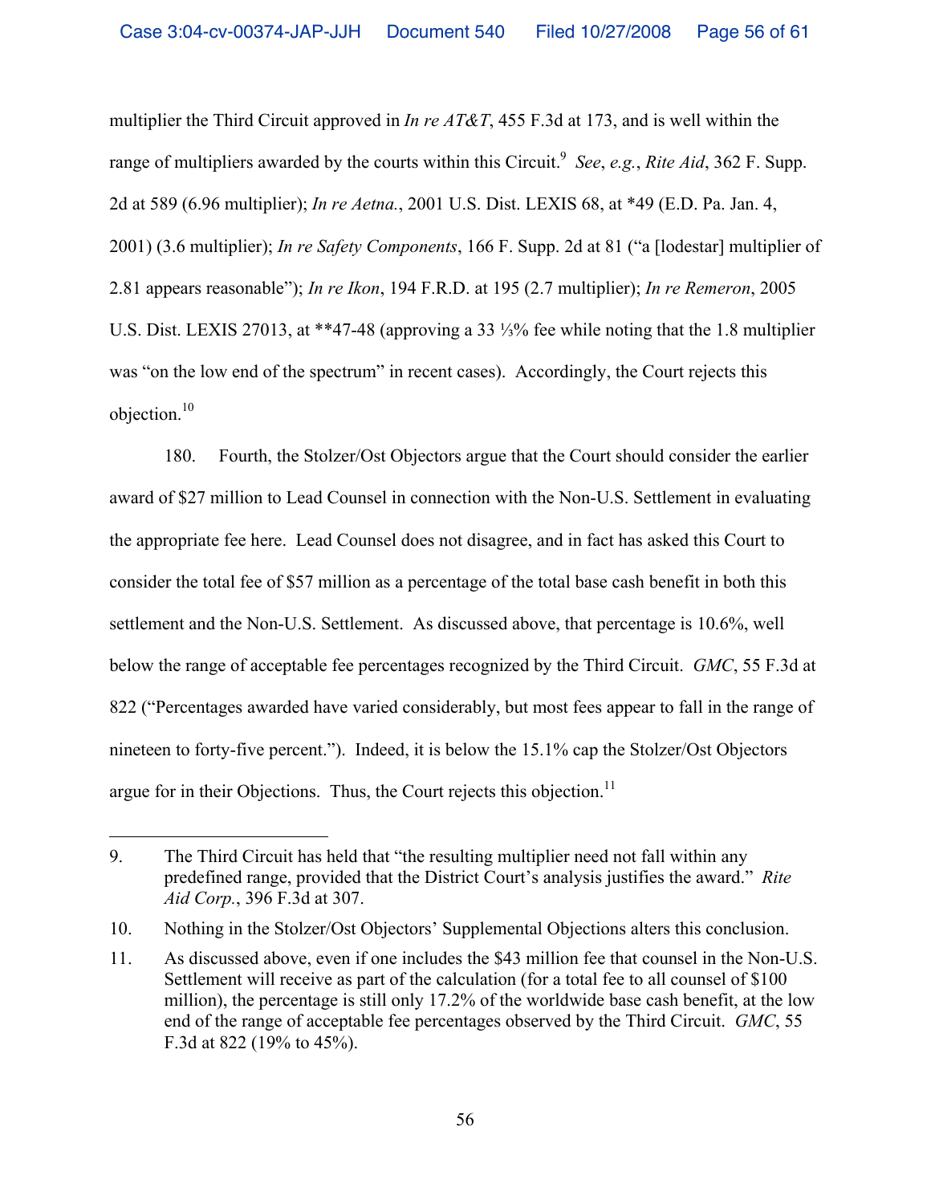multiplier the Third Circuit approved in *In re AT&T*, 455 F.3d at 173, and is well within the range of multipliers awarded by the courts within this Circuit.[9] *See*, *e.g.*, *Rite Aid*, 362 F. Supp. 2d at 589 (6.96 multiplier); *In re Aetna.*, 2001 U.S. Dist. LEXIS 68, at *49 (E.D. Pa. Jan. 4, 2001) (3.6 multiplier); *In re Safety Components*, 166 F. Supp. 2d at 81 ("a [lodestar] multiplier of 2.81 appears reasonable"); *In re Ikon*, 194 F.R.D. at 195 (2.7 multiplier); *In re Remeron*, 2005 U.S. Dist. LEXIS 27013, at **47-48 (approving a 33 ⅓% fee while noting that the 1.8 multiplier was "on the low end of the spectrum" in recent cases). Accordingly, the Court rejects this objection.[10]

180. Fourth, the Stolzer/Ost Objectors argue that the Court should consider the earlier award of $27 million to Lead Counsel in connection with the Non-U.S. Settlement in evaluating the appropriate fee here. Lead Counsel does not disagree, and in fact has asked this Court to consider the total fee of $57 million as a percentage of the total base cash benefit in both this settlement and the Non-U.S. Settlement. As discussed above, that percentage is 10.6%, well below the range of acceptable fee percentages recognized by the Third Circuit. *GMC*, 55 F.3d at 822 ("Percentages awarded have varied considerably, but most fees appear to fall in the range of nineteen to forty-five percent."). Indeed, it is below the 15.1% cap the Stolzer/Ost Objectors argue for in their Objections. Thus, the Court rejects this objection.[11]

---

9. The Third Circuit has held that "the resulting multiplier need not fall within any predefined range, provided that the District Court's analysis justifies the award." *Rite Aid Corp.*, 396 F.3d at 307.

10. Nothing in the Stolzer/Ost Objectors' Supplemental Objections alters this conclusion.

11. As discussed above, even if one includes the $43 million fee that counsel in the Non-U.S. Settlement will receive as part of the calculation (for a total fee to all counsel of $100 million), the percentage is still only 17.2% of the worldwide base cash benefit, at the low end of the range of acceptable fee percentages observed by the Third Circuit. *GMC*, 55 F.3d at 822 (19% to 45%).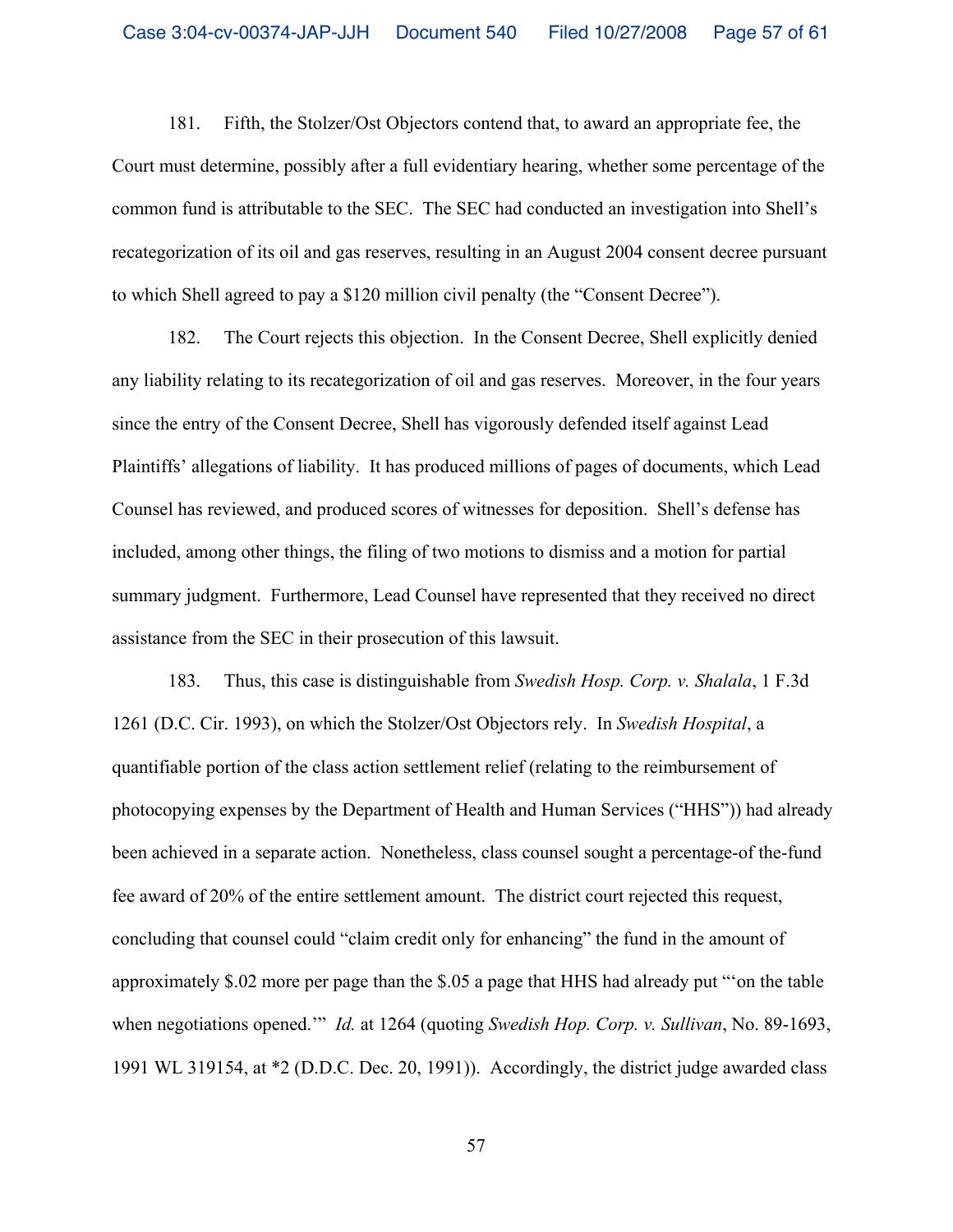181. Fifth, the Stolzer/Ost Objectors contend that, to award an appropriate fee, the Court must determine, possibly after a full evidentiary hearing, whether some percentage of the common fund is attributable to the SEC. The SEC had conducted an investigation into Shell's recategorization of its oil and gas reserves, resulting in an August 2004 consent decree pursuant to which Shell agreed to pay a $120 million civil penalty (the "Consent Decree").

182. The Court rejects this objection. In the Consent Decree, Shell explicitly denied any liability relating to its recategorization of oil and gas reserves. Moreover, in the four years since the entry of the Consent Decree, Shell has vigorously defended itself against Lead Plaintiffs' allegations of liability. It has produced millions of pages of documents, which Lead Counsel has reviewed, and produced scores of witnesses for deposition. Shell's defense has included, among other things, the filing of two motions to dismiss and a motion for partial summary judgment. Furthermore, Lead Counsel have represented that they received no direct assistance from the SEC in their prosecution of this lawsuit.

183. Thus, this case is distinguishable from *Swedish Hosp. Corp. v. Shalala*, 1 F.3d 1261 (D.C. Cir. 1993), on which the Stolzer/Ost Objectors rely. In *Swedish Hospital*, a quantifiable portion of the class action settlement relief (relating to the reimbursement of photocopying expenses by the Department of Health and Human Services ("HHS")) had already been achieved in a separate action. Nonetheless, class counsel sought a percentage-of the-fund fee award of 20% of the entire settlement amount. The district court rejected this request, concluding that counsel could "claim credit only for enhancing" the fund in the amount of approximately $.02 more per page than the $.05 a page that HHS had already put "'on the table when negotiations opened.'" *Id.* at 1264 (quoting *Swedish Hop. Corp. v. Sullivan*, No. 89-1693, 1991 WL 319154, at *2 (D.D.C. Dec. 20, 1991)). Accordingly, the district judge awarded class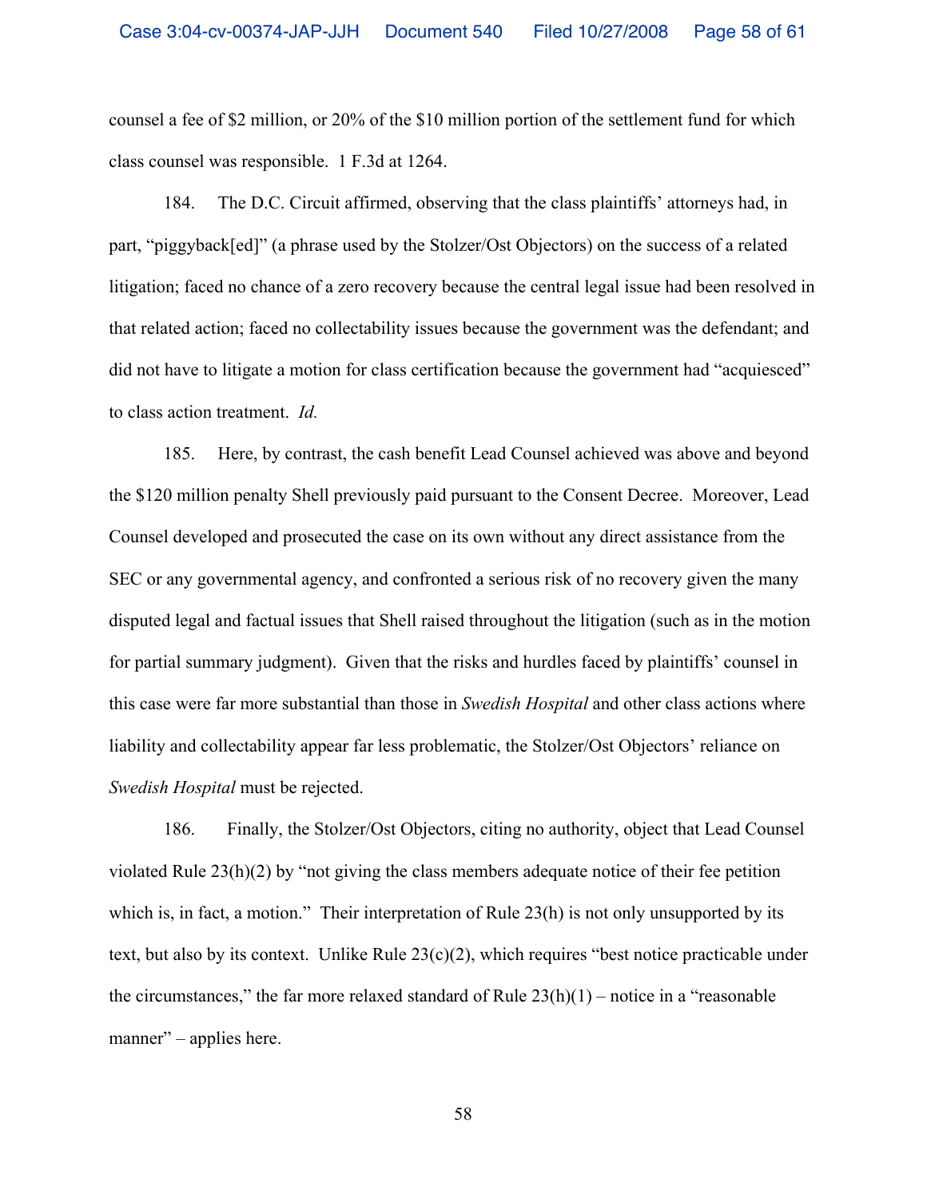counsel a fee of $2 million, or 20% of the $10 million portion of the settlement fund for which class counsel was responsible. 1 F.3d at 1264.

184. The D.C. Circuit affirmed, observing that the class plaintiffs' attorneys had, in part, "piggyback[ed]" (a phrase used by the Stolzer/Ost Objectors) on the success of a related litigation; faced no chance of a zero recovery because the central legal issue had been resolved in that related action; faced no collectability issues because the government was the defendant; and did not have to litigate a motion for class certification because the government had "acquiesced" to class action treatment. *Id.*

185. Here, by contrast, the cash benefit Lead Counsel achieved was above and beyond the $120 million penalty Shell previously paid pursuant to the Consent Decree. Moreover, Lead Counsel developed and prosecuted the case on its own without any direct assistance from the SEC or any governmental agency, and confronted a serious risk of no recovery given the many disputed legal and factual issues that Shell raised throughout the litigation (such as in the motion for partial summary judgment). Given that the risks and hurdles faced by plaintiffs' counsel in this case were far more substantial than those in *Swedish Hospital* and other class actions where liability and collectability appear far less problematic, the Stolzer/Ost Objectors' reliance on *Swedish Hospital* must be rejected.

186. Finally, the Stolzer/Ost Objectors, citing no authority, object that Lead Counsel violated Rule 23(h)(2) by "not giving the class members adequate notice of their fee petition which is, in fact, a motion." Their interpretation of Rule 23(h) is not only unsupported by its text, but also by its context. Unlike Rule 23(c)(2), which requires "best notice practicable under the circumstances," the far more relaxed standard of Rule 23(h)(1) – notice in a "reasonable manner" – applies here.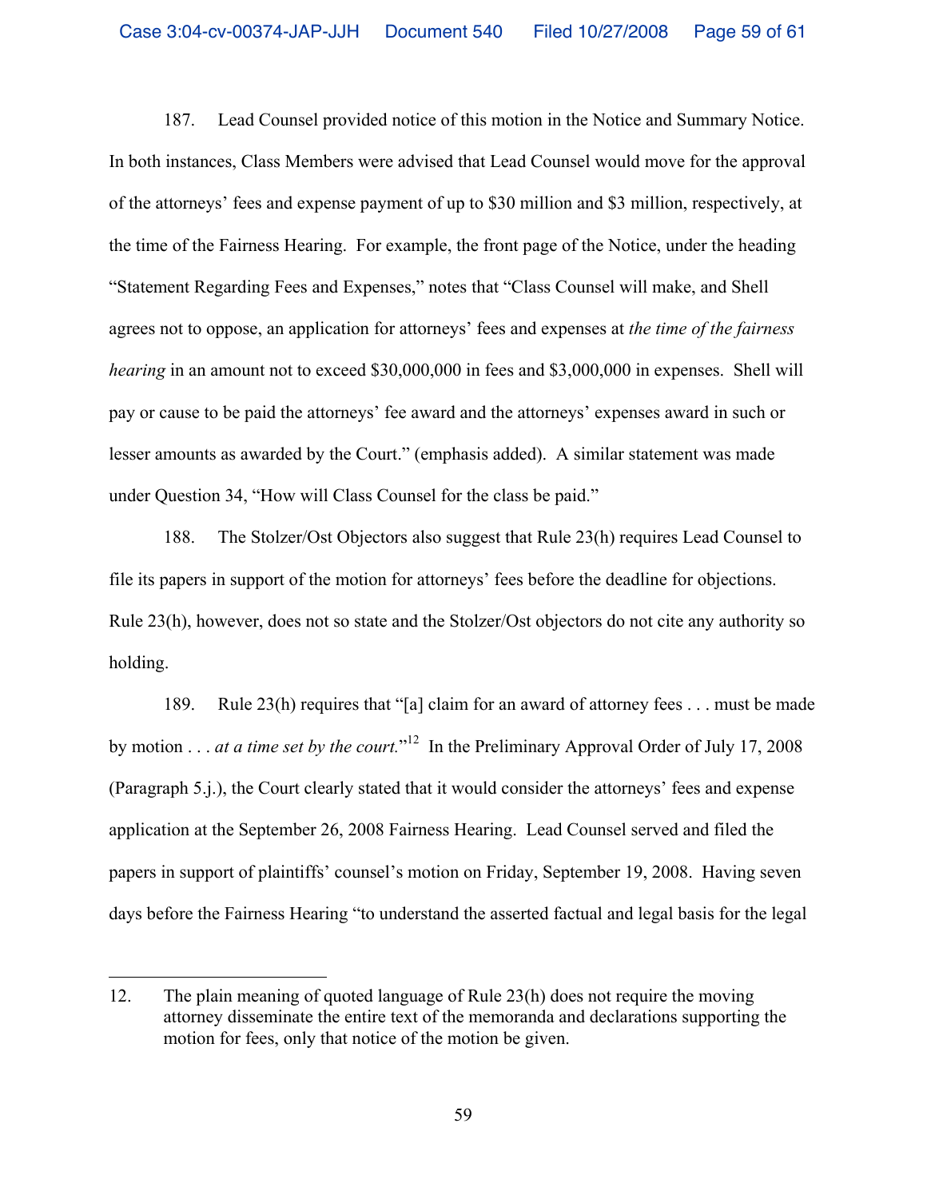187. Lead Counsel provided notice of this motion in the Notice and Summary Notice. In both instances, Class Members were advised that Lead Counsel would move for the approval of the attorneys' fees and expense payment of up to $30 million and $3 million, respectively, at the time of the Fairness Hearing. For example, the front page of the Notice, under the heading "Statement Regarding Fees and Expenses," notes that "Class Counsel will make, and Shell agrees not to oppose, an application for attorneys' fees and expenses at *the time of the fairness hearing* in an amount not to exceed $30,000,000 in fees and $3,000,000 in expenses. Shell will pay or cause to be paid the attorneys' fee award and the attorneys' expenses award in such or lesser amounts as awarded by the Court." (emphasis added). A similar statement was made under Question 34, "How will Class Counsel for the class be paid."

188. The Stolzer/Ost Objectors also suggest that Rule 23(h) requires Lead Counsel to file its papers in support of the motion for attorneys' fees before the deadline for objections. Rule 23(h), however, does not so state and the Stolzer/Ost objectors do not cite any authority so holding.

189. Rule 23(h) requires that "[a] claim for an award of attorney fees . . . must be made by motion . . . *at a time set by the court*."[12] In the Preliminary Approval Order of July 17, 2008 (Paragraph 5.j.), the Court clearly stated that it would consider the attorneys' fees and expense application at the September 26, 2008 Fairness Hearing. Lead Counsel served and filed the papers in support of plaintiffs' counsel's motion on Friday, September 19, 2008. Having seven days before the Fairness Hearing "to understand the asserted factual and legal basis for the legal

---

12. The plain meaning of quoted language of Rule 23(h) does not require the moving attorney disseminate the entire text of the memoranda and declarations supporting the motion for fees, only that notice of the motion be given.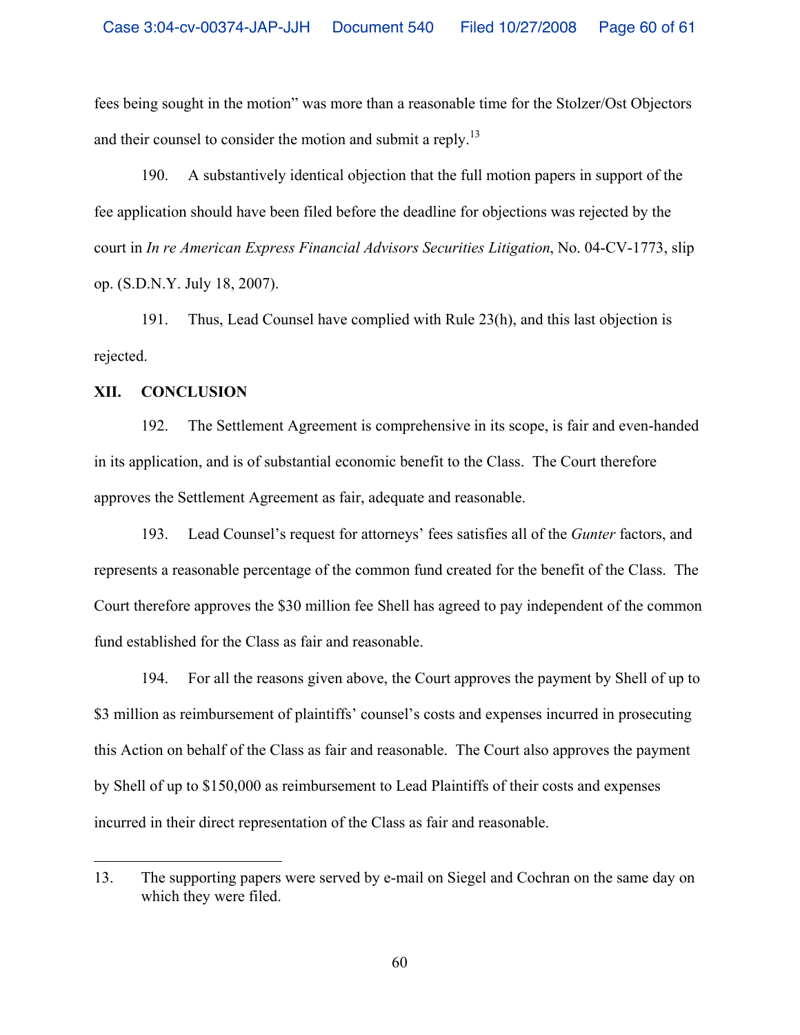fees being sought in the motion" was more than a reasonable time for the Stolzer/Ost Objectors and their counsel to consider the motion and submit a reply.[13]

190. A substantively identical objection that the full motion papers in support of the fee application should have been filed before the deadline for objections was rejected by the court in *In re American Express Financial Advisors Securities Litigation*, No. 04-CV-1773, slip op. (S.D.N.Y. July 18, 2007).

191. Thus, Lead Counsel have complied with Rule 23(h), and this last objection is rejected.

## XII. CONCLUSION

192. The Settlement Agreement is comprehensive in its scope, is fair and even-handed in its application, and is of substantial economic benefit to the Class. The Court therefore approves the Settlement Agreement as fair, adequate and reasonable.

193. Lead Counsel's request for attorneys' fees satisfies all of the *Gunter* factors, and represents a reasonable percentage of the common fund created for the benefit of the Class. The Court therefore approves the $30 million fee Shell has agreed to pay independent of the common fund established for the Class as fair and reasonable.

194. For all the reasons given above, the Court approves the payment by Shell of up to $3 million as reimbursement of plaintiffs' counsel's costs and expenses incurred in prosecuting this Action on behalf of the Class as fair and reasonable. The Court also approves the payment by Shell of up to $150,000 as reimbursement to Lead Plaintiffs of their costs and expenses incurred in their direct representation of the Class as fair and reasonable.

---

13. The supporting papers were served by e-mail on Siegel and Cochran on the same day on which they were filed.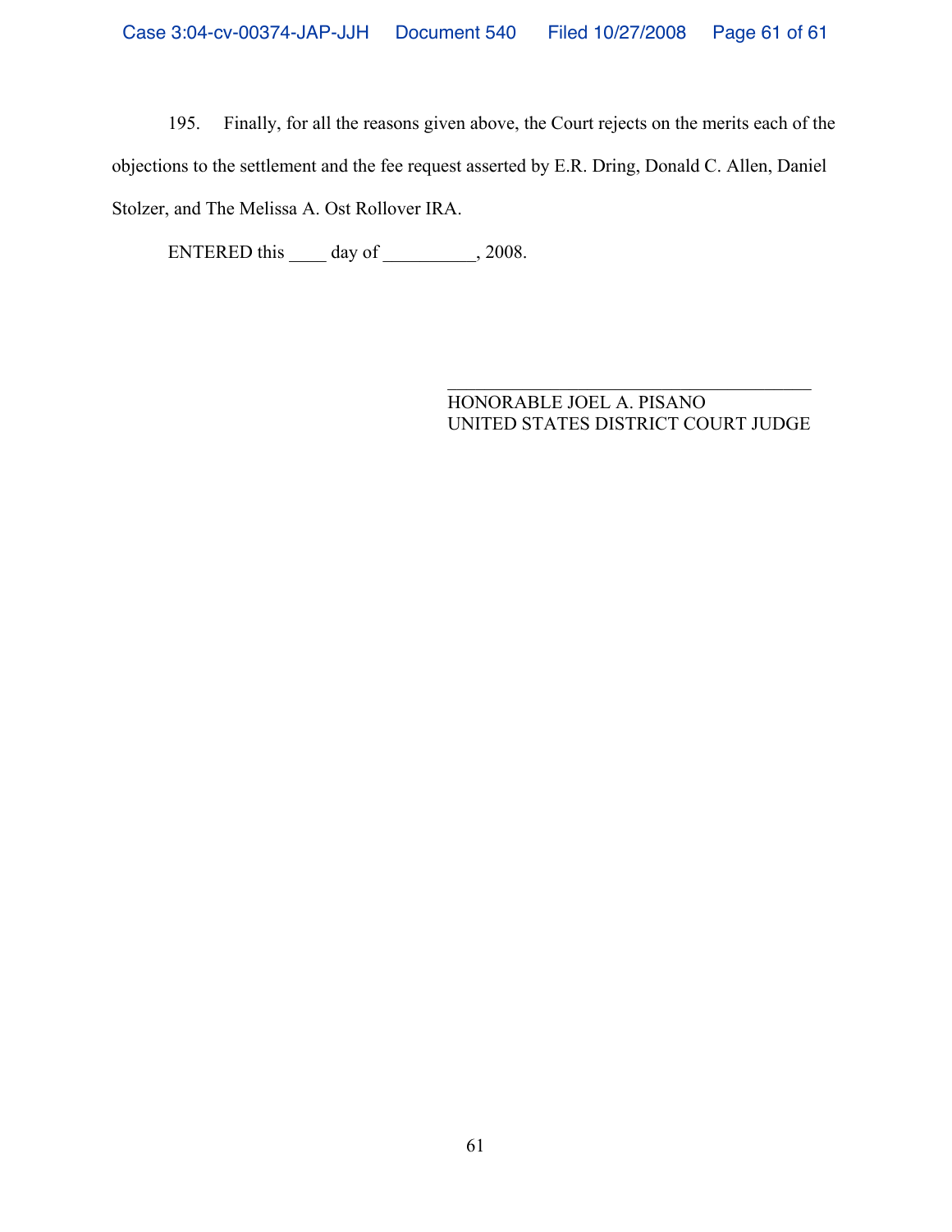195. Finally, for all the reasons given above, the Court rejects on the merits each of the objections to the settlement and the fee request asserted by E.R. Dring, Donald C. Allen, Daniel Stolzer, and The Melissa A. Ost Rollover IRA.

ENTERED this ____ day of __________, 2008.

_______________________________________
HONORABLE JOEL A. PISANO
UNITED STATES DISTRICT COURT JUDGE